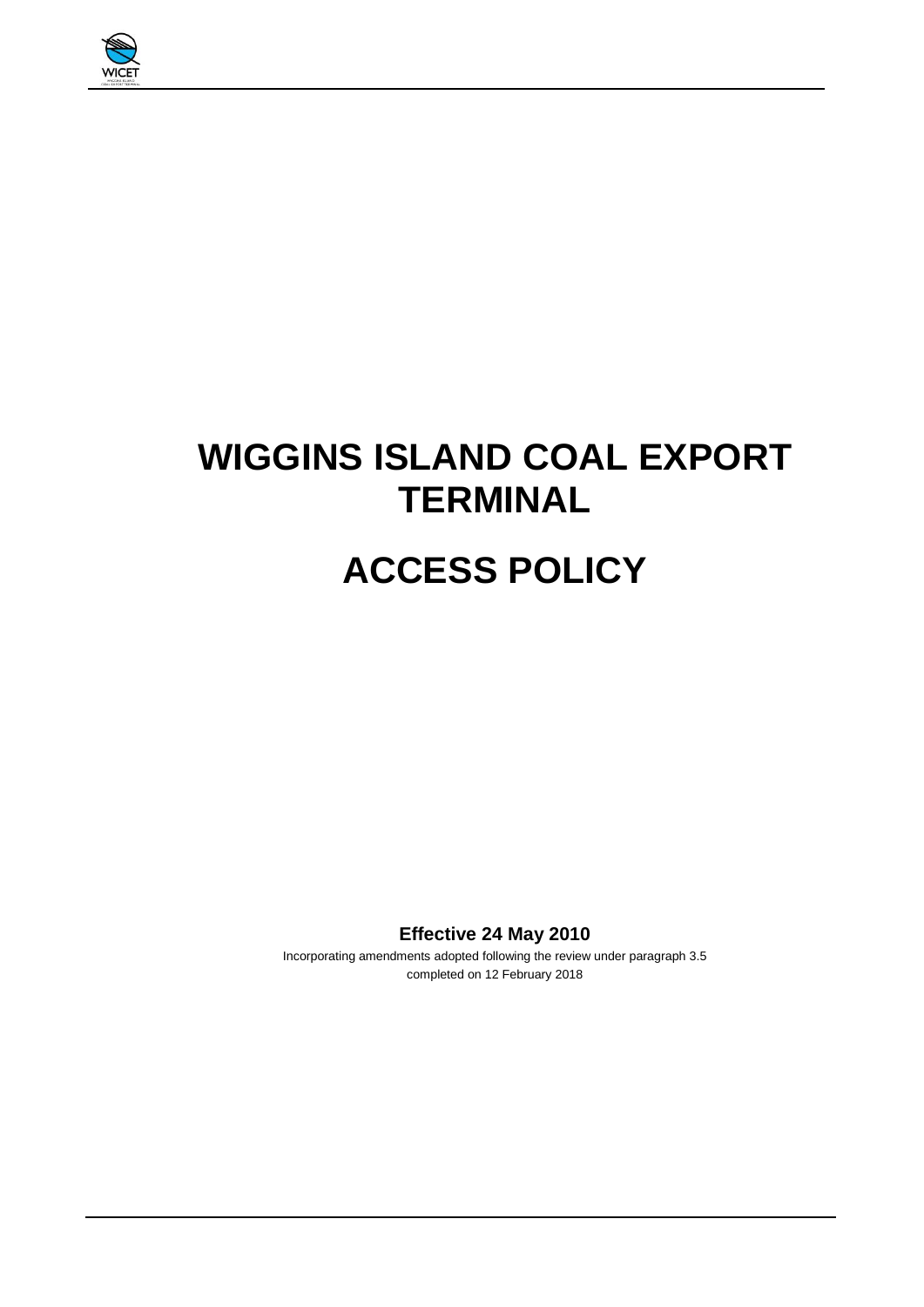# WIGGINS ISLAND COAL EXPORT TERMINAL

# ACCESS POLICY

**Effective 24 May 2010**

Incorporating amendments adopted following the review under paragraph 3.5 completed on 12 February 2018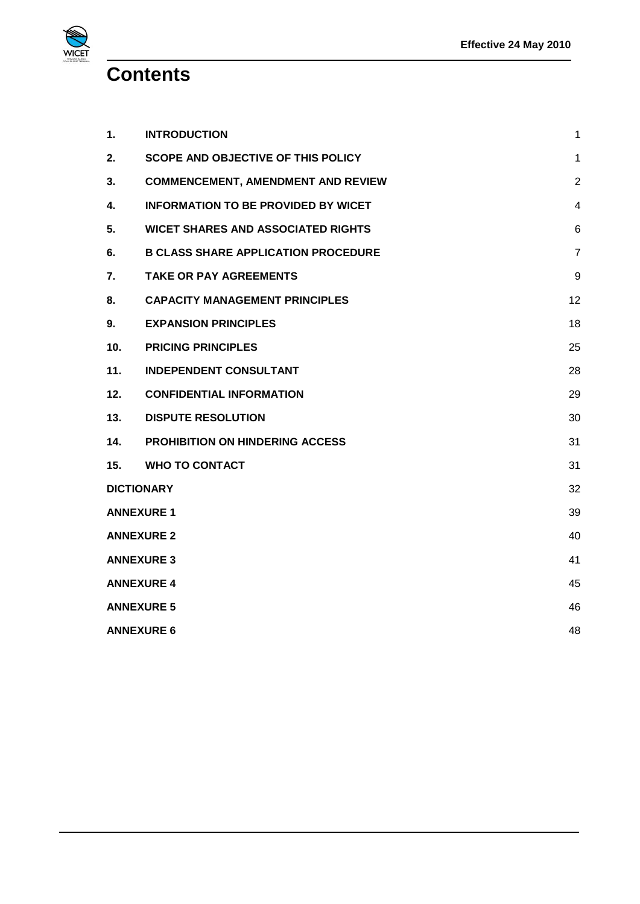# Contents

| | | |
|---|---|---|
| **1.** | **INTRODUCTION** | 1 |
| **2.** | **SCOPE AND OBJECTIVE OF THIS POLICY** | 1 |
| **3.** | **COMMENCEMENT, AMENDMENT AND REVIEW** | 2 |
| **4.** | **INFORMATION TO BE PROVIDED BY WICET** | 4 |
| **5.** | **WICET SHARES AND ASSOCIATED RIGHTS** | 6 |
| **6.** | **B CLASS SHARE APPLICATION PROCEDURE** | 7 |
| **7.** | **TAKE OR PAY AGREEMENTS** | 9 |
| **8.** | **CAPACITY MANAGEMENT PRINCIPLES** | 12 |
| **9.** | **EXPANSION PRINCIPLES** | 18 |
| **10.** | **PRICING PRINCIPLES** | 25 |
| **11.** | **INDEPENDENT CONSULTANT** | 28 |
| **12.** | **CONFIDENTIAL INFORMATION** | 29 |
| **13.** | **DISPUTE RESOLUTION** | 30 |
| **14.** | **PROHIBITION ON HINDERING ACCESS** | 31 |
| **15.** | **WHO TO CONTACT** | 31 |
| **DICTIONARY** | | 32 |
| **ANNEXURE 1** | | 39 |
| **ANNEXURE 2** | | 40 |
| **ANNEXURE 3** | | 41 |
| **ANNEXURE 4** | | 45 |
| **ANNEXURE 5** | | 46 |
| **ANNEXURE 6** | | 48 |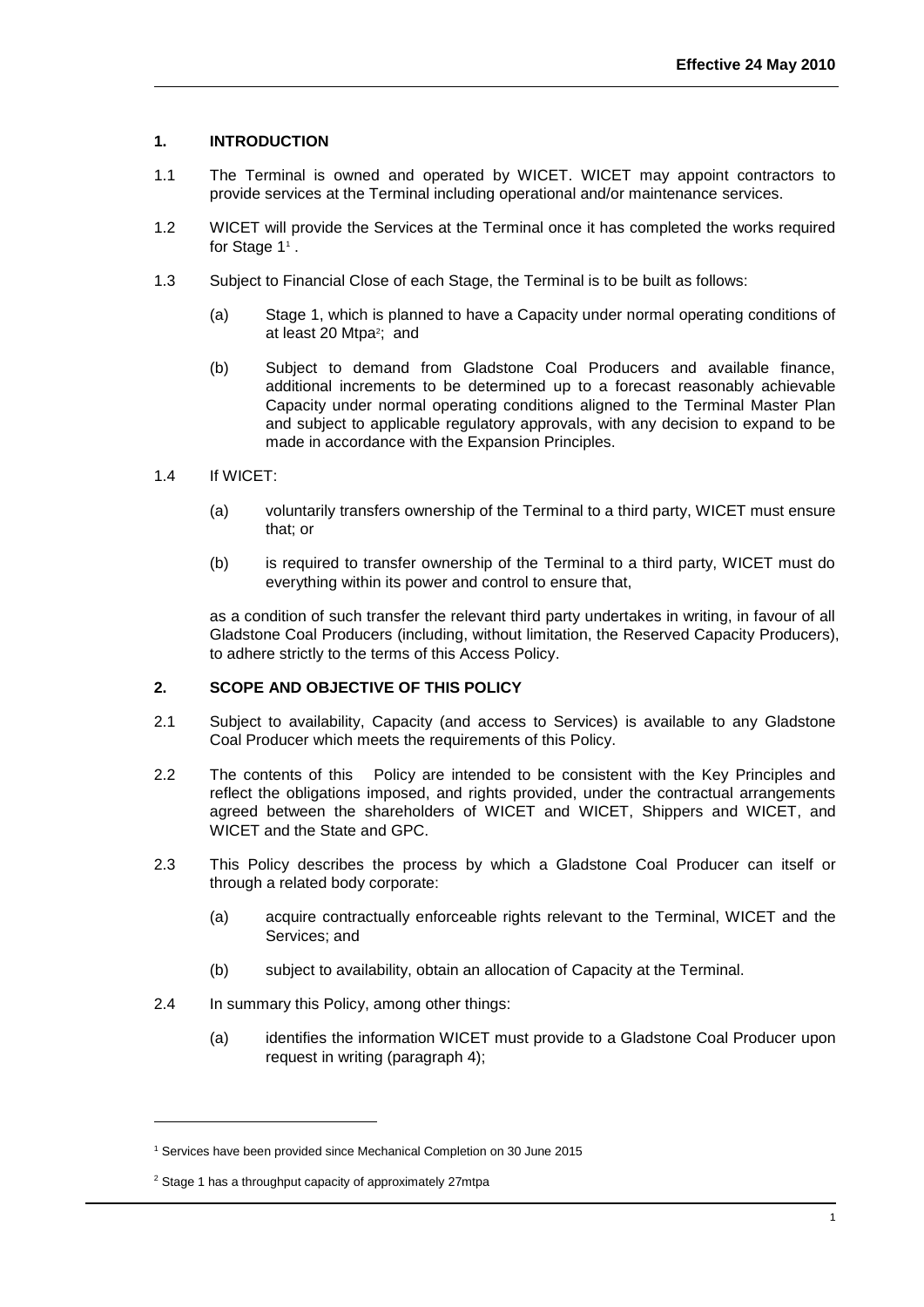## 1. INTRODUCTION

1.1 The Terminal is owned and operated by WICET. WICET may appoint contractors to provide services at the Terminal including operational and/or maintenance services.

1.2 WICET will provide the Services at the Terminal once it has completed the works required for Stage 1[1] .

1.3 Subject to Financial Close of each Stage, the Terminal is to be built as follows:

(a) Stage 1, which is planned to have a Capacity under normal operating conditions of at least 20 Mtpa[2]; and

(b) Subject to demand from Gladstone Coal Producers and available finance, additional increments to be determined up to a forecast reasonably achievable Capacity under normal operating conditions aligned to the Terminal Master Plan and subject to applicable regulatory approvals, with any decision to expand to be made in accordance with the Expansion Principles.

1.4 If WICET:

(a) voluntarily transfers ownership of the Terminal to a third party, WICET must ensure that; or

(b) is required to transfer ownership of the Terminal to a third party, WICET must do everything within its power and control to ensure that,

as a condition of such transfer the relevant third party undertakes in writing, in favour of all Gladstone Coal Producers (including, without limitation, the Reserved Capacity Producers), to adhere strictly to the terms of this Access Policy.

## 2. SCOPE AND OBJECTIVE OF THIS POLICY

2.1 Subject to availability, Capacity (and access to Services) is available to any Gladstone Coal Producer which meets the requirements of this Policy.

2.2 The contents of this Policy are intended to be consistent with the Key Principles and reflect the obligations imposed, and rights provided, under the contractual arrangements agreed between the shareholders of WICET and WICET, Shippers and WICET, and WICET and the State and GPC.

2.3 This Policy describes the process by which a Gladstone Coal Producer can itself or through a related body corporate:

(a) acquire contractually enforceable rights relevant to the Terminal, WICET and the Services; and

(b) subject to availability, obtain an allocation of Capacity at the Terminal.

2.4 In summary this Policy, among other things:

(a) identifies the information WICET must provide to a Gladstone Coal Producer upon request in writing (paragraph 4);

---

[1] Services have been provided since Mechanical Completion on 30 June 2015

[2] Stage 1 has a throughput capacity of approximately 27mtpa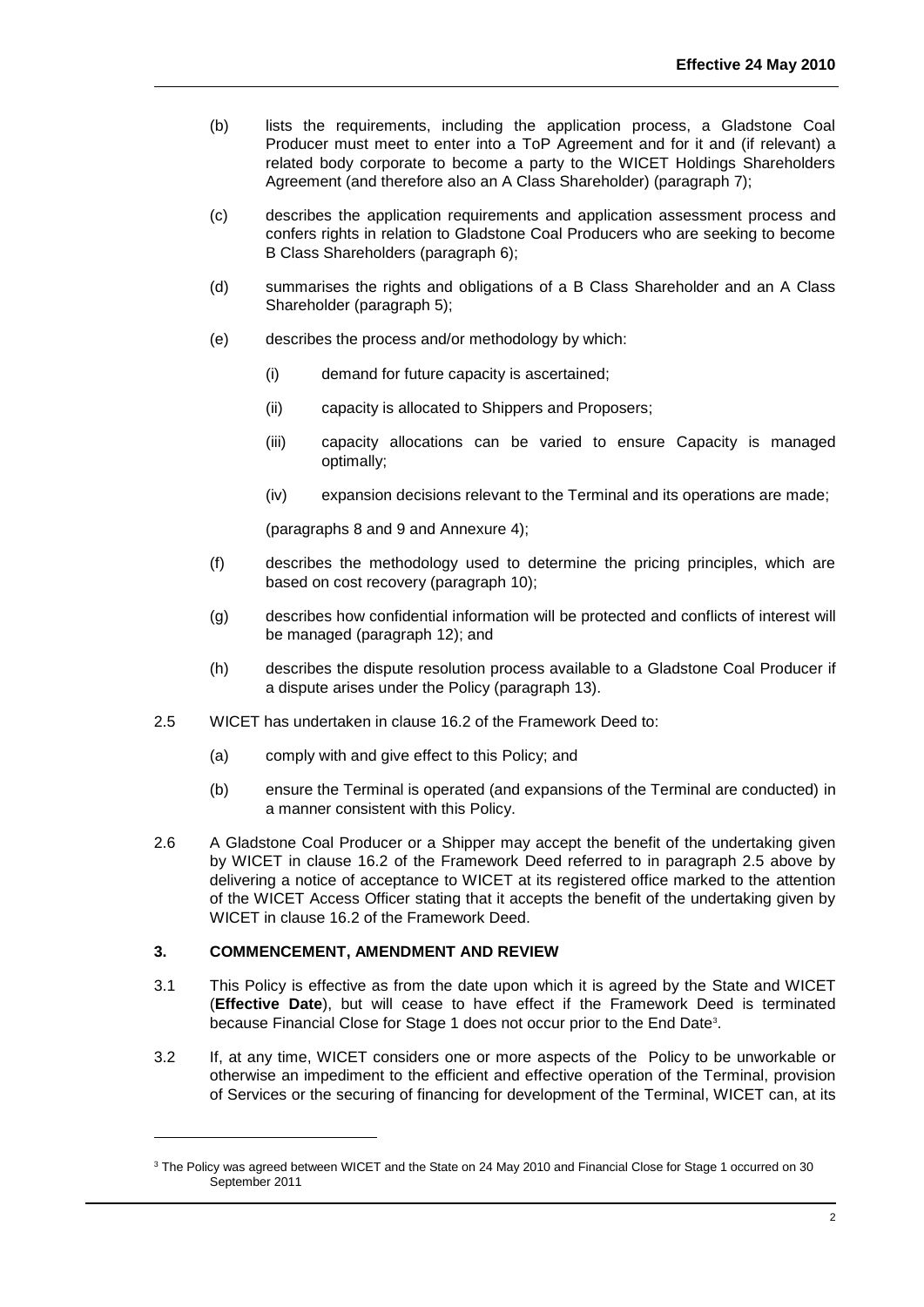(b) lists the requirements, including the application process, a Gladstone Coal Producer must meet to enter into a ToP Agreement and for it and (if relevant) a related body corporate to become a party to the WICET Holdings Shareholders Agreement (and therefore also an A Class Shareholder) (paragraph 7);

(c) describes the application requirements and application assessment process and confers rights in relation to Gladstone Coal Producers who are seeking to become B Class Shareholders (paragraph 6);

(d) summarises the rights and obligations of a B Class Shareholder and an A Class Shareholder (paragraph 5);

(e) describes the process and/or methodology by which:

(i) demand for future capacity is ascertained;

(ii) capacity is allocated to Shippers and Proposers;

(iii) capacity allocations can be varied to ensure Capacity is managed optimally;

(iv) expansion decisions relevant to the Terminal and its operations are made;

(paragraphs 8 and 9 and Annexure 4);

(f) describes the methodology used to determine the pricing principles, which are based on cost recovery (paragraph 10);

(g) describes how confidential information will be protected and conflicts of interest will be managed (paragraph 12); and

(h) describes the dispute resolution process available to a Gladstone Coal Producer if a dispute arises under the Policy (paragraph 13).

2.5 WICET has undertaken in clause 16.2 of the Framework Deed to:

(a) comply with and give effect to this Policy; and

(b) ensure the Terminal is operated (and expansions of the Terminal are conducted) in a manner consistent with this Policy.

2.6 A Gladstone Coal Producer or a Shipper may accept the benefit of the undertaking given by WICET in clause 16.2 of the Framework Deed referred to in paragraph 2.5 above by delivering a notice of acceptance to WICET at its registered office marked to the attention of the WICET Access Officer stating that it accepts the benefit of the undertaking given by WICET in clause 16.2 of the Framework Deed.

## 3. COMMENCEMENT, AMENDMENT AND REVIEW

3.1 This Policy is effective as from the date upon which it is agreed by the State and WICET (**Effective Date**), but will cease to have effect if the Framework Deed is terminated because Financial Close for Stage 1 does not occur prior to the End Date[3].

3.2 If, at any time, WICET considers one or more aspects of the Policy to be unworkable or otherwise an impediment to the efficient and effective operation of the Terminal, provision of Services or the securing of financing for development of the Terminal, WICET can, at its

[3] The Policy was agreed between WICET and the State on 24 May 2010 and Financial Close for Stage 1 occurred on 30 September 2011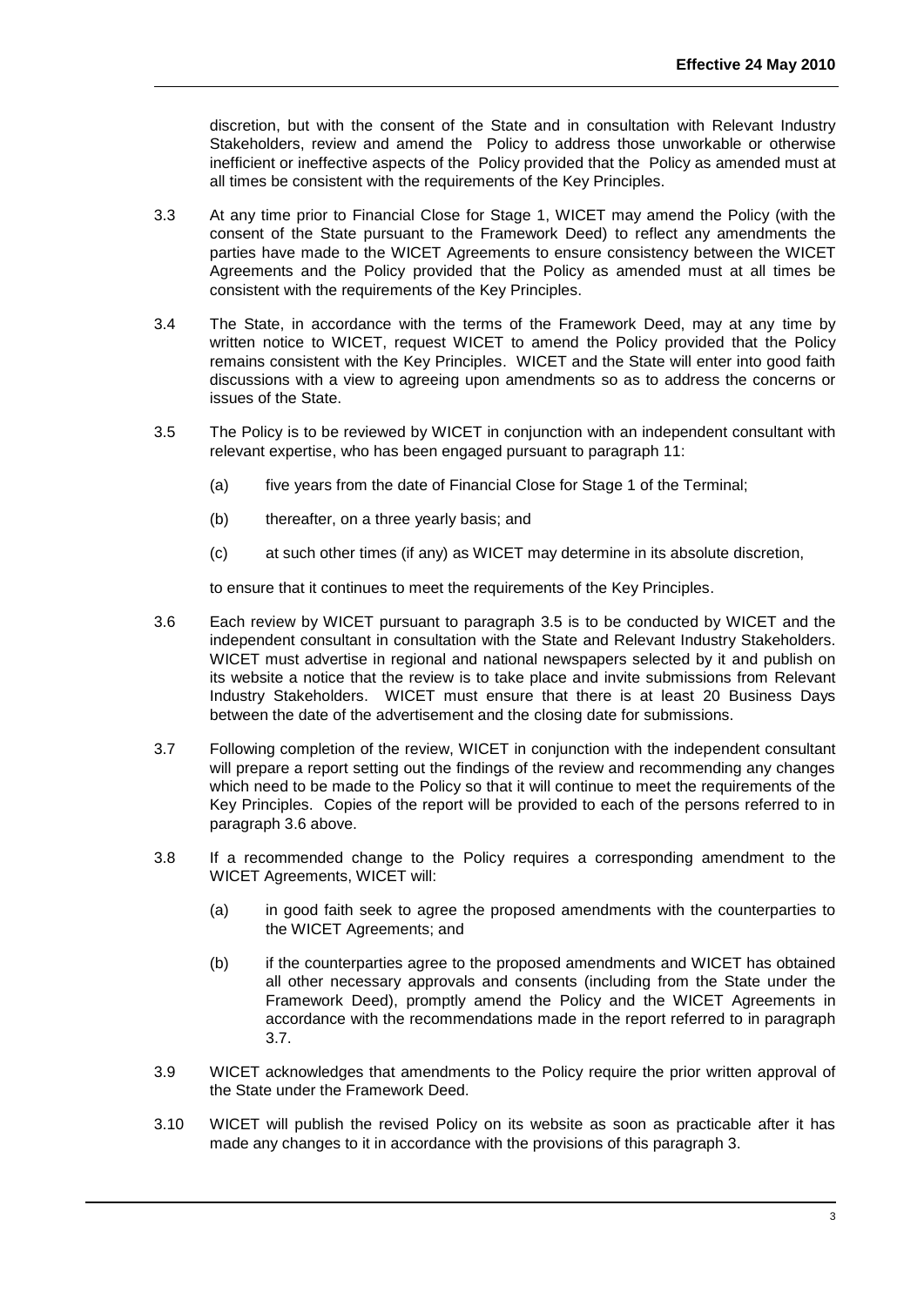discretion, but with the consent of the State and in consultation with Relevant Industry Stakeholders, review and amend the Policy to address those unworkable or otherwise inefficient or ineffective aspects of the Policy provided that the Policy as amended must at all times be consistent with the requirements of the Key Principles.

3.3 At any time prior to Financial Close for Stage 1, WICET may amend the Policy (with the consent of the State pursuant to the Framework Deed) to reflect any amendments the parties have made to the WICET Agreements to ensure consistency between the WICET Agreements and the Policy provided that the Policy as amended must at all times be consistent with the requirements of the Key Principles.

3.4 The State, in accordance with the terms of the Framework Deed, may at any time by written notice to WICET, request WICET to amend the Policy provided that the Policy remains consistent with the Key Principles. WICET and the State will enter into good faith discussions with a view to agreeing upon amendments so as to address the concerns or issues of the State.

3.5 The Policy is to be reviewed by WICET in conjunction with an independent consultant with relevant expertise, who has been engaged pursuant to paragraph 11:

(a) five years from the date of Financial Close for Stage 1 of the Terminal;

(b) thereafter, on a three yearly basis; and

(c) at such other times (if any) as WICET may determine in its absolute discretion,

to ensure that it continues to meet the requirements of the Key Principles.

3.6 Each review by WICET pursuant to paragraph 3.5 is to be conducted by WICET and the independent consultant in consultation with the State and Relevant Industry Stakeholders. WICET must advertise in regional and national newspapers selected by it and publish on its website a notice that the review is to take place and invite submissions from Relevant Industry Stakeholders. WICET must ensure that there is at least 20 Business Days between the date of the advertisement and the closing date for submissions.

3.7 Following completion of the review, WICET in conjunction with the independent consultant will prepare a report setting out the findings of the review and recommending any changes which need to be made to the Policy so that it will continue to meet the requirements of the Key Principles. Copies of the report will be provided to each of the persons referred to in paragraph 3.6 above.

3.8 If a recommended change to the Policy requires a corresponding amendment to the WICET Agreements, WICET will:

(a) in good faith seek to agree the proposed amendments with the counterparties to the WICET Agreements; and

(b) if the counterparties agree to the proposed amendments and WICET has obtained all other necessary approvals and consents (including from the State under the Framework Deed), promptly amend the Policy and the WICET Agreements in accordance with the recommendations made in the report referred to in paragraph 3.7.

3.9 WICET acknowledges that amendments to the Policy require the prior written approval of the State under the Framework Deed.

3.10 WICET will publish the revised Policy on its website as soon as practicable after it has made any changes to it in accordance with the provisions of this paragraph 3.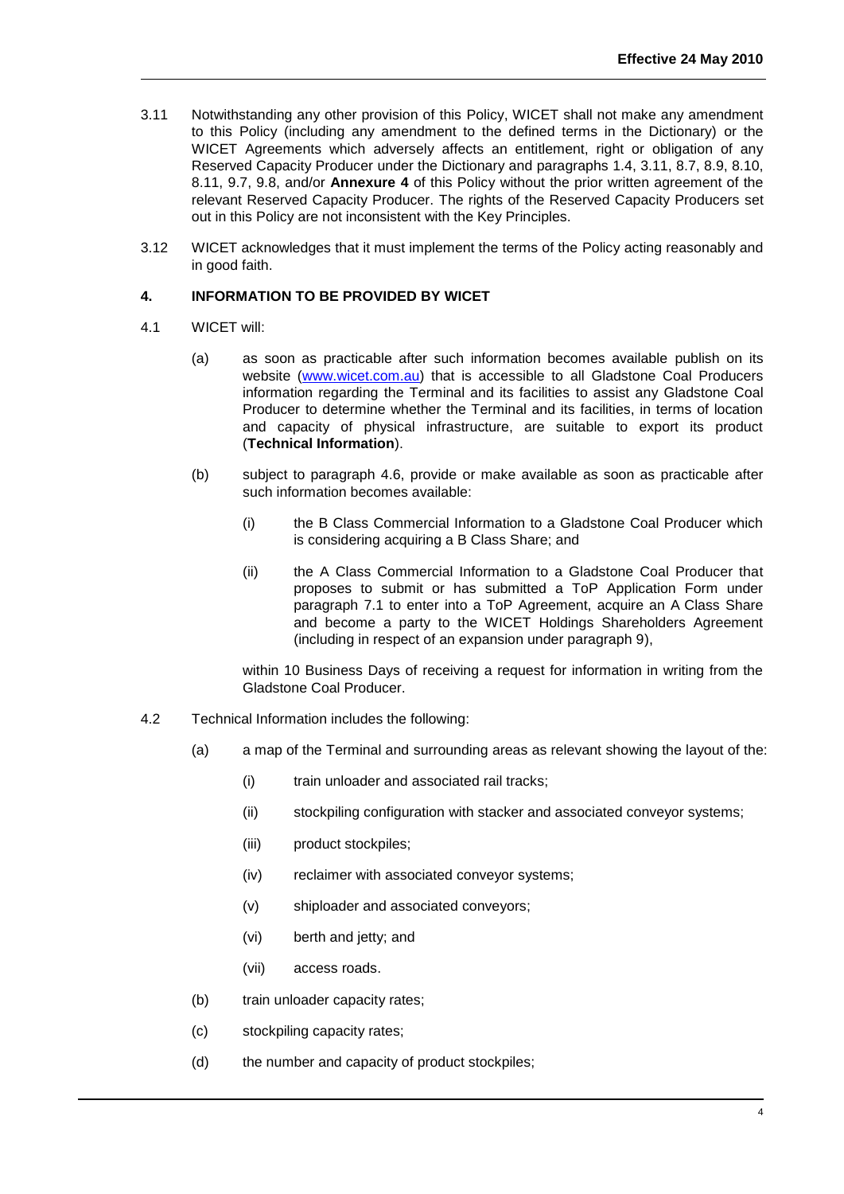3.11 Notwithstanding any other provision of this Policy, WICET shall not make any amendment to this Policy (including any amendment to the defined terms in the Dictionary) or the WICET Agreements which adversely affects an entitlement, right or obligation of any Reserved Capacity Producer under the Dictionary and paragraphs 1.4, 3.11, 8.7, 8.9, 8.10, 8.11, 9.7, 9.8, and/or **Annexure 4** of this Policy without the prior written agreement of the relevant Reserved Capacity Producer. The rights of the Reserved Capacity Producers set out in this Policy are not inconsistent with the Key Principles.

3.12 WICET acknowledges that it must implement the terms of the Policy acting reasonably and in good faith.

## 4. INFORMATION TO BE PROVIDED BY WICET

4.1 WICET will:

(a) as soon as practicable after such information becomes available publish on its website (www.wicet.com.au) that is accessible to all Gladstone Coal Producers information regarding the Terminal and its facilities to assist any Gladstone Coal Producer to determine whether the Terminal and its facilities, in terms of location and capacity of physical infrastructure, are suitable to export its product (**Technical Information**).

(b) subject to paragraph 4.6, provide or make available as soon as practicable after such information becomes available:

(i) the B Class Commercial Information to a Gladstone Coal Producer which is considering acquiring a B Class Share; and

(ii) the A Class Commercial Information to a Gladstone Coal Producer that proposes to submit or has submitted a ToP Application Form under paragraph 7.1 to enter into a ToP Agreement, acquire an A Class Share and become a party to the WICET Holdings Shareholders Agreement (including in respect of an expansion under paragraph 9),

within 10 Business Days of receiving a request for information in writing from the Gladstone Coal Producer.

4.2 Technical Information includes the following:

(a) a map of the Terminal and surrounding areas as relevant showing the layout of the:

(i) train unloader and associated rail tracks;

(ii) stockpiling configuration with stacker and associated conveyor systems;

(iii) product stockpiles;

(iv) reclaimer with associated conveyor systems;

(v) shiploader and associated conveyors;

(vi) berth and jetty; and

(vii) access roads.

(b) train unloader capacity rates;

(c) stockpiling capacity rates;

(d) the number and capacity of product stockpiles;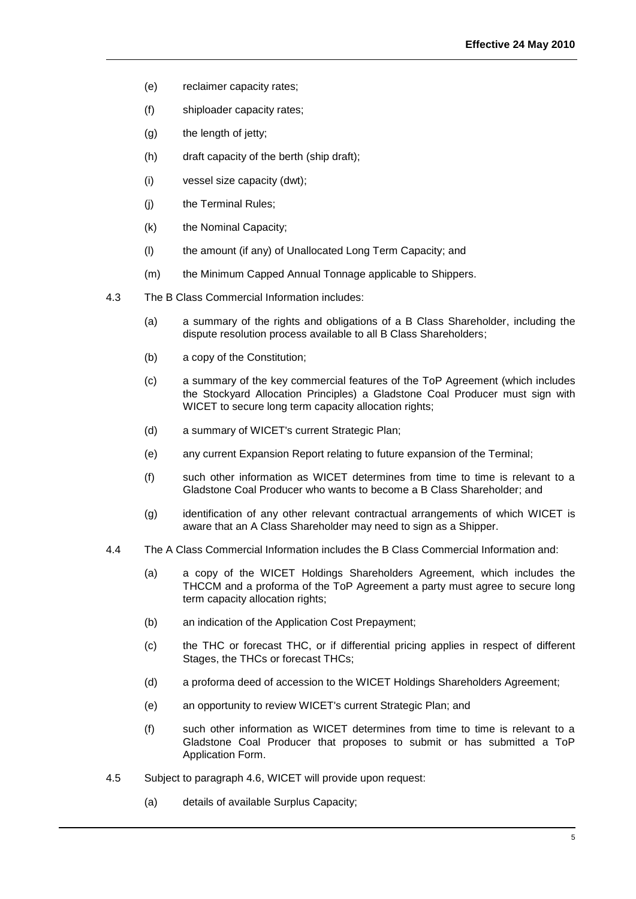(e) reclaimer capacity rates;

(f) shiploader capacity rates;

(g) the length of jetty;

(h) draft capacity of the berth (ship draft);

(i) vessel size capacity (dwt);

(j) the Terminal Rules;

(k) the Nominal Capacity;

(l) the amount (if any) of Unallocated Long Term Capacity; and

(m) the Minimum Capped Annual Tonnage applicable to Shippers.

4.3 The B Class Commercial Information includes:

(a) a summary of the rights and obligations of a B Class Shareholder, including the dispute resolution process available to all B Class Shareholders;

(b) a copy of the Constitution;

(c) a summary of the key commercial features of the ToP Agreement (which includes the Stockyard Allocation Principles) a Gladstone Coal Producer must sign with WICET to secure long term capacity allocation rights;

(d) a summary of WICET's current Strategic Plan;

(e) any current Expansion Report relating to future expansion of the Terminal;

(f) such other information as WICET determines from time to time is relevant to a Gladstone Coal Producer who wants to become a B Class Shareholder; and

(g) identification of any other relevant contractual arrangements of which WICET is aware that an A Class Shareholder may need to sign as a Shipper.

4.4 The A Class Commercial Information includes the B Class Commercial Information and:

(a) a copy of the WICET Holdings Shareholders Agreement, which includes the THCCM and a proforma of the ToP Agreement a party must agree to secure long term capacity allocation rights;

(b) an indication of the Application Cost Prepayment;

(c) the THC or forecast THC, or if differential pricing applies in respect of different Stages, the THCs or forecast THCs;

(d) a proforma deed of accession to the WICET Holdings Shareholders Agreement;

(e) an opportunity to review WICET's current Strategic Plan; and

(f) such other information as WICET determines from time to time is relevant to a Gladstone Coal Producer that proposes to submit or has submitted a ToP Application Form.

4.5 Subject to paragraph 4.6, WICET will provide upon request:

(a) details of available Surplus Capacity;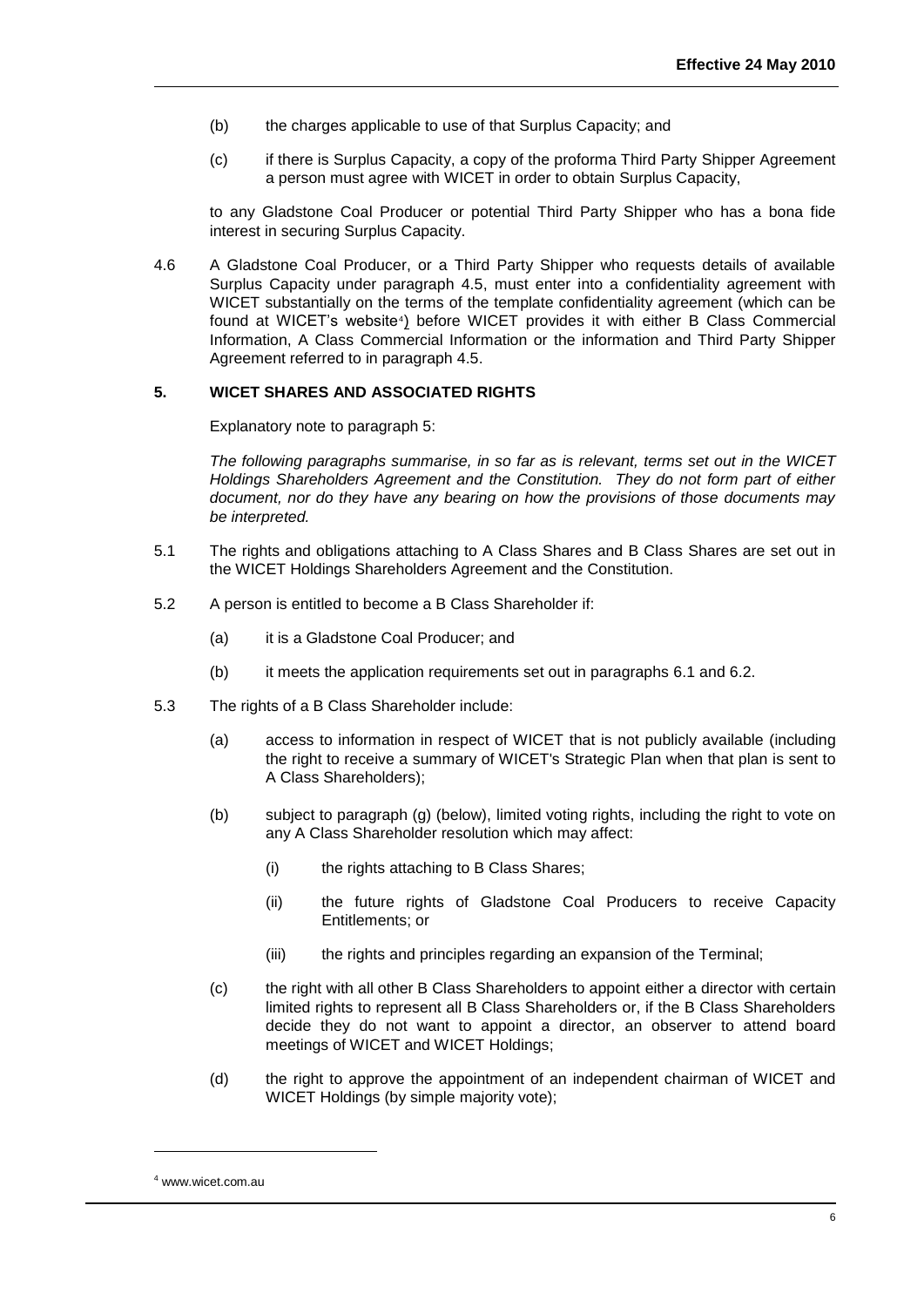(b) the charges applicable to use of that Surplus Capacity; and

(c) if there is Surplus Capacity, a copy of the proforma Third Party Shipper Agreement a person must agree with WICET in order to obtain Surplus Capacity,

to any Gladstone Coal Producer or potential Third Party Shipper who has a bona fide interest in securing Surplus Capacity.

4.6 A Gladstone Coal Producer, or a Third Party Shipper who requests details of available Surplus Capacity under paragraph 4.5, must enter into a confidentiality agreement with WICET substantially on the terms of the template confidentiality agreement (which can be found at WICET's website[4]) before WICET provides it with either B Class Commercial Information, A Class Commercial Information or the information and Third Party Shipper Agreement referred to in paragraph 4.5.

## 5. WICET SHARES AND ASSOCIATED RIGHTS

Explanatory note to paragraph 5:

*The following paragraphs summarise, in so far as is relevant, terms set out in the WICET Holdings Shareholders Agreement and the Constitution. They do not form part of either document, nor do they have any bearing on how the provisions of those documents may be interpreted.*

5.1 The rights and obligations attaching to A Class Shares and B Class Shares are set out in the WICET Holdings Shareholders Agreement and the Constitution.

5.2 A person is entitled to become a B Class Shareholder if:

(a) it is a Gladstone Coal Producer; and

(b) it meets the application requirements set out in paragraphs 6.1 and 6.2.

5.3 The rights of a B Class Shareholder include:

(a) access to information in respect of WICET that is not publicly available (including the right to receive a summary of WICET's Strategic Plan when that plan is sent to A Class Shareholders);

(b) subject to paragraph (g) (below), limited voting rights, including the right to vote on any A Class Shareholder resolution which may affect:

   (i) the rights attaching to B Class Shares;

   (ii) the future rights of Gladstone Coal Producers to receive Capacity Entitlements; or

   (iii) the rights and principles regarding an expansion of the Terminal;

(c) the right with all other B Class Shareholders to appoint either a director with certain limited rights to represent all B Class Shareholders or, if the B Class Shareholders decide they do not want to appoint a director, an observer to attend board meetings of WICET and WICET Holdings;

(d) the right to approve the appointment of an independent chairman of WICET and WICET Holdings (by simple majority vote);

---

[4] www.wicet.com.au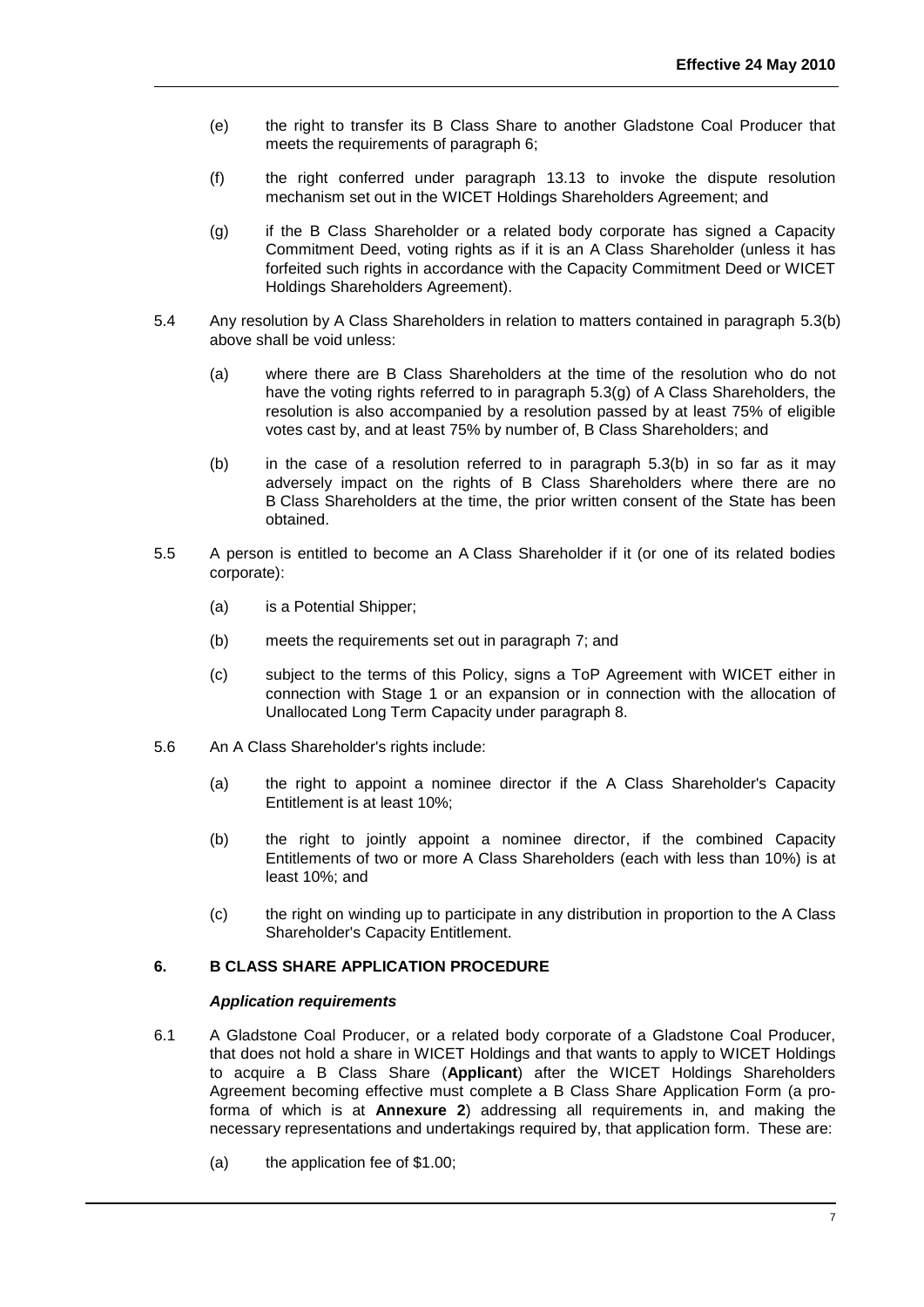(e) the right to transfer its B Class Share to another Gladstone Coal Producer that meets the requirements of paragraph 6;

(f) the right conferred under paragraph 13.13 to invoke the dispute resolution mechanism set out in the WICET Holdings Shareholders Agreement; and

(g) if the B Class Shareholder or a related body corporate has signed a Capacity Commitment Deed, voting rights as if it is an A Class Shareholder (unless it has forfeited such rights in accordance with the Capacity Commitment Deed or WICET Holdings Shareholders Agreement).

5.4 Any resolution by A Class Shareholders in relation to matters contained in paragraph 5.3(b) above shall be void unless:

(a) where there are B Class Shareholders at the time of the resolution who do not have the voting rights referred to in paragraph 5.3(g) of A Class Shareholders, the resolution is also accompanied by a resolution passed by at least 75% of eligible votes cast by, and at least 75% by number of, B Class Shareholders; and

(b) in the case of a resolution referred to in paragraph 5.3(b) in so far as it may adversely impact on the rights of B Class Shareholders where there are no B Class Shareholders at the time, the prior written consent of the State has been obtained.

5.5 A person is entitled to become an A Class Shareholder if it (or one of its related bodies corporate):

(a) is a Potential Shipper;

(b) meets the requirements set out in paragraph 7; and

(c) subject to the terms of this Policy, signs a ToP Agreement with WICET either in connection with Stage 1 or an expansion or in connection with the allocation of Unallocated Long Term Capacity under paragraph 8.

5.6 An A Class Shareholder's rights include:

(a) the right to appoint a nominee director if the A Class Shareholder's Capacity Entitlement is at least 10%;

(b) the right to jointly appoint a nominee director, if the combined Capacity Entitlements of two or more A Class Shareholders (each with less than 10%) is at least 10%; and

(c) the right on winding up to participate in any distribution in proportion to the A Class Shareholder's Capacity Entitlement.

## 6. B CLASS SHARE APPLICATION PROCEDURE

***Application requirements***

6.1 A Gladstone Coal Producer, or a related body corporate of a Gladstone Coal Producer, that does not hold a share in WICET Holdings and that wants to apply to WICET Holdings to acquire a B Class Share (**Applicant**) after the WICET Holdings Shareholders Agreement becoming effective must complete a B Class Share Application Form (a pro-forma of which is at **Annexure 2**) addressing all requirements in, and making the necessary representations and undertakings required by, that application form. These are:

(a) the application fee of $1.00;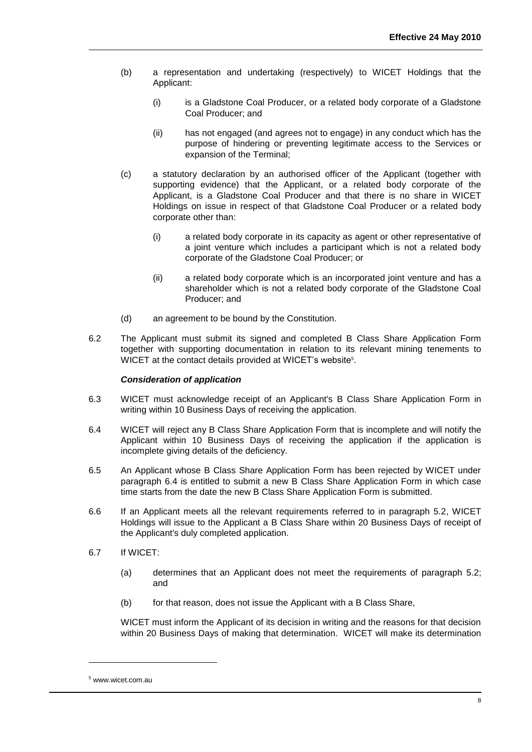(b) a representation and undertaking (respectively) to WICET Holdings that the Applicant:

   (i) is a Gladstone Coal Producer, or a related body corporate of a Gladstone Coal Producer; and

   (ii) has not engaged (and agrees not to engage) in any conduct which has the purpose of hindering or preventing legitimate access to the Services or expansion of the Terminal;

(c) a statutory declaration by an authorised officer of the Applicant (together with supporting evidence) that the Applicant, or a related body corporate of the Applicant, is a Gladstone Coal Producer and that there is no share in WICET Holdings on issue in respect of that Gladstone Coal Producer or a related body corporate other than:

   (i) a related body corporate in its capacity as agent or other representative of a joint venture which includes a participant which is not a related body corporate of the Gladstone Coal Producer; or

   (ii) a related body corporate which is an incorporated joint venture and has a shareholder which is not a related body corporate of the Gladstone Coal Producer; and

(d) an agreement to be bound by the Constitution.

6.2 The Applicant must submit its signed and completed B Class Share Application Form together with supporting documentation in relation to its relevant mining tenements to WICET at the contact details provided at WICET's website[5].

***Consideration of application***

6.3 WICET must acknowledge receipt of an Applicant's B Class Share Application Form in writing within 10 Business Days of receiving the application.

6.4 WICET will reject any B Class Share Application Form that is incomplete and will notify the Applicant within 10 Business Days of receiving the application if the application is incomplete giving details of the deficiency.

6.5 An Applicant whose B Class Share Application Form has been rejected by WICET under paragraph 6.4 is entitled to submit a new B Class Share Application Form in which case time starts from the date the new B Class Share Application Form is submitted.

6.6 If an Applicant meets all the relevant requirements referred to in paragraph 5.2, WICET Holdings will issue to the Applicant a B Class Share within 20 Business Days of receipt of the Applicant's duly completed application.

6.7 If WICET:

   (a) determines that an Applicant does not meet the requirements of paragraph 5.2; and

   (b) for that reason, does not issue the Applicant with a B Class Share,

   WICET must inform the Applicant of its decision in writing and the reasons for that decision within 20 Business Days of making that determination. WICET will make its determination

[5] www.wicet.com.au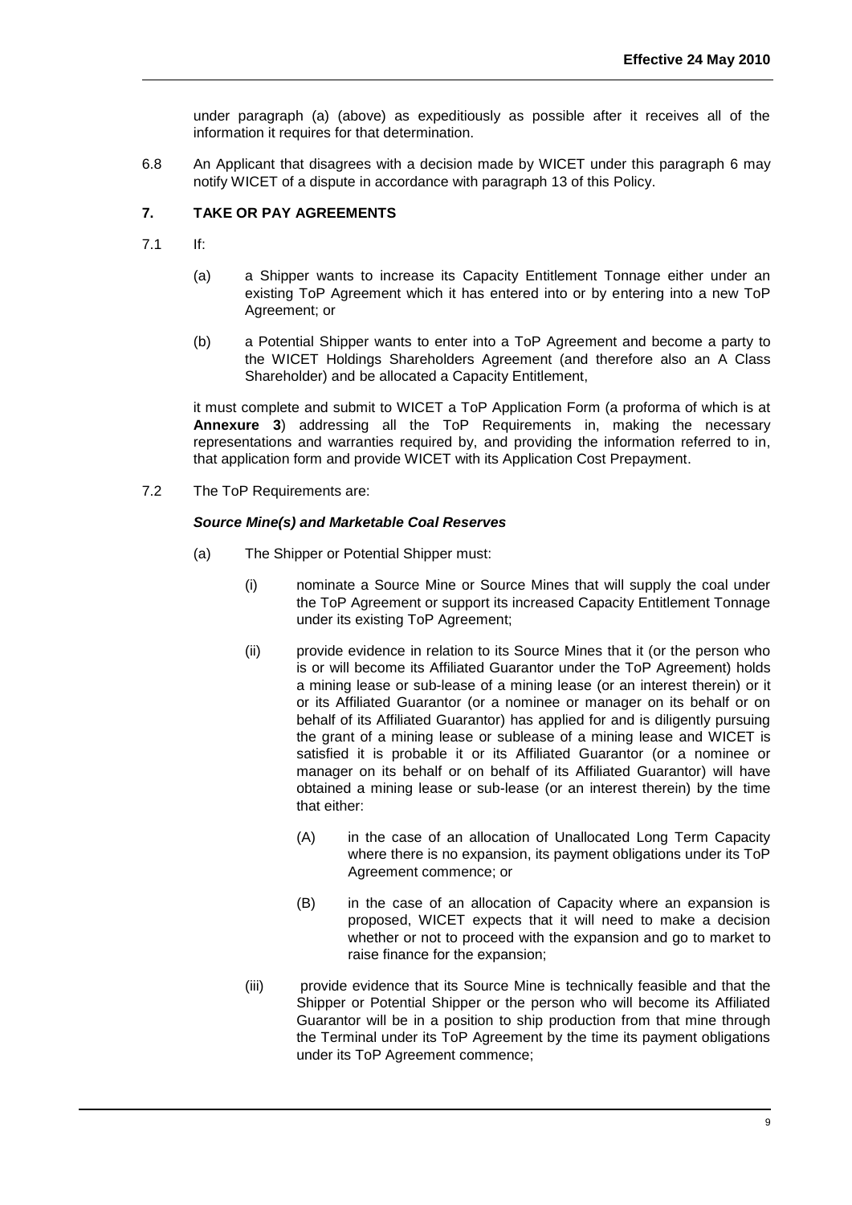under paragraph (a) (above) as expeditiously as possible after it receives all of the information it requires for that determination.

6.8 An Applicant that disagrees with a decision made by WICET under this paragraph 6 may notify WICET of a dispute in accordance with paragraph 13 of this Policy.

## 7. TAKE OR PAY AGREEMENTS

7.1 If:

(a) a Shipper wants to increase its Capacity Entitlement Tonnage either under an existing ToP Agreement which it has entered into or by entering into a new ToP Agreement; or

(b) a Potential Shipper wants to enter into a ToP Agreement and become a party to the WICET Holdings Shareholders Agreement (and therefore also an A Class Shareholder) and be allocated a Capacity Entitlement,

it must complete and submit to WICET a ToP Application Form (a proforma of which is at **Annexure 3**) addressing all the ToP Requirements in, making the necessary representations and warranties required by, and providing the information referred to in, that application form and provide WICET with its Application Cost Prepayment.

7.2 The ToP Requirements are:

***Source Mine(s) and Marketable Coal Reserves***

(a) The Shipper or Potential Shipper must:

(i) nominate a Source Mine or Source Mines that will supply the coal under the ToP Agreement or support its increased Capacity Entitlement Tonnage under its existing ToP Agreement;

(ii) provide evidence in relation to its Source Mines that it (or the person who is or will become its Affiliated Guarantor under the ToP Agreement) holds a mining lease or sub-lease of a mining lease (or an interest therein) or it or its Affiliated Guarantor (or a nominee or manager on its behalf or on behalf of its Affiliated Guarantor) has applied for and is diligently pursuing the grant of a mining lease or sublease of a mining lease and WICET is satisfied it is probable it or its Affiliated Guarantor (or a nominee or manager on its behalf or on behalf of its Affiliated Guarantor) will have obtained a mining lease or sub-lease (or an interest therein) by the time that either:

(A) in the case of an allocation of Unallocated Long Term Capacity where there is no expansion, its payment obligations under its ToP Agreement commence; or

(B) in the case of an allocation of Capacity where an expansion is proposed, WICET expects that it will need to make a decision whether or not to proceed with the expansion and go to market to raise finance for the expansion;

(iii) provide evidence that its Source Mine is technically feasible and that the Shipper or Potential Shipper or the person who will become its Affiliated Guarantor will be in a position to ship production from that mine through the Terminal under its ToP Agreement by the time its payment obligations under its ToP Agreement commence;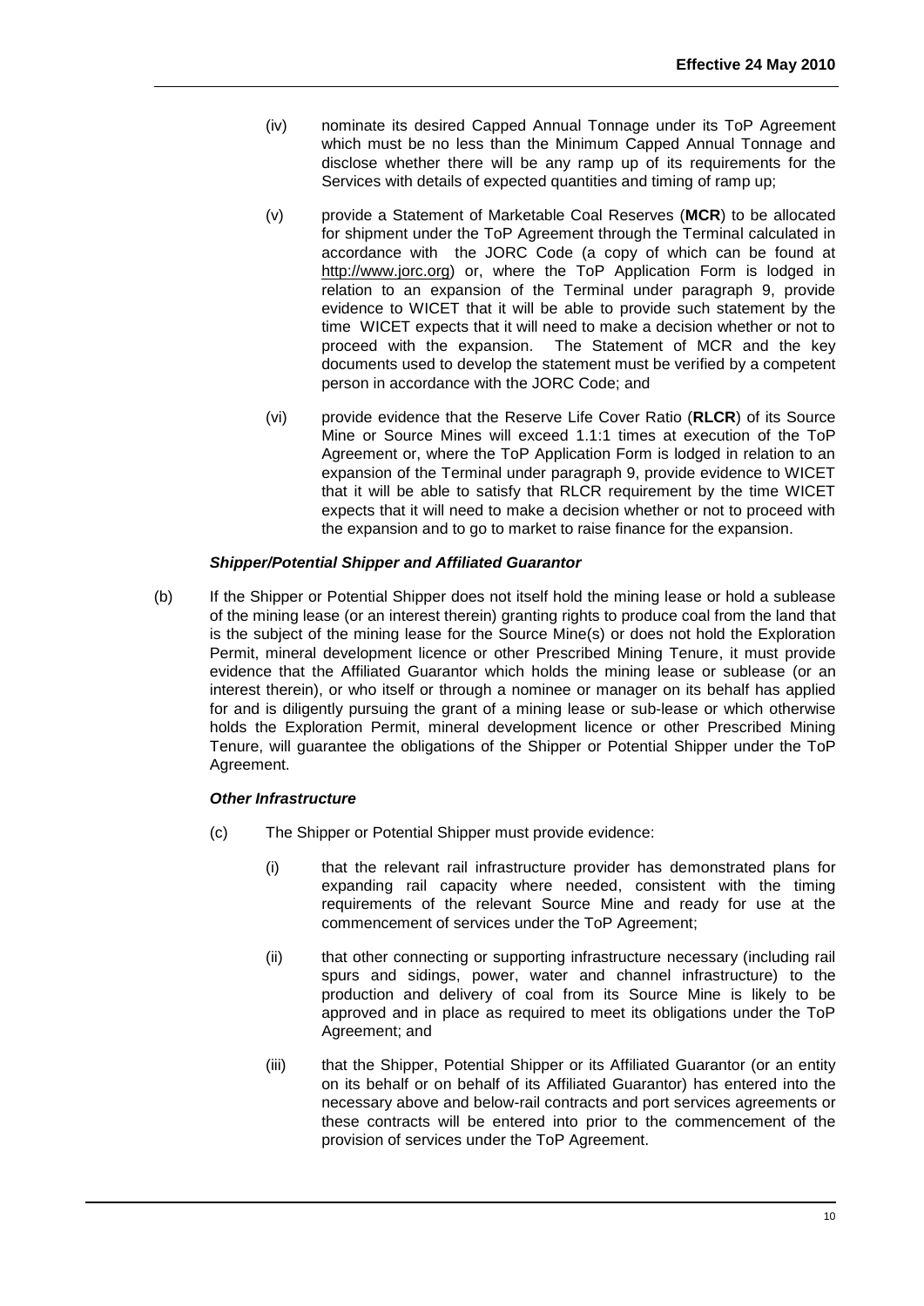(iv) nominate its desired Capped Annual Tonnage under its ToP Agreement which must be no less than the Minimum Capped Annual Tonnage and disclose whether there will be any ramp up of its requirements for the Services with details of expected quantities and timing of ramp up;

(v) provide a Statement of Marketable Coal Reserves (**MCR**) to be allocated for shipment under the ToP Agreement through the Terminal calculated in accordance with the JORC Code (a copy of which can be found at http://www.jorc.org) or, where the ToP Application Form is lodged in relation to an expansion of the Terminal under paragraph 9, provide evidence to WICET that it will be able to provide such statement by the time WICET expects that it will need to make a decision whether or not to proceed with the expansion. The Statement of MCR and the key documents used to develop the statement must be verified by a competent person in accordance with the JORC Code; and

(vi) provide evidence that the Reserve Life Cover Ratio (**RLCR**) of its Source Mine or Source Mines will exceed 1.1:1 times at execution of the ToP Agreement or, where the ToP Application Form is lodged in relation to an expansion of the Terminal under paragraph 9, provide evidence to WICET that it will be able to satisfy that RLCR requirement by the time WICET expects that it will need to make a decision whether or not to proceed with the expansion and to go to market to raise finance for the expansion.

***Shipper/Potential Shipper and Affiliated Guarantor***

(b) If the Shipper or Potential Shipper does not itself hold the mining lease or hold a sublease of the mining lease (or an interest therein) granting rights to produce coal from the land that is the subject of the mining lease for the Source Mine(s) or does not hold the Exploration Permit, mineral development licence or other Prescribed Mining Tenure, it must provide evidence that the Affiliated Guarantor which holds the mining lease or sublease (or an interest therein), or who itself or through a nominee or manager on its behalf has applied for and is diligently pursuing the grant of a mining lease or sub-lease or which otherwise holds the Exploration Permit, mineral development licence or other Prescribed Mining Tenure, will guarantee the obligations of the Shipper or Potential Shipper under the ToP Agreement.

***Other Infrastructure***

(c) The Shipper or Potential Shipper must provide evidence:

(i) that the relevant rail infrastructure provider has demonstrated plans for expanding rail capacity where needed, consistent with the timing requirements of the relevant Source Mine and ready for use at the commencement of services under the ToP Agreement;

(ii) that other connecting or supporting infrastructure necessary (including rail spurs and sidings, power, water and channel infrastructure) to the production and delivery of coal from its Source Mine is likely to be approved and in place as required to meet its obligations under the ToP Agreement; and

(iii) that the Shipper, Potential Shipper or its Affiliated Guarantor (or an entity on its behalf or on behalf of its Affiliated Guarantor) has entered into the necessary above and below-rail contracts and port services agreements or these contracts will be entered into prior to the commencement of the provision of services under the ToP Agreement.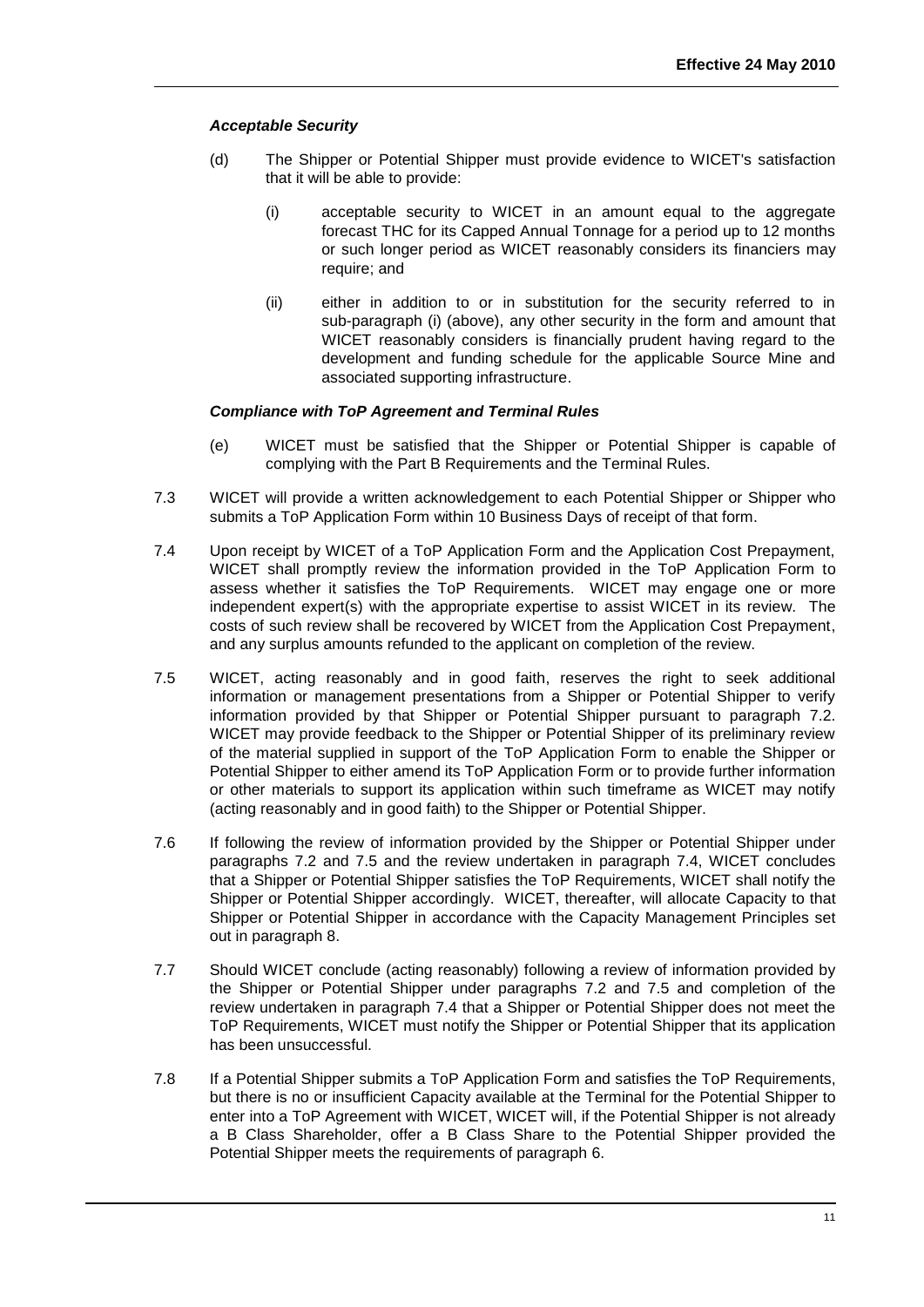***Acceptable Security***

(d) The Shipper or Potential Shipper must provide evidence to WICET's satisfaction that it will be able to provide:

   (i) acceptable security to WICET in an amount equal to the aggregate forecast THC for its Capped Annual Tonnage for a period up to 12 months or such longer period as WICET reasonably considers its financiers may require; and

   (ii) either in addition to or in substitution for the security referred to in sub-paragraph (i) (above), any other security in the form and amount that WICET reasonably considers is financially prudent having regard to the development and funding schedule for the applicable Source Mine and associated supporting infrastructure.

***Compliance with ToP Agreement and Terminal Rules***

(e) WICET must be satisfied that the Shipper or Potential Shipper is capable of complying with the Part B Requirements and the Terminal Rules.

7.3 WICET will provide a written acknowledgement to each Potential Shipper or Shipper who submits a ToP Application Form within 10 Business Days of receipt of that form.

7.4 Upon receipt by WICET of a ToP Application Form and the Application Cost Prepayment, WICET shall promptly review the information provided in the ToP Application Form to assess whether it satisfies the ToP Requirements. WICET may engage one or more independent expert(s) with the appropriate expertise to assist WICET in its review. The costs of such review shall be recovered by WICET from the Application Cost Prepayment, and any surplus amounts refunded to the applicant on completion of the review.

7.5 WICET, acting reasonably and in good faith, reserves the right to seek additional information or management presentations from a Shipper or Potential Shipper to verify information provided by that Shipper or Potential Shipper pursuant to paragraph 7.2. WICET may provide feedback to the Shipper or Potential Shipper of its preliminary review of the material supplied in support of the ToP Application Form to enable the Shipper or Potential Shipper to either amend its ToP Application Form or to provide further information or other materials to support its application within such timeframe as WICET may notify (acting reasonably and in good faith) to the Shipper or Potential Shipper.

7.6 If following the review of information provided by the Shipper or Potential Shipper under paragraphs 7.2 and 7.5 and the review undertaken in paragraph 7.4, WICET concludes that a Shipper or Potential Shipper satisfies the ToP Requirements, WICET shall notify the Shipper or Potential Shipper accordingly. WICET, thereafter, will allocate Capacity to that Shipper or Potential Shipper in accordance with the Capacity Management Principles set out in paragraph 8.

7.7 Should WICET conclude (acting reasonably) following a review of information provided by the Shipper or Potential Shipper under paragraphs 7.2 and 7.5 and completion of the review undertaken in paragraph 7.4 that a Shipper or Potential Shipper does not meet the ToP Requirements, WICET must notify the Shipper or Potential Shipper that its application has been unsuccessful.

7.8 If a Potential Shipper submits a ToP Application Form and satisfies the ToP Requirements, but there is no or insufficient Capacity available at the Terminal for the Potential Shipper to enter into a ToP Agreement with WICET, WICET will, if the Potential Shipper is not already a B Class Shareholder, offer a B Class Share to the Potential Shipper provided the Potential Shipper meets the requirements of paragraph 6.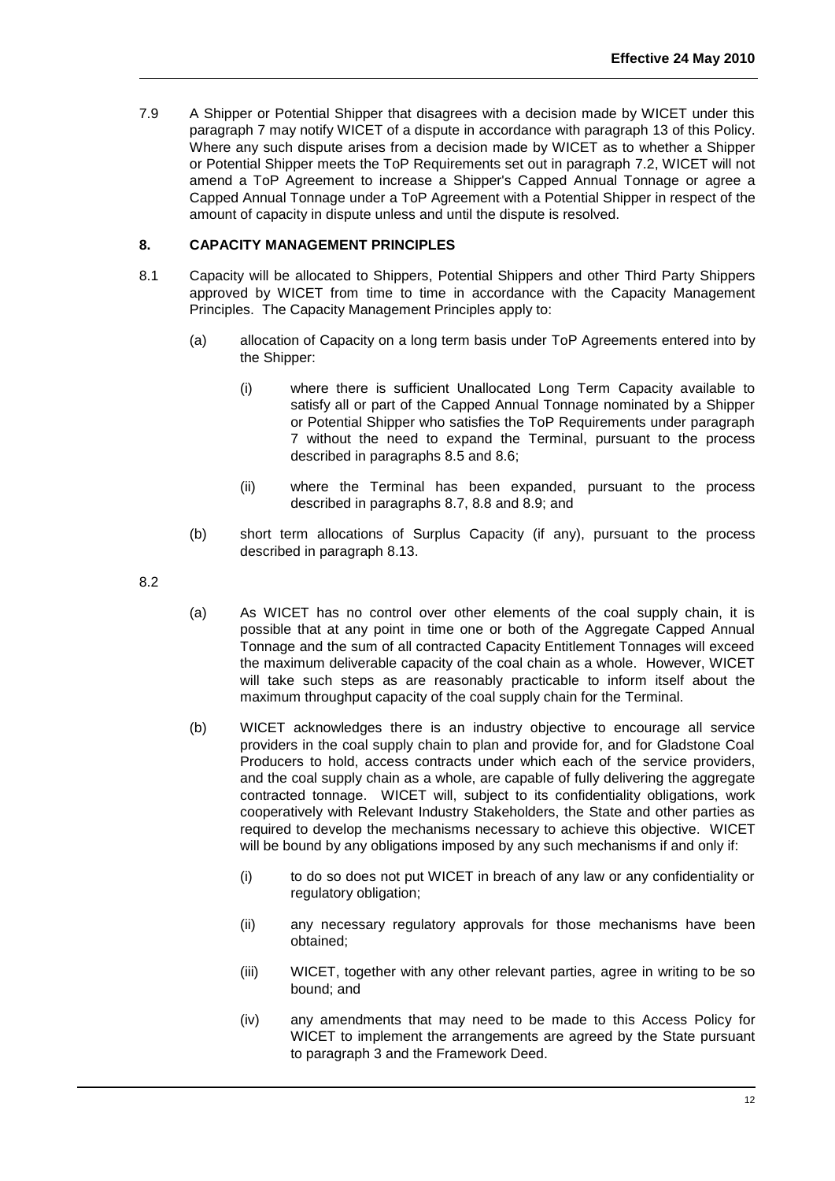7.9 A Shipper or Potential Shipper that disagrees with a decision made by WICET under this paragraph 7 may notify WICET of a dispute in accordance with paragraph 13 of this Policy. Where any such dispute arises from a decision made by WICET as to whether a Shipper or Potential Shipper meets the ToP Requirements set out in paragraph 7.2, WICET will not amend a ToP Agreement to increase a Shipper's Capped Annual Tonnage or agree a Capped Annual Tonnage under a ToP Agreement with a Potential Shipper in respect of the amount of capacity in dispute unless and until the dispute is resolved.

## 8. CAPACITY MANAGEMENT PRINCIPLES

8.1 Capacity will be allocated to Shippers, Potential Shippers and other Third Party Shippers approved by WICET from time to time in accordance with the Capacity Management Principles. The Capacity Management Principles apply to:

(a) allocation of Capacity on a long term basis under ToP Agreements entered into by the Shipper:

(i) where there is sufficient Unallocated Long Term Capacity available to satisfy all or part of the Capped Annual Tonnage nominated by a Shipper or Potential Shipper who satisfies the ToP Requirements under paragraph 7 without the need to expand the Terminal, pursuant to the process described in paragraphs 8.5 and 8.6;

(ii) where the Terminal has been expanded, pursuant to the process described in paragraphs 8.7, 8.8 and 8.9; and

(b) short term allocations of Surplus Capacity (if any), pursuant to the process described in paragraph 8.13.

8.2

(a) As WICET has no control over other elements of the coal supply chain, it is possible that at any point in time one or both of the Aggregate Capped Annual Tonnage and the sum of all contracted Capacity Entitlement Tonnages will exceed the maximum deliverable capacity of the coal chain as a whole. However, WICET will take such steps as are reasonably practicable to inform itself about the maximum throughput capacity of the coal supply chain for the Terminal.

(b) WICET acknowledges there is an industry objective to encourage all service providers in the coal supply chain to plan and provide for, and for Gladstone Coal Producers to hold, access contracts under which each of the service providers, and the coal supply chain as a whole, are capable of fully delivering the aggregate contracted tonnage. WICET will, subject to its confidentiality obligations, work cooperatively with Relevant Industry Stakeholders, the State and other parties as required to develop the mechanisms necessary to achieve this objective. WICET will be bound by any obligations imposed by any such mechanisms if and only if:

(i) to do so does not put WICET in breach of any law or any confidentiality or regulatory obligation;

(ii) any necessary regulatory approvals for those mechanisms have been obtained;

(iii) WICET, together with any other relevant parties, agree in writing to be so bound; and

(iv) any amendments that may need to be made to this Access Policy for WICET to implement the arrangements are agreed by the State pursuant to paragraph 3 and the Framework Deed.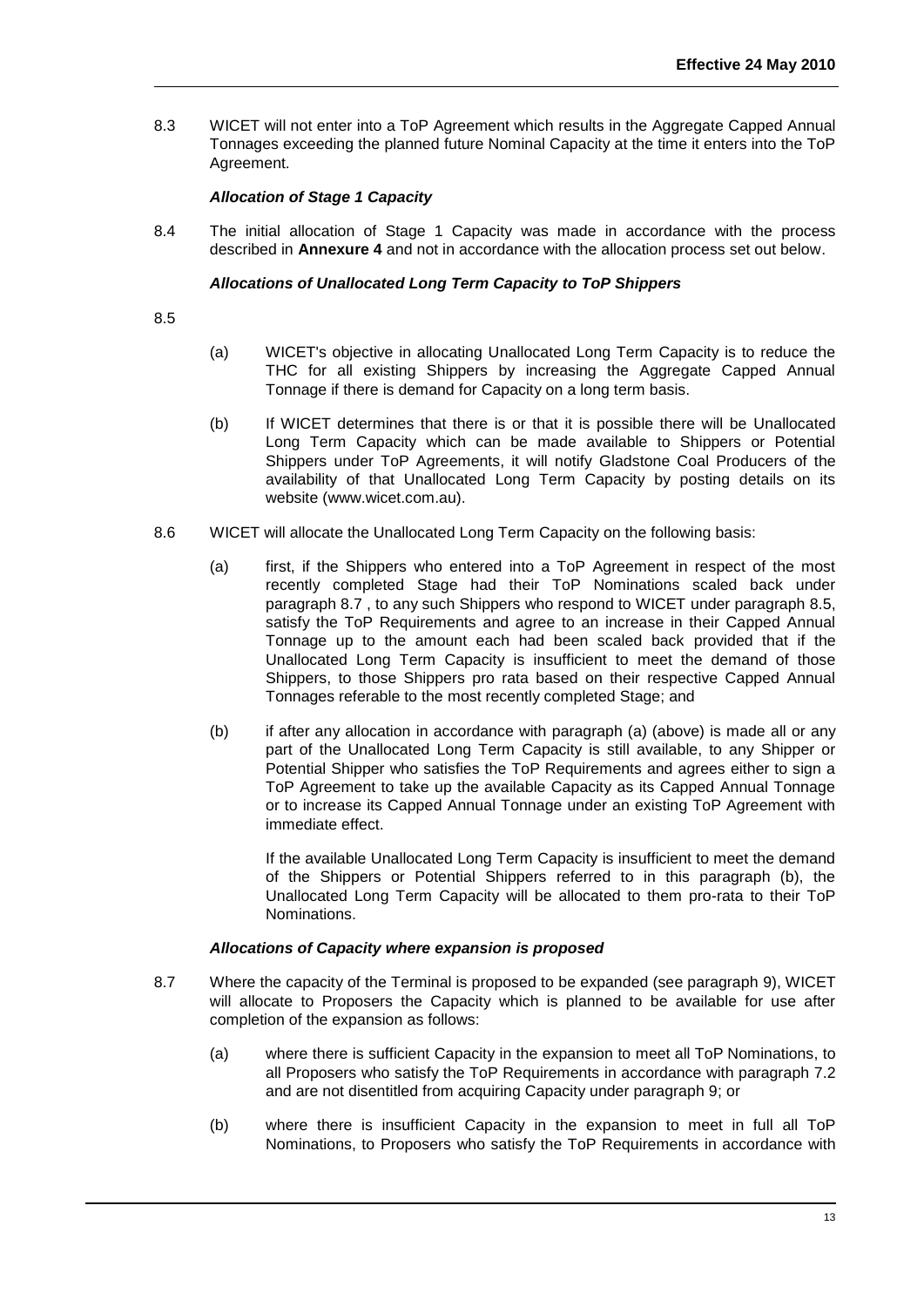8.3 WICET will not enter into a ToP Agreement which results in the Aggregate Capped Annual Tonnages exceeding the planned future Nominal Capacity at the time it enters into the ToP Agreement.

***Allocation of Stage 1 Capacity***

8.4 The initial allocation of Stage 1 Capacity was made in accordance with the process described in **Annexure 4** and not in accordance with the allocation process set out below.

***Allocations of Unallocated Long Term Capacity to ToP Shippers***

8.5

(a) WICET's objective in allocating Unallocated Long Term Capacity is to reduce the THC for all existing Shippers by increasing the Aggregate Capped Annual Tonnage if there is demand for Capacity on a long term basis.

(b) If WICET determines that there is or that it is possible there will be Unallocated Long Term Capacity which can be made available to Shippers or Potential Shippers under ToP Agreements, it will notify Gladstone Coal Producers of the availability of that Unallocated Long Term Capacity by posting details on its website (www.wicet.com.au).

8.6 WICET will allocate the Unallocated Long Term Capacity on the following basis:

(a) first, if the Shippers who entered into a ToP Agreement in respect of the most recently completed Stage had their ToP Nominations scaled back under paragraph 8.7 , to any such Shippers who respond to WICET under paragraph 8.5, satisfy the ToP Requirements and agree to an increase in their Capped Annual Tonnage up to the amount each had been scaled back provided that if the Unallocated Long Term Capacity is insufficient to meet the demand of those Shippers, to those Shippers pro rata based on their respective Capped Annual Tonnages referable to the most recently completed Stage; and

(b) if after any allocation in accordance with paragraph (a) (above) is made all or any part of the Unallocated Long Term Capacity is still available, to any Shipper or Potential Shipper who satisfies the ToP Requirements and agrees either to sign a ToP Agreement to take up the available Capacity as its Capped Annual Tonnage or to increase its Capped Annual Tonnage under an existing ToP Agreement with immediate effect.

If the available Unallocated Long Term Capacity is insufficient to meet the demand of the Shippers or Potential Shippers referred to in this paragraph (b), the Unallocated Long Term Capacity will be allocated to them pro-rata to their ToP Nominations.

***Allocations of Capacity where expansion is proposed***

8.7 Where the capacity of the Terminal is proposed to be expanded (see paragraph 9), WICET will allocate to Proposers the Capacity which is planned to be available for use after completion of the expansion as follows:

(a) where there is sufficient Capacity in the expansion to meet all ToP Nominations, to all Proposers who satisfy the ToP Requirements in accordance with paragraph 7.2 and are not disentitled from acquiring Capacity under paragraph 9; or

(b) where there is insufficient Capacity in the expansion to meet in full all ToP Nominations, to Proposers who satisfy the ToP Requirements in accordance with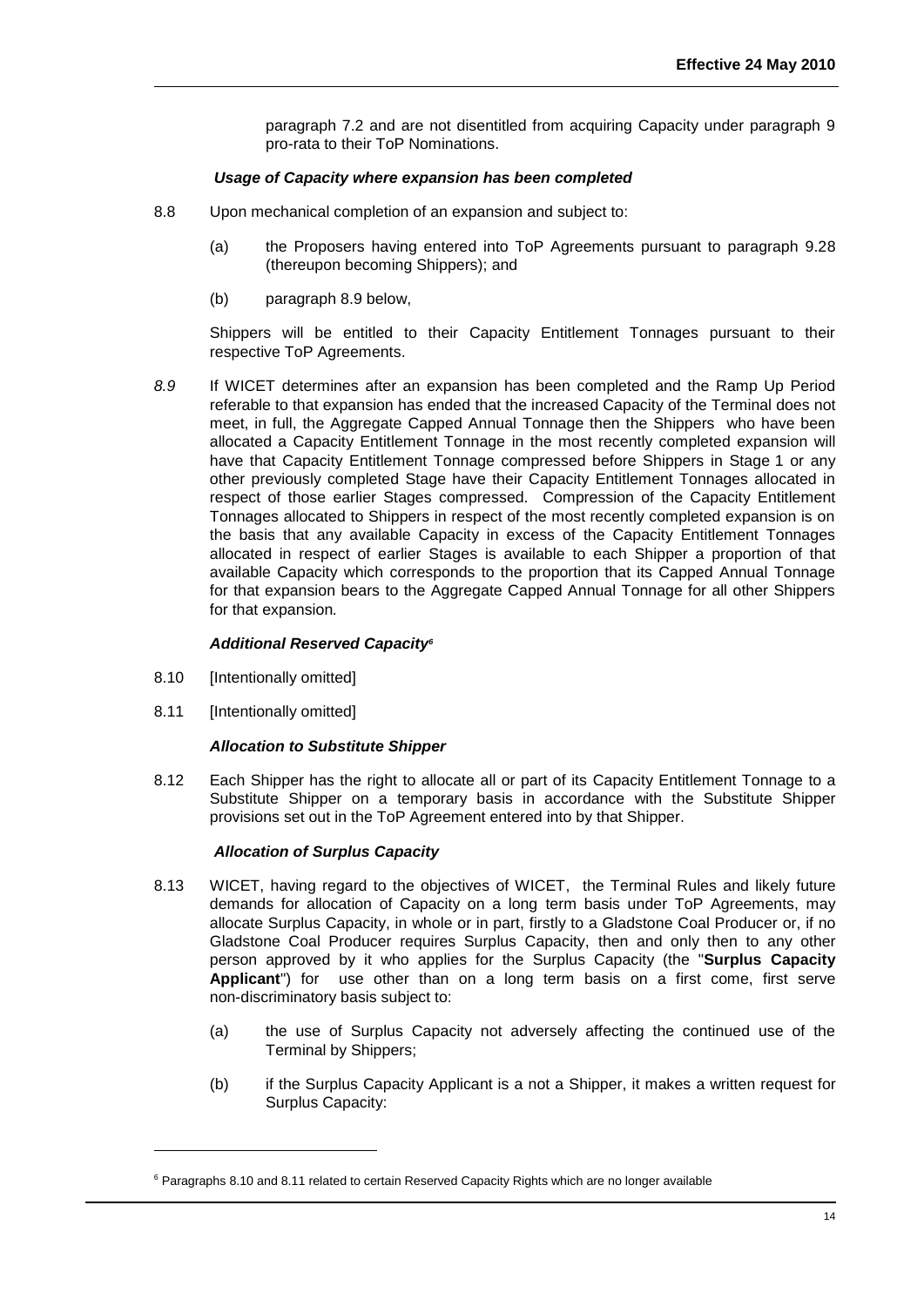paragraph 7.2 and are not disentitled from acquiring Capacity under paragraph 9 pro-rata to their ToP Nominations.

***Usage of Capacity where expansion has been completed***

8.8 Upon mechanical completion of an expansion and subject to:

(a) the Proposers having entered into ToP Agreements pursuant to paragraph 9.28 (thereupon becoming Shippers); and

(b) paragraph 8.9 below,

Shippers will be entitled to their Capacity Entitlement Tonnages pursuant to their respective ToP Agreements.

*8.9* If WICET determines after an expansion has been completed and the Ramp Up Period referable to that expansion has ended that the increased Capacity of the Terminal does not meet, in full, the Aggregate Capped Annual Tonnage then the Shippers who have been allocated a Capacity Entitlement Tonnage in the most recently completed expansion will have that Capacity Entitlement Tonnage compressed before Shippers in Stage 1 or any other previously completed Stage have their Capacity Entitlement Tonnages allocated in respect of those earlier Stages compressed. Compression of the Capacity Entitlement Tonnages allocated to Shippers in respect of the most recently completed expansion is on the basis that any available Capacity in excess of the Capacity Entitlement Tonnages allocated in respect of earlier Stages is available to each Shipper a proportion of that available Capacity which corresponds to the proportion that its Capped Annual Tonnage for that expansion bears to the Aggregate Capped Annual Tonnage for all other Shippers for that expansion*.*

***Additional Reserved Capacity[6]***

8.10 [Intentionally omitted]

8.11 [Intentionally omitted]

***Allocation to Substitute Shipper***

8.12 Each Shipper has the right to allocate all or part of its Capacity Entitlement Tonnage to a Substitute Shipper on a temporary basis in accordance with the Substitute Shipper provisions set out in the ToP Agreement entered into by that Shipper.

***Allocation of Surplus Capacity***

8.13 WICET, having regard to the objectives of WICET, the Terminal Rules and likely future demands for allocation of Capacity on a long term basis under ToP Agreements, may allocate Surplus Capacity, in whole or in part, firstly to a Gladstone Coal Producer or, if no Gladstone Coal Producer requires Surplus Capacity, then and only then to any other person approved by it who applies for the Surplus Capacity (the "**Surplus Capacity Applicant**") for use other than on a long term basis on a first come, first serve non-discriminatory basis subject to:

(a) the use of Surplus Capacity not adversely affecting the continued use of the Terminal by Shippers;

(b) if the Surplus Capacity Applicant is a not a Shipper, it makes a written request for Surplus Capacity:

---

[6] Paragraphs 8.10 and 8.11 related to certain Reserved Capacity Rights which are no longer available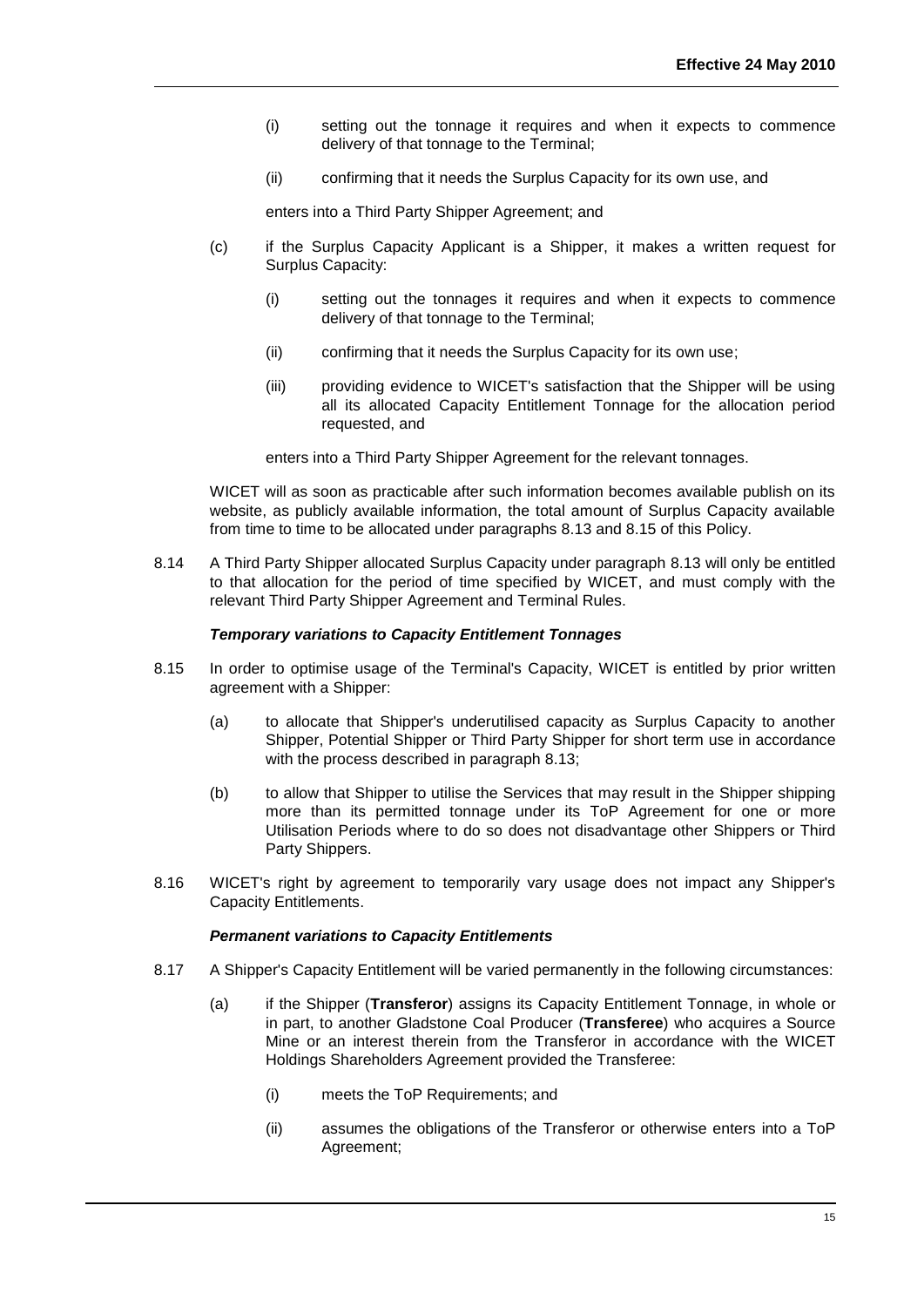(i) setting out the tonnage it requires and when it expects to commence delivery of that tonnage to the Terminal;

(ii) confirming that it needs the Surplus Capacity for its own use, and

enters into a Third Party Shipper Agreement; and

(c) if the Surplus Capacity Applicant is a Shipper, it makes a written request for Surplus Capacity:

(i) setting out the tonnages it requires and when it expects to commence delivery of that tonnage to the Terminal;

(ii) confirming that it needs the Surplus Capacity for its own use;

(iii) providing evidence to WICET's satisfaction that the Shipper will be using all its allocated Capacity Entitlement Tonnage for the allocation period requested, and

enters into a Third Party Shipper Agreement for the relevant tonnages.

WICET will as soon as practicable after such information becomes available publish on its website, as publicly available information, the total amount of Surplus Capacity available from time to time to be allocated under paragraphs 8.13 and 8.15 of this Policy.

8.14 A Third Party Shipper allocated Surplus Capacity under paragraph 8.13 will only be entitled to that allocation for the period of time specified by WICET, and must comply with the relevant Third Party Shipper Agreement and Terminal Rules.

***Temporary variations to Capacity Entitlement Tonnages***

8.15 In order to optimise usage of the Terminal's Capacity, WICET is entitled by prior written agreement with a Shipper:

(a) to allocate that Shipper's underutilised capacity as Surplus Capacity to another Shipper, Potential Shipper or Third Party Shipper for short term use in accordance with the process described in paragraph 8.13;

(b) to allow that Shipper to utilise the Services that may result in the Shipper shipping more than its permitted tonnage under its ToP Agreement for one or more Utilisation Periods where to do so does not disadvantage other Shippers or Third Party Shippers.

8.16 WICET's right by agreement to temporarily vary usage does not impact any Shipper's Capacity Entitlements.

***Permanent variations to Capacity Entitlements***

8.17 A Shipper's Capacity Entitlement will be varied permanently in the following circumstances:

(a) if the Shipper (**Transferor**) assigns its Capacity Entitlement Tonnage, in whole or in part, to another Gladstone Coal Producer (**Transferee**) who acquires a Source Mine or an interest therein from the Transferor in accordance with the WICET Holdings Shareholders Agreement provided the Transferee:

(i) meets the ToP Requirements; and

(ii) assumes the obligations of the Transferor or otherwise enters into a ToP Agreement;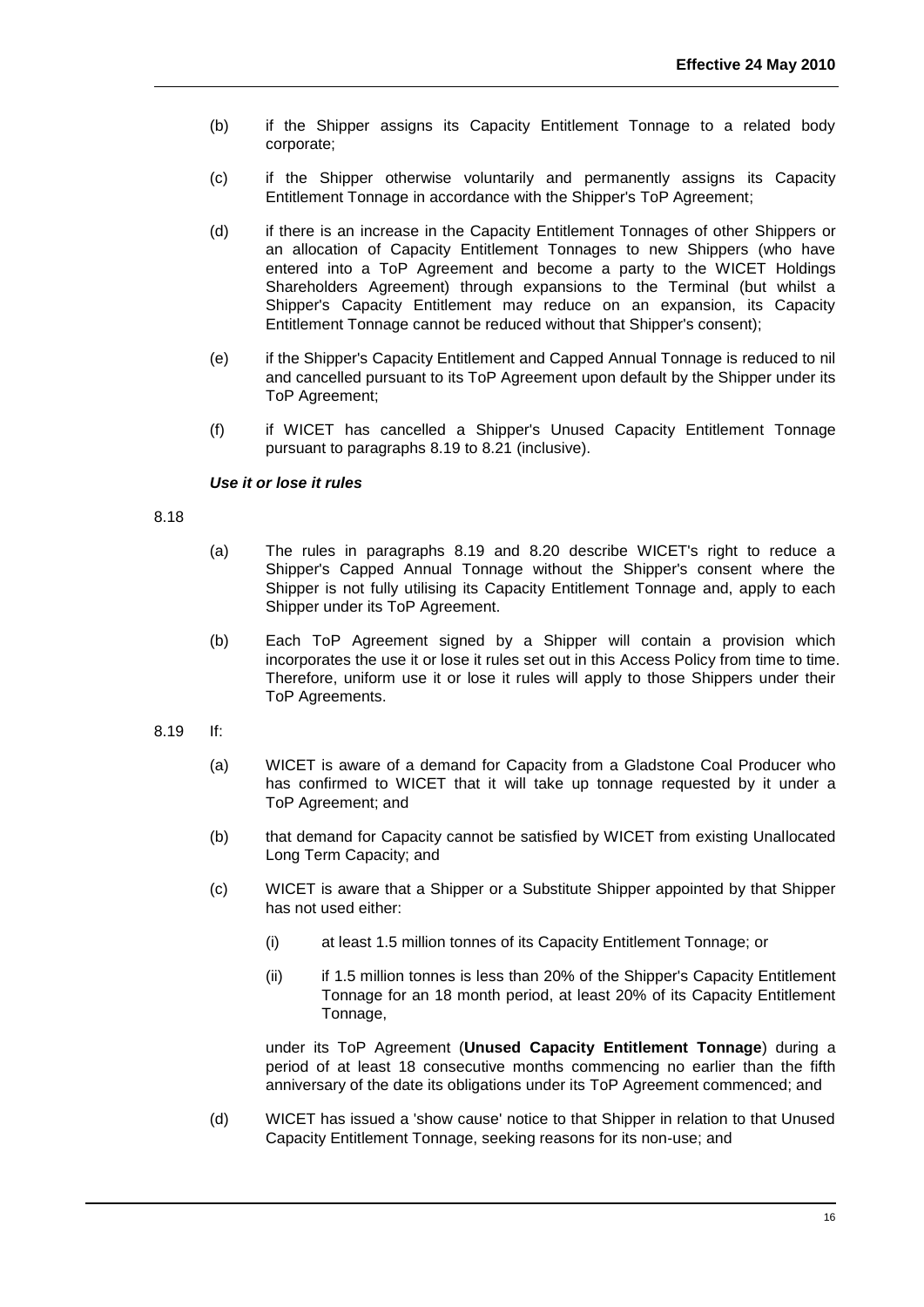(b) if the Shipper assigns its Capacity Entitlement Tonnage to a related body corporate;

(c) if the Shipper otherwise voluntarily and permanently assigns its Capacity Entitlement Tonnage in accordance with the Shipper's ToP Agreement;

(d) if there is an increase in the Capacity Entitlement Tonnages of other Shippers or an allocation of Capacity Entitlement Tonnages to new Shippers (who have entered into a ToP Agreement and become a party to the WICET Holdings Shareholders Agreement) through expansions to the Terminal (but whilst a Shipper's Capacity Entitlement may reduce on an expansion, its Capacity Entitlement Tonnage cannot be reduced without that Shipper's consent);

(e) if the Shipper's Capacity Entitlement and Capped Annual Tonnage is reduced to nil and cancelled pursuant to its ToP Agreement upon default by the Shipper under its ToP Agreement;

(f) if WICET has cancelled a Shipper's Unused Capacity Entitlement Tonnage pursuant to paragraphs 8.19 to 8.21 (inclusive).

***Use it or lose it rules***

8.18

(a) The rules in paragraphs 8.19 and 8.20 describe WICET's right to reduce a Shipper's Capped Annual Tonnage without the Shipper's consent where the Shipper is not fully utilising its Capacity Entitlement Tonnage and, apply to each Shipper under its ToP Agreement.

(b) Each ToP Agreement signed by a Shipper will contain a provision which incorporates the use it or lose it rules set out in this Access Policy from time to time. Therefore, uniform use it or lose it rules will apply to those Shippers under their ToP Agreements.

8.19 If:

(a) WICET is aware of a demand for Capacity from a Gladstone Coal Producer who has confirmed to WICET that it will take up tonnage requested by it under a ToP Agreement; and

(b) that demand for Capacity cannot be satisfied by WICET from existing Unallocated Long Term Capacity; and

(c) WICET is aware that a Shipper or a Substitute Shipper appointed by that Shipper has not used either:

  (i) at least 1.5 million tonnes of its Capacity Entitlement Tonnage; or

  (ii) if 1.5 million tonnes is less than 20% of the Shipper's Capacity Entitlement Tonnage for an 18 month period, at least 20% of its Capacity Entitlement Tonnage,

  under its ToP Agreement (**Unused Capacity Entitlement Tonnage**) during a period of at least 18 consecutive months commencing no earlier than the fifth anniversary of the date its obligations under its ToP Agreement commenced; and

(d) WICET has issued a 'show cause' notice to that Shipper in relation to that Unused Capacity Entitlement Tonnage, seeking reasons for its non-use; and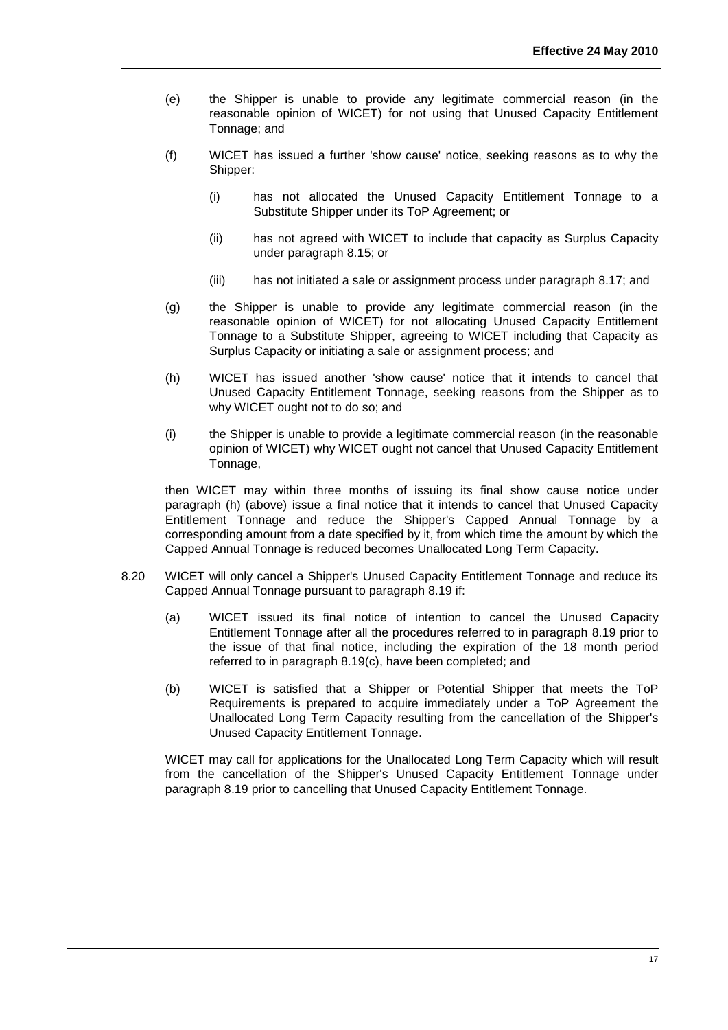(e) the Shipper is unable to provide any legitimate commercial reason (in the reasonable opinion of WICET) for not using that Unused Capacity Entitlement Tonnage; and

(f) WICET has issued a further 'show cause' notice, seeking reasons as to why the Shipper:

   (i) has not allocated the Unused Capacity Entitlement Tonnage to a Substitute Shipper under its ToP Agreement; or

   (ii) has not agreed with WICET to include that capacity as Surplus Capacity under paragraph 8.15; or

   (iii) has not initiated a sale or assignment process under paragraph 8.17; and

(g) the Shipper is unable to provide any legitimate commercial reason (in the reasonable opinion of WICET) for not allocating Unused Capacity Entitlement Tonnage to a Substitute Shipper, agreeing to WICET including that Capacity as Surplus Capacity or initiating a sale or assignment process; and

(h) WICET has issued another 'show cause' notice that it intends to cancel that Unused Capacity Entitlement Tonnage, seeking reasons from the Shipper as to why WICET ought not to do so; and

(i) the Shipper is unable to provide a legitimate commercial reason (in the reasonable opinion of WICET) why WICET ought not cancel that Unused Capacity Entitlement Tonnage,

then WICET may within three months of issuing its final show cause notice under paragraph (h) (above) issue a final notice that it intends to cancel that Unused Capacity Entitlement Tonnage and reduce the Shipper's Capped Annual Tonnage by a corresponding amount from a date specified by it, from which time the amount by which the Capped Annual Tonnage is reduced becomes Unallocated Long Term Capacity.

8.20 WICET will only cancel a Shipper's Unused Capacity Entitlement Tonnage and reduce its Capped Annual Tonnage pursuant to paragraph 8.19 if:

(a) WICET issued its final notice of intention to cancel the Unused Capacity Entitlement Tonnage after all the procedures referred to in paragraph 8.19 prior to the issue of that final notice, including the expiration of the 18 month period referred to in paragraph 8.19(c), have been completed; and

(b) WICET is satisfied that a Shipper or Potential Shipper that meets the ToP Requirements is prepared to acquire immediately under a ToP Agreement the Unallocated Long Term Capacity resulting from the cancellation of the Shipper's Unused Capacity Entitlement Tonnage.

WICET may call for applications for the Unallocated Long Term Capacity which will result from the cancellation of the Shipper's Unused Capacity Entitlement Tonnage under paragraph 8.19 prior to cancelling that Unused Capacity Entitlement Tonnage.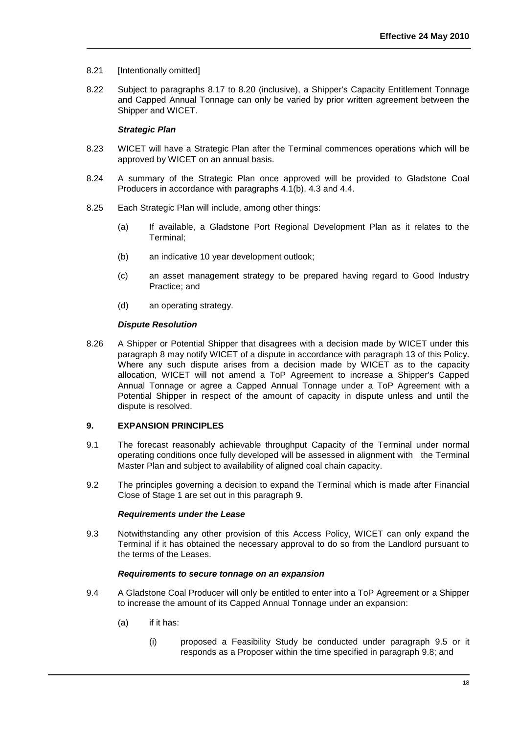8.21 [Intentionally omitted]

8.22 Subject to paragraphs 8.17 to 8.20 (inclusive), a Shipper's Capacity Entitlement Tonnage and Capped Annual Tonnage can only be varied by prior written agreement between the Shipper and WICET.

***Strategic Plan***

8.23 WICET will have a Strategic Plan after the Terminal commences operations which will be approved by WICET on an annual basis.

8.24 A summary of the Strategic Plan once approved will be provided to Gladstone Coal Producers in accordance with paragraphs 4.1(b), 4.3 and 4.4.

8.25 Each Strategic Plan will include, among other things:

(a) If available, a Gladstone Port Regional Development Plan as it relates to the Terminal;

(b) an indicative 10 year development outlook;

(c) an asset management strategy to be prepared having regard to Good Industry Practice; and

(d) an operating strategy.

***Dispute Resolution***

8.26 A Shipper or Potential Shipper that disagrees with a decision made by WICET under this paragraph 8 may notify WICET of a dispute in accordance with paragraph 13 of this Policy. Where any such dispute arises from a decision made by WICET as to the capacity allocation, WICET will not amend a ToP Agreement to increase a Shipper's Capped Annual Tonnage or agree a Capped Annual Tonnage under a ToP Agreement with a Potential Shipper in respect of the amount of capacity in dispute unless and until the dispute is resolved.

## 9. EXPANSION PRINCIPLES

9.1 The forecast reasonably achievable throughput Capacity of the Terminal under normal operating conditions once fully developed will be assessed in alignment with the Terminal Master Plan and subject to availability of aligned coal chain capacity.

9.2 The principles governing a decision to expand the Terminal which is made after Financial Close of Stage 1 are set out in this paragraph 9.

***Requirements under the Lease***

9.3 Notwithstanding any other provision of this Access Policy, WICET can only expand the Terminal if it has obtained the necessary approval to do so from the Landlord pursuant to the terms of the Leases.

***Requirements to secure tonnage on an expansion***

9.4 A Gladstone Coal Producer will only be entitled to enter into a ToP Agreement or a Shipper to increase the amount of its Capped Annual Tonnage under an expansion:

(a) if it has:

(i) proposed a Feasibility Study be conducted under paragraph 9.5 or it responds as a Proposer within the time specified in paragraph 9.8; and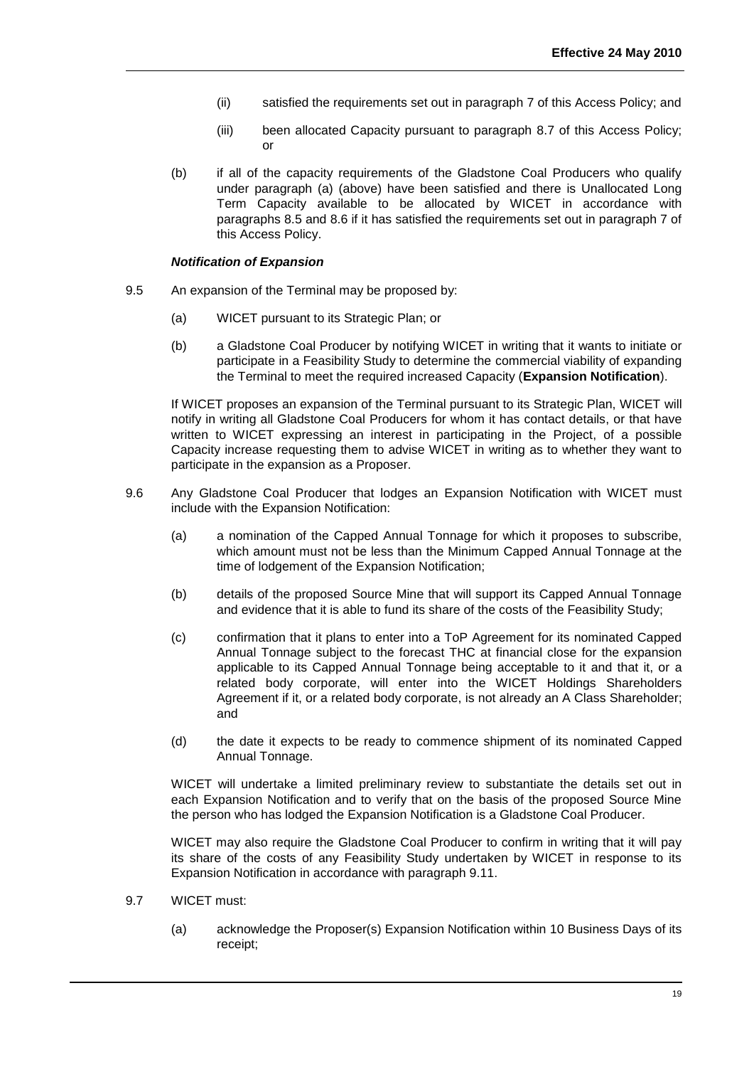(ii) satisfied the requirements set out in paragraph 7 of this Access Policy; and

(iii) been allocated Capacity pursuant to paragraph 8.7 of this Access Policy; or

(b) if all of the capacity requirements of the Gladstone Coal Producers who qualify under paragraph (a) (above) have been satisfied and there is Unallocated Long Term Capacity available to be allocated by WICET in accordance with paragraphs 8.5 and 8.6 if it has satisfied the requirements set out in paragraph 7 of this Access Policy.

***Notification of Expansion***

9.5 An expansion of the Terminal may be proposed by:

(a) WICET pursuant to its Strategic Plan; or

(b) a Gladstone Coal Producer by notifying WICET in writing that it wants to initiate or participate in a Feasibility Study to determine the commercial viability of expanding the Terminal to meet the required increased Capacity (**Expansion Notification**).

If WICET proposes an expansion of the Terminal pursuant to its Strategic Plan, WICET will notify in writing all Gladstone Coal Producers for whom it has contact details, or that have written to WICET expressing an interest in participating in the Project, of a possible Capacity increase requesting them to advise WICET in writing as to whether they want to participate in the expansion as a Proposer.

9.6 Any Gladstone Coal Producer that lodges an Expansion Notification with WICET must include with the Expansion Notification:

(a) a nomination of the Capped Annual Tonnage for which it proposes to subscribe, which amount must not be less than the Minimum Capped Annual Tonnage at the time of lodgement of the Expansion Notification;

(b) details of the proposed Source Mine that will support its Capped Annual Tonnage and evidence that it is able to fund its share of the costs of the Feasibility Study;

(c) confirmation that it plans to enter into a ToP Agreement for its nominated Capped Annual Tonnage subject to the forecast THC at financial close for the expansion applicable to its Capped Annual Tonnage being acceptable to it and that it, or a related body corporate, will enter into the WICET Holdings Shareholders Agreement if it, or a related body corporate, is not already an A Class Shareholder; and

(d) the date it expects to be ready to commence shipment of its nominated Capped Annual Tonnage.

WICET will undertake a limited preliminary review to substantiate the details set out in each Expansion Notification and to verify that on the basis of the proposed Source Mine the person who has lodged the Expansion Notification is a Gladstone Coal Producer.

WICET may also require the Gladstone Coal Producer to confirm in writing that it will pay its share of the costs of any Feasibility Study undertaken by WICET in response to its Expansion Notification in accordance with paragraph 9.11.

9.7 WICET must:

(a) acknowledge the Proposer(s) Expansion Notification within 10 Business Days of its receipt;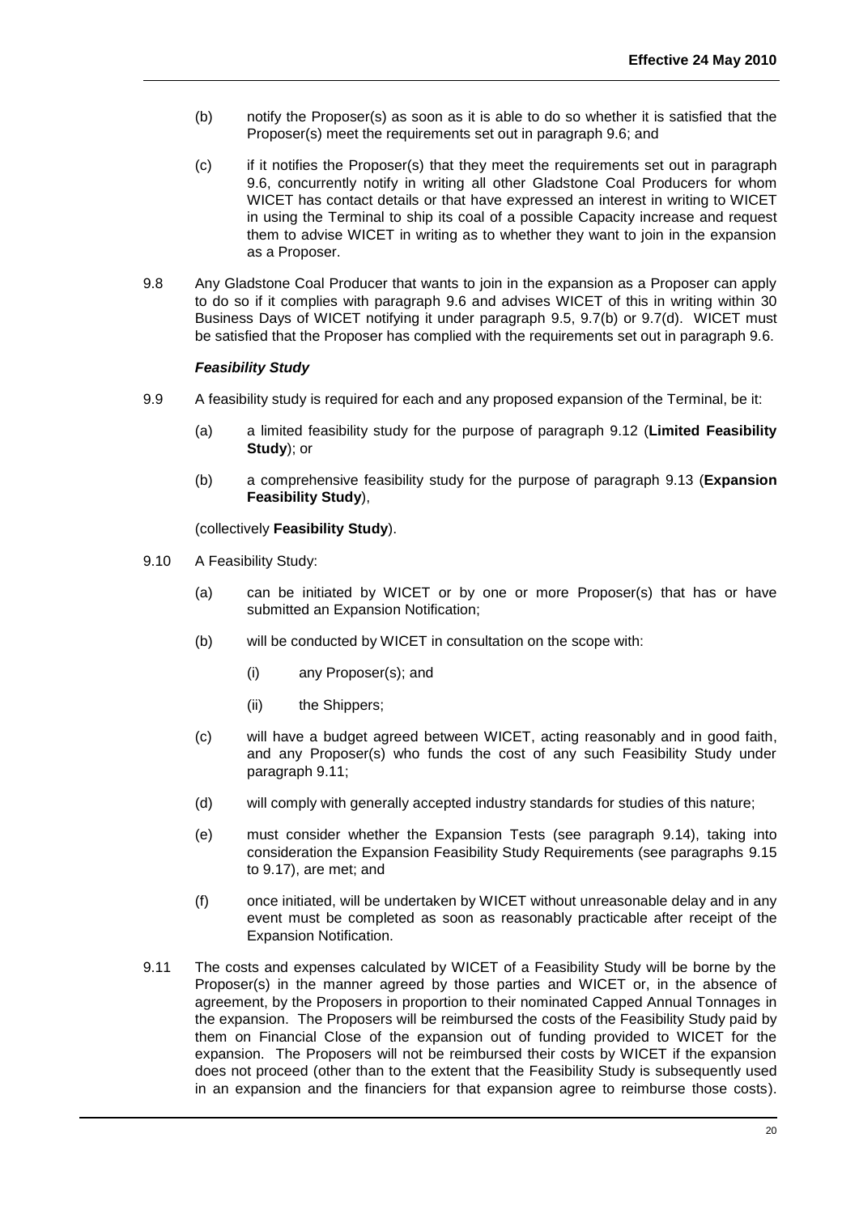(b) notify the Proposer(s) as soon as it is able to do so whether it is satisfied that the Proposer(s) meet the requirements set out in paragraph 9.6; and

(c) if it notifies the Proposer(s) that they meet the requirements set out in paragraph 9.6, concurrently notify in writing all other Gladstone Coal Producers for whom WICET has contact details or that have expressed an interest in writing to WICET in using the Terminal to ship its coal of a possible Capacity increase and request them to advise WICET in writing as to whether they want to join in the expansion as a Proposer.

9.8 Any Gladstone Coal Producer that wants to join in the expansion as a Proposer can apply to do so if it complies with paragraph 9.6 and advises WICET of this in writing within 30 Business Days of WICET notifying it under paragraph 9.5, 9.7(b) or 9.7(d). WICET must be satisfied that the Proposer has complied with the requirements set out in paragraph 9.6.

***Feasibility Study***

9.9 A feasibility study is required for each and any proposed expansion of the Terminal, be it:

(a) a limited feasibility study for the purpose of paragraph 9.12 (**Limited Feasibility Study**); or

(b) a comprehensive feasibility study for the purpose of paragraph 9.13 (**Expansion Feasibility Study**),

(collectively **Feasibility Study**).

9.10 A Feasibility Study:

(a) can be initiated by WICET or by one or more Proposer(s) that has or have submitted an Expansion Notification;

(b) will be conducted by WICET in consultation on the scope with:

(i) any Proposer(s); and

(ii) the Shippers;

(c) will have a budget agreed between WICET, acting reasonably and in good faith, and any Proposer(s) who funds the cost of any such Feasibility Study under paragraph 9.11;

(d) will comply with generally accepted industry standards for studies of this nature;

(e) must consider whether the Expansion Tests (see paragraph 9.14), taking into consideration the Expansion Feasibility Study Requirements (see paragraphs 9.15 to 9.17), are met; and

(f) once initiated, will be undertaken by WICET without unreasonable delay and in any event must be completed as soon as reasonably practicable after receipt of the Expansion Notification.

9.11 The costs and expenses calculated by WICET of a Feasibility Study will be borne by the Proposer(s) in the manner agreed by those parties and WICET or, in the absence of agreement, by the Proposers in proportion to their nominated Capped Annual Tonnages in the expansion. The Proposers will be reimbursed the costs of the Feasibility Study paid by them on Financial Close of the expansion out of funding provided to WICET for the expansion. The Proposers will not be reimbursed their costs by WICET if the expansion does not proceed (other than to the extent that the Feasibility Study is subsequently used in an expansion and the financiers for that expansion agree to reimburse those costs).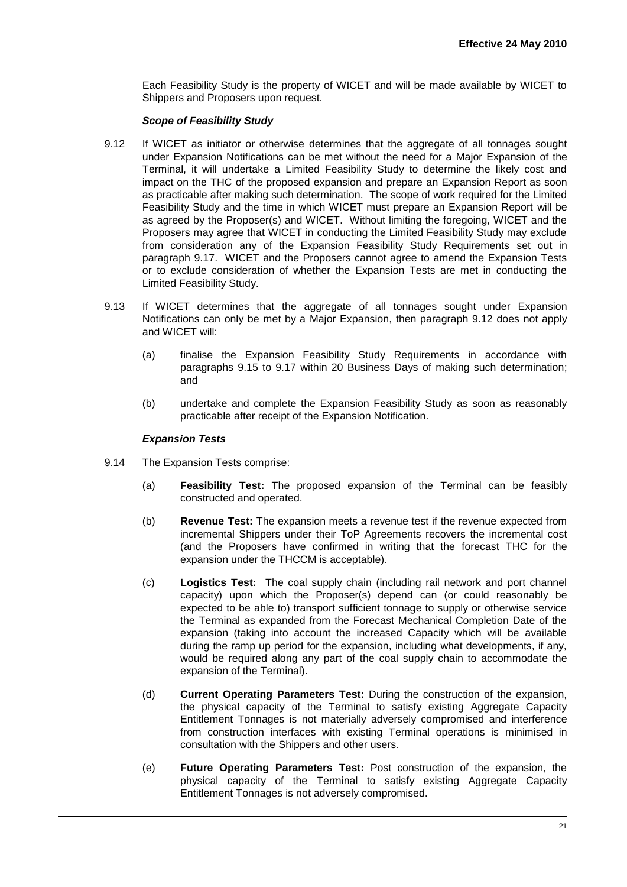Each Feasibility Study is the property of WICET and will be made available by WICET to Shippers and Proposers upon request.

***Scope of Feasibility Study***

9.12 If WICET as initiator or otherwise determines that the aggregate of all tonnages sought under Expansion Notifications can be met without the need for a Major Expansion of the Terminal, it will undertake a Limited Feasibility Study to determine the likely cost and impact on the THC of the proposed expansion and prepare an Expansion Report as soon as practicable after making such determination. The scope of work required for the Limited Feasibility Study and the time in which WICET must prepare an Expansion Report will be as agreed by the Proposer(s) and WICET. Without limiting the foregoing, WICET and the Proposers may agree that WICET in conducting the Limited Feasibility Study may exclude from consideration any of the Expansion Feasibility Study Requirements set out in paragraph 9.17. WICET and the Proposers cannot agree to amend the Expansion Tests or to exclude consideration of whether the Expansion Tests are met in conducting the Limited Feasibility Study.

9.13 If WICET determines that the aggregate of all tonnages sought under Expansion Notifications can only be met by a Major Expansion, then paragraph 9.12 does not apply and WICET will:

(a) finalise the Expansion Feasibility Study Requirements in accordance with paragraphs 9.15 to 9.17 within 20 Business Days of making such determination; and

(b) undertake and complete the Expansion Feasibility Study as soon as reasonably practicable after receipt of the Expansion Notification.

***Expansion Tests***

9.14 The Expansion Tests comprise:

(a) **Feasibility Test:** The proposed expansion of the Terminal can be feasibly constructed and operated.

(b) **Revenue Test:** The expansion meets a revenue test if the revenue expected from incremental Shippers under their ToP Agreements recovers the incremental cost (and the Proposers have confirmed in writing that the forecast THC for the expansion under the THCCM is acceptable).

(c) **Logistics Test:** The coal supply chain (including rail network and port channel capacity) upon which the Proposer(s) depend can (or could reasonably be expected to be able to) transport sufficient tonnage to supply or otherwise service the Terminal as expanded from the Forecast Mechanical Completion Date of the expansion (taking into account the increased Capacity which will be available during the ramp up period for the expansion, including what developments, if any, would be required along any part of the coal supply chain to accommodate the expansion of the Terminal).

(d) **Current Operating Parameters Test:** During the construction of the expansion, the physical capacity of the Terminal to satisfy existing Aggregate Capacity Entitlement Tonnages is not materially adversely compromised and interference from construction interfaces with existing Terminal operations is minimised in consultation with the Shippers and other users.

(e) **Future Operating Parameters Test:** Post construction of the expansion, the physical capacity of the Terminal to satisfy existing Aggregate Capacity Entitlement Tonnages is not adversely compromised.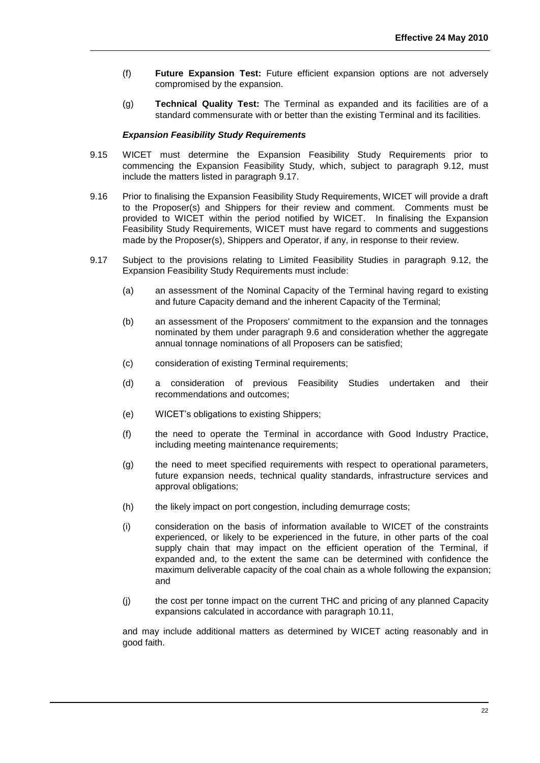(f) **Future Expansion Test:** Future efficient expansion options are not adversely compromised by the expansion.

(g) **Technical Quality Test:** The Terminal as expanded and its facilities are of a standard commensurate with or better than the existing Terminal and its facilities.

***Expansion Feasibility Study Requirements***

9.15 WICET must determine the Expansion Feasibility Study Requirements prior to commencing the Expansion Feasibility Study, which, subject to paragraph 9.12, must include the matters listed in paragraph 9.17.

9.16 Prior to finalising the Expansion Feasibility Study Requirements, WICET will provide a draft to the Proposer(s) and Shippers for their review and comment. Comments must be provided to WICET within the period notified by WICET. In finalising the Expansion Feasibility Study Requirements, WICET must have regard to comments and suggestions made by the Proposer(s), Shippers and Operator, if any, in response to their review.

9.17 Subject to the provisions relating to Limited Feasibility Studies in paragraph 9.12, the Expansion Feasibility Study Requirements must include:

(a) an assessment of the Nominal Capacity of the Terminal having regard to existing and future Capacity demand and the inherent Capacity of the Terminal;

(b) an assessment of the Proposers' commitment to the expansion and the tonnages nominated by them under paragraph 9.6 and consideration whether the aggregate annual tonnage nominations of all Proposers can be satisfied;

(c) consideration of existing Terminal requirements;

(d) a consideration of previous Feasibility Studies undertaken and their recommendations and outcomes;

(e) WICET's obligations to existing Shippers;

(f) the need to operate the Terminal in accordance with Good Industry Practice, including meeting maintenance requirements;

(g) the need to meet specified requirements with respect to operational parameters, future expansion needs, technical quality standards, infrastructure services and approval obligations;

(h) the likely impact on port congestion, including demurrage costs;

(i) consideration on the basis of information available to WICET of the constraints experienced, or likely to be experienced in the future, in other parts of the coal supply chain that may impact on the efficient operation of the Terminal, if expanded and, to the extent the same can be determined with confidence the maximum deliverable capacity of the coal chain as a whole following the expansion; and

(j) the cost per tonne impact on the current THC and pricing of any planned Capacity expansions calculated in accordance with paragraph 10.11,

and may include additional matters as determined by WICET acting reasonably and in good faith.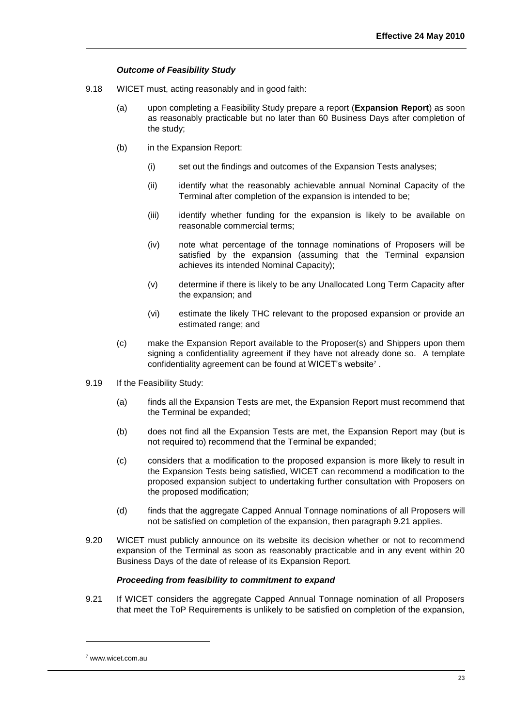### *Outcome of Feasibility Study*

9.18 WICET must, acting reasonably and in good faith:

(a) upon completing a Feasibility Study prepare a report (**Expansion Report**) as soon as reasonably practicable but no later than 60 Business Days after completion of the study;

(b) in the Expansion Report:

(i) set out the findings and outcomes of the Expansion Tests analyses;

(ii) identify what the reasonably achievable annual Nominal Capacity of the Terminal after completion of the expansion is intended to be;

(iii) identify whether funding for the expansion is likely to be available on reasonable commercial terms;

(iv) note what percentage of the tonnage nominations of Proposers will be satisfied by the expansion (assuming that the Terminal expansion achieves its intended Nominal Capacity);

(v) determine if there is likely to be any Unallocated Long Term Capacity after the expansion; and

(vi) estimate the likely THC relevant to the proposed expansion or provide an estimated range; and

(c) make the Expansion Report available to the Proposer(s) and Shippers upon them signing a confidentiality agreement if they have not already done so. A template confidentiality agreement can be found at WICET's website[7] .

9.19 If the Feasibility Study:

(a) finds all the Expansion Tests are met, the Expansion Report must recommend that the Terminal be expanded;

(b) does not find all the Expansion Tests are met, the Expansion Report may (but is not required to) recommend that the Terminal be expanded;

(c) considers that a modification to the proposed expansion is more likely to result in the Expansion Tests being satisfied, WICET can recommend a modification to the proposed expansion subject to undertaking further consultation with Proposers on the proposed modification;

(d) finds that the aggregate Capped Annual Tonnage nominations of all Proposers will not be satisfied on completion of the expansion, then paragraph 9.21 applies.

9.20 WICET must publicly announce on its website its decision whether or not to recommend expansion of the Terminal as soon as reasonably practicable and in any event within 20 Business Days of the date of release of its Expansion Report.

### *Proceeding from feasibility to commitment to expand*

9.21 If WICET considers the aggregate Capped Annual Tonnage nomination of all Proposers that meet the ToP Requirements is unlikely to be satisfied on completion of the expansion,

[7] www.wicet.com.au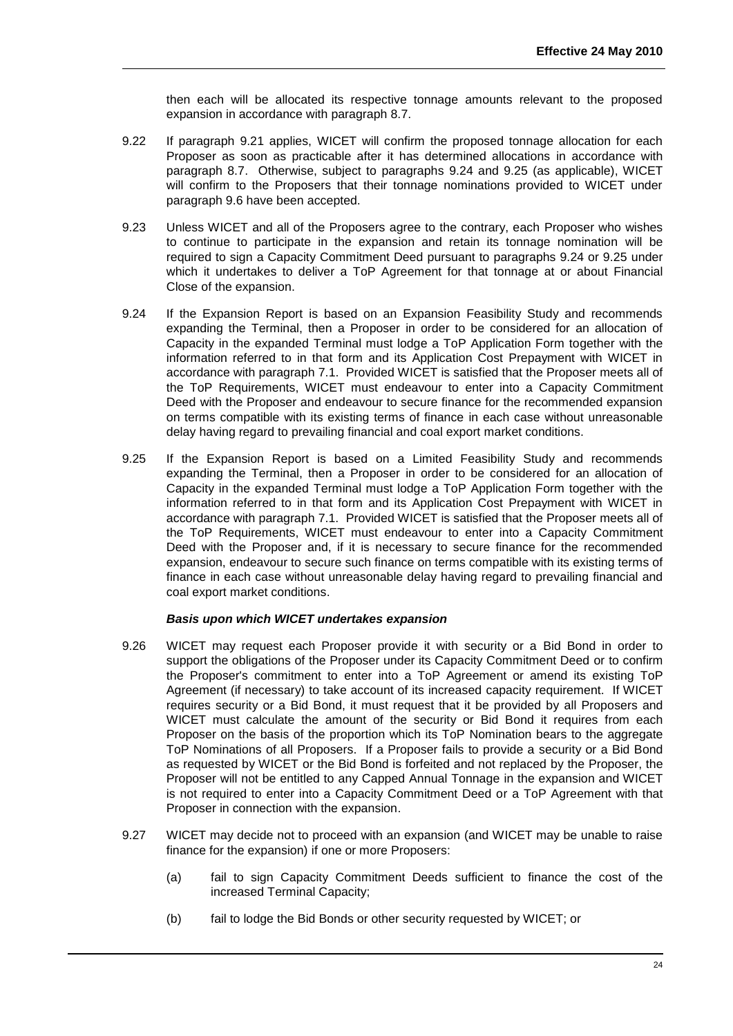then each will be allocated its respective tonnage amounts relevant to the proposed expansion in accordance with paragraph 8.7.

9.22 If paragraph 9.21 applies, WICET will confirm the proposed tonnage allocation for each Proposer as soon as practicable after it has determined allocations in accordance with paragraph 8.7. Otherwise, subject to paragraphs 9.24 and 9.25 (as applicable), WICET will confirm to the Proposers that their tonnage nominations provided to WICET under paragraph 9.6 have been accepted.

9.23 Unless WICET and all of the Proposers agree to the contrary, each Proposer who wishes to continue to participate in the expansion and retain its tonnage nomination will be required to sign a Capacity Commitment Deed pursuant to paragraphs 9.24 or 9.25 under which it undertakes to deliver a ToP Agreement for that tonnage at or about Financial Close of the expansion.

9.24 If the Expansion Report is based on an Expansion Feasibility Study and recommends expanding the Terminal, then a Proposer in order to be considered for an allocation of Capacity in the expanded Terminal must lodge a ToP Application Form together with the information referred to in that form and its Application Cost Prepayment with WICET in accordance with paragraph 7.1. Provided WICET is satisfied that the Proposer meets all of the ToP Requirements, WICET must endeavour to enter into a Capacity Commitment Deed with the Proposer and endeavour to secure finance for the recommended expansion on terms compatible with its existing terms of finance in each case without unreasonable delay having regard to prevailing financial and coal export market conditions.

9.25 If the Expansion Report is based on a Limited Feasibility Study and recommends expanding the Terminal, then a Proposer in order to be considered for an allocation of Capacity in the expanded Terminal must lodge a ToP Application Form together with the information referred to in that form and its Application Cost Prepayment with WICET in accordance with paragraph 7.1. Provided WICET is satisfied that the Proposer meets all of the ToP Requirements, WICET must endeavour to enter into a Capacity Commitment Deed with the Proposer and, if it is necessary to secure finance for the recommended expansion, endeavour to secure such finance on terms compatible with its existing terms of finance in each case without unreasonable delay having regard to prevailing financial and coal export market conditions.

***Basis upon which WICET undertakes expansion***

9.26 WICET may request each Proposer provide it with security or a Bid Bond in order to support the obligations of the Proposer under its Capacity Commitment Deed or to confirm the Proposer's commitment to enter into a ToP Agreement or amend its existing ToP Agreement (if necessary) to take account of its increased capacity requirement. If WICET requires security or a Bid Bond, it must request that it be provided by all Proposers and WICET must calculate the amount of the security or Bid Bond it requires from each Proposer on the basis of the proportion which its ToP Nomination bears to the aggregate ToP Nominations of all Proposers. If a Proposer fails to provide a security or a Bid Bond as requested by WICET or the Bid Bond is forfeited and not replaced by the Proposer, the Proposer will not be entitled to any Capped Annual Tonnage in the expansion and WICET is not required to enter into a Capacity Commitment Deed or a ToP Agreement with that Proposer in connection with the expansion.

9.27 WICET may decide not to proceed with an expansion (and WICET may be unable to raise finance for the expansion) if one or more Proposers:

(a) fail to sign Capacity Commitment Deeds sufficient to finance the cost of the increased Terminal Capacity;

(b) fail to lodge the Bid Bonds or other security requested by WICET; or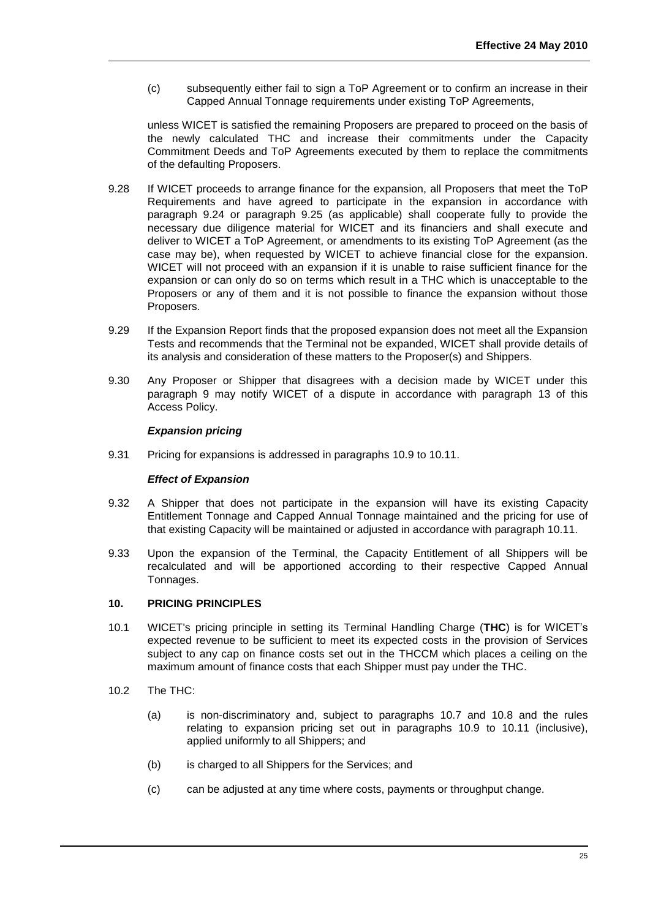(c) subsequently either fail to sign a ToP Agreement or to confirm an increase in their Capped Annual Tonnage requirements under existing ToP Agreements,

unless WICET is satisfied the remaining Proposers are prepared to proceed on the basis of the newly calculated THC and increase their commitments under the Capacity Commitment Deeds and ToP Agreements executed by them to replace the commitments of the defaulting Proposers.

9.28 If WICET proceeds to arrange finance for the expansion, all Proposers that meet the ToP Requirements and have agreed to participate in the expansion in accordance with paragraph 9.24 or paragraph 9.25 (as applicable) shall cooperate fully to provide the necessary due diligence material for WICET and its financiers and shall execute and deliver to WICET a ToP Agreement, or amendments to its existing ToP Agreement (as the case may be), when requested by WICET to achieve financial close for the expansion. WICET will not proceed with an expansion if it is unable to raise sufficient finance for the expansion or can only do so on terms which result in a THC which is unacceptable to the Proposers or any of them and it is not possible to finance the expansion without those Proposers.

9.29 If the Expansion Report finds that the proposed expansion does not meet all the Expansion Tests and recommends that the Terminal not be expanded, WICET shall provide details of its analysis and consideration of these matters to the Proposer(s) and Shippers.

9.30 Any Proposer or Shipper that disagrees with a decision made by WICET under this paragraph 9 may notify WICET of a dispute in accordance with paragraph 13 of this Access Policy.

***Expansion pricing***

9.31 Pricing for expansions is addressed in paragraphs 10.9 to 10.11.

***Effect of Expansion***

9.32 A Shipper that does not participate in the expansion will have its existing Capacity Entitlement Tonnage and Capped Annual Tonnage maintained and the pricing for use of that existing Capacity will be maintained or adjusted in accordance with paragraph 10.11.

9.33 Upon the expansion of the Terminal, the Capacity Entitlement of all Shippers will be recalculated and will be apportioned according to their respective Capped Annual Tonnages.

## 10. PRICING PRINCIPLES

10.1 WICET's pricing principle in setting its Terminal Handling Charge (**THC**) is for WICET's expected revenue to be sufficient to meet its expected costs in the provision of Services subject to any cap on finance costs set out in the THCCM which places a ceiling on the maximum amount of finance costs that each Shipper must pay under the THC.

10.2 The THC:

(a) is non-discriminatory and, subject to paragraphs 10.7 and 10.8 and the rules relating to expansion pricing set out in paragraphs 10.9 to 10.11 (inclusive), applied uniformly to all Shippers; and

(b) is charged to all Shippers for the Services; and

(c) can be adjusted at any time where costs, payments or throughput change.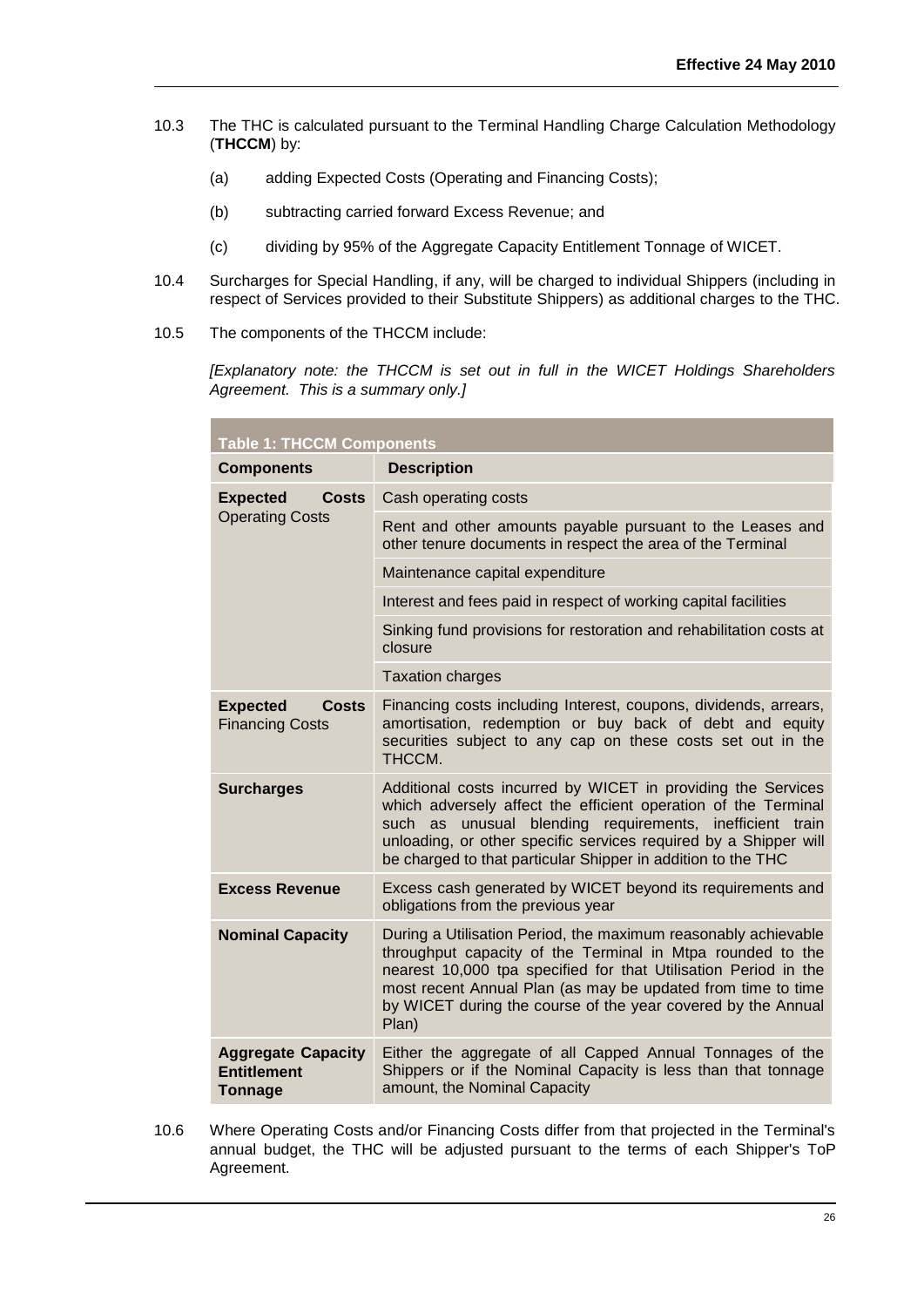10.3 The THC is calculated pursuant to the Terminal Handling Charge Calculation Methodology (**THCCM**) by:

(a) adding Expected Costs (Operating and Financing Costs);

(b) subtracting carried forward Excess Revenue; and

(c) dividing by 95% of the Aggregate Capacity Entitlement Tonnage of WICET.

10.4 Surcharges for Special Handling, if any, will be charged to individual Shippers (including in respect of Services provided to their Substitute Shippers) as additional charges to the THC.

10.5 The components of the THCCM include:

*[Explanatory note: the THCCM is set out in full in the WICET Holdings Shareholders Agreement. This is a summary only.]*

| Table 1: THCCM Components | |
|---|---|
| **Components** | **Description** |
| **Expected Costs** Operating Costs | Cash operating costs |
| | Rent and other amounts payable pursuant to the Leases and other tenure documents in respect the area of the Terminal |
| | Maintenance capital expenditure |
| | Interest and fees paid in respect of working capital facilities |
| | Sinking fund provisions for restoration and rehabilitation costs at closure |
| | Taxation charges |
| **Expected Costs** Financing Costs | Financing costs including Interest, coupons, dividends, arrears, amortisation, redemption or buy back of debt and equity securities subject to any cap on these costs set out in the THCCM. |
| **Surcharges** | Additional costs incurred by WICET in providing the Services which adversely affect the efficient operation of the Terminal such as unusual blending requirements, inefficient train unloading, or other specific services required by a Shipper will be charged to that particular Shipper in addition to the THC |
| **Excess Revenue** | Excess cash generated by WICET beyond its requirements and obligations from the previous year |
| **Nominal Capacity** | During a Utilisation Period, the maximum reasonably achievable throughput capacity of the Terminal in Mtpa rounded to the nearest 10,000 tpa specified for that Utilisation Period in the most recent Annual Plan (as may be updated from time to time by WICET during the course of the year covered by the Annual Plan) |
| **Aggregate Capacity Entitlement Tonnage** | Either the aggregate of all Capped Annual Tonnages of the Shippers or if the Nominal Capacity is less than that tonnage amount, the Nominal Capacity |

10.6 Where Operating Costs and/or Financing Costs differ from that projected in the Terminal's annual budget, the THC will be adjusted pursuant to the terms of each Shipper's ToP Agreement.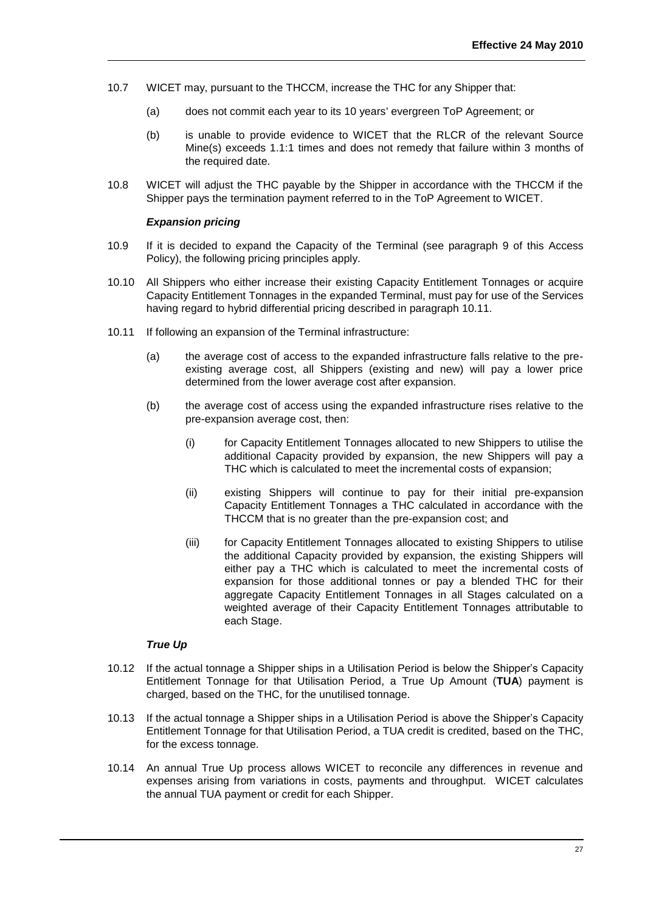10.7 WICET may, pursuant to the THCCM, increase the THC for any Shipper that:

(a) does not commit each year to its 10 years' evergreen ToP Agreement; or

(b) is unable to provide evidence to WICET that the RLCR of the relevant Source Mine(s) exceeds 1.1:1 times and does not remedy that failure within 3 months of the required date.

10.8 WICET will adjust the THC payable by the Shipper in accordance with the THCCM if the Shipper pays the termination payment referred to in the ToP Agreement to WICET.

***Expansion pricing***

10.9 If it is decided to expand the Capacity of the Terminal (see paragraph 9 of this Access Policy), the following pricing principles apply.

10.10 All Shippers who either increase their existing Capacity Entitlement Tonnages or acquire Capacity Entitlement Tonnages in the expanded Terminal, must pay for use of the Services having regard to hybrid differential pricing described in paragraph 10.11.

10.11 If following an expansion of the Terminal infrastructure:

(a) the average cost of access to the expanded infrastructure falls relative to the pre-existing average cost, all Shippers (existing and new) will pay a lower price determined from the lower average cost after expansion.

(b) the average cost of access using the expanded infrastructure rises relative to the pre-expansion average cost, then:

(i) for Capacity Entitlement Tonnages allocated to new Shippers to utilise the additional Capacity provided by expansion, the new Shippers will pay a THC which is calculated to meet the incremental costs of expansion;

(ii) existing Shippers will continue to pay for their initial pre-expansion Capacity Entitlement Tonnages a THC calculated in accordance with the THCCM that is no greater than the pre-expansion cost; and

(iii) for Capacity Entitlement Tonnages allocated to existing Shippers to utilise the additional Capacity provided by expansion, the existing Shippers will either pay a THC which is calculated to meet the incremental costs of expansion for those additional tonnes or pay a blended THC for their aggregate Capacity Entitlement Tonnages in all Stages calculated on a weighted average of their Capacity Entitlement Tonnages attributable to each Stage.

***True Up***

10.12 If the actual tonnage a Shipper ships in a Utilisation Period is below the Shipper's Capacity Entitlement Tonnage for that Utilisation Period, a True Up Amount (**TUA**) payment is charged, based on the THC, for the unutilised tonnage.

10.13 If the actual tonnage a Shipper ships in a Utilisation Period is above the Shipper's Capacity Entitlement Tonnage for that Utilisation Period, a TUA credit is credited, based on the THC, for the excess tonnage.

10.14 An annual True Up process allows WICET to reconcile any differences in revenue and expenses arising from variations in costs, payments and throughput. WICET calculates the annual TUA payment or credit for each Shipper.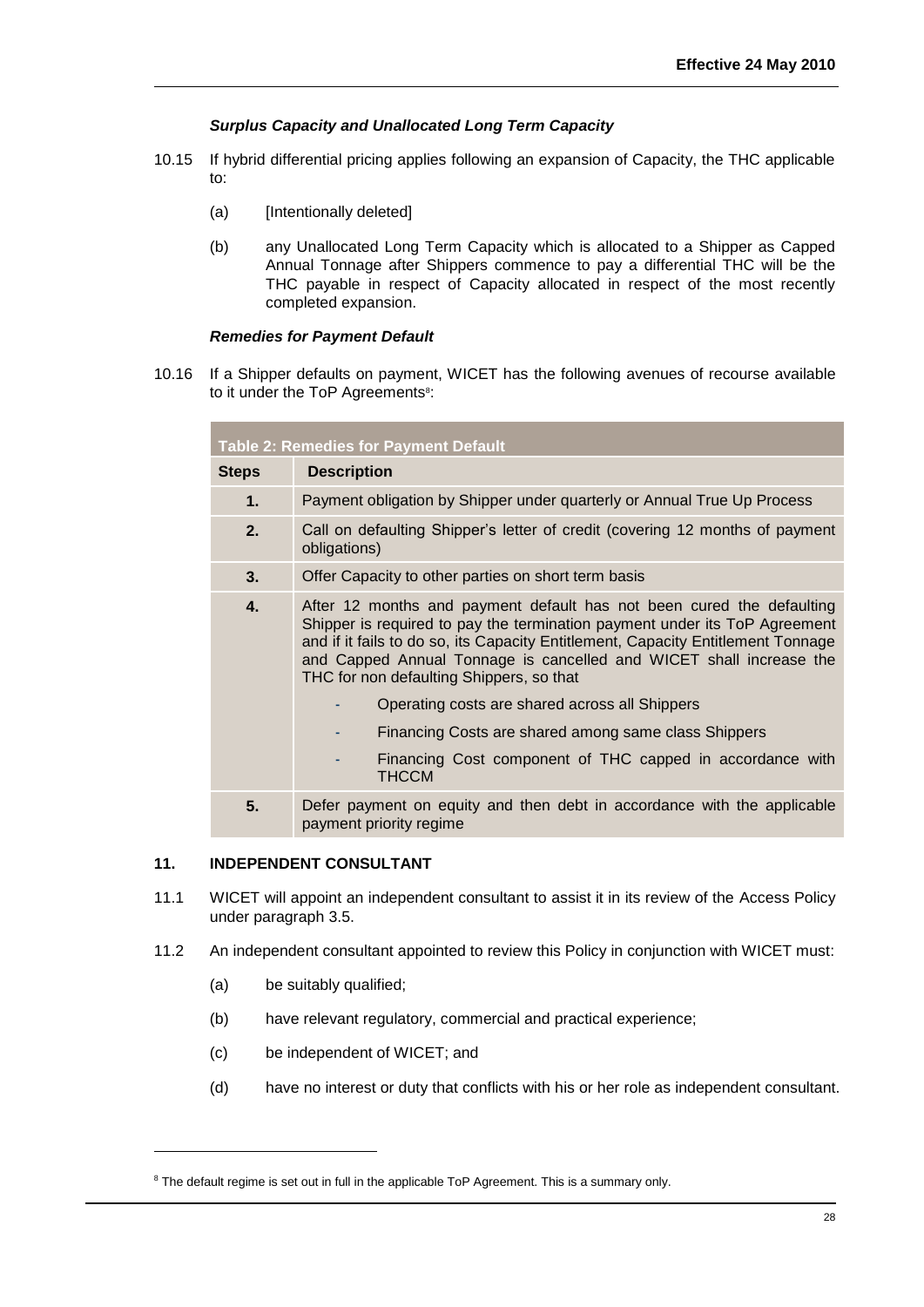***Surplus Capacity and Unallocated Long Term Capacity***

10.15 If hybrid differential pricing applies following an expansion of Capacity, the THC applicable to:

(a) [Intentionally deleted]

(b) any Unallocated Long Term Capacity which is allocated to a Shipper as Capped Annual Tonnage after Shippers commence to pay a differential THC will be the THC payable in respect of Capacity allocated in respect of the most recently completed expansion.

***Remedies for Payment Default***

10.16 If a Shipper defaults on payment, WICET has the following avenues of recourse available to it under the ToP Agreements[8]:

| **Table 2: Remedies for Payment Default** | |
|---|---|
| **Steps** | **Description** |
| **1.** | Payment obligation by Shipper under quarterly or Annual True Up Process |
| **2.** | Call on defaulting Shipper's letter of credit (covering 12 months of payment obligations) |
| **3.** | Offer Capacity to other parties on short term basis |
| **4.** | After 12 months and payment default has not been cured the defaulting Shipper is required to pay the termination payment under its ToP Agreement and if it fails to do so, its Capacity Entitlement, Capacity Entitlement Tonnage and Capped Annual Tonnage is cancelled and WICET shall increase the THC for non defaulting Shippers, so that<br>- Operating costs are shared across all Shippers<br>- Financing Costs are shared among same class Shippers<br>- Financing Cost component of THC capped in accordance with THCCM |
| **5.** | Defer payment on equity and then debt in accordance with the applicable payment priority regime |

### 11. INDEPENDENT CONSULTANT

11.1 WICET will appoint an independent consultant to assist it in its review of the Access Policy under paragraph 3.5.

11.2 An independent consultant appointed to review this Policy in conjunction with WICET must:

(a) be suitably qualified;

(b) have relevant regulatory, commercial and practical experience;

(c) be independent of WICET; and

(d) have no interest or duty that conflicts with his or her role as independent consultant.

---

[8] The default regime is set out in full in the applicable ToP Agreement. This is a summary only.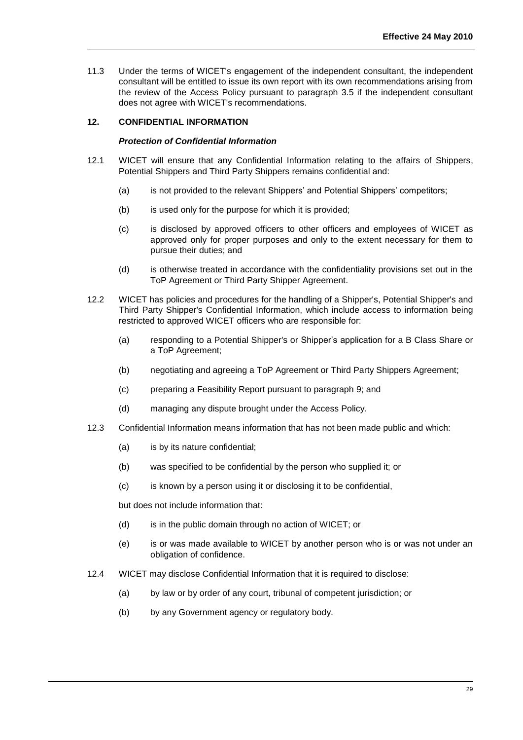11.3 Under the terms of WICET's engagement of the independent consultant, the independent consultant will be entitled to issue its own report with its own recommendations arising from the review of the Access Policy pursuant to paragraph 3.5 if the independent consultant does not agree with WICET's recommendations.

## 12. CONFIDENTIAL INFORMATION

***Protection of Confidential Information***

12.1 WICET will ensure that any Confidential Information relating to the affairs of Shippers, Potential Shippers and Third Party Shippers remains confidential and:

- (a) is not provided to the relevant Shippers' and Potential Shippers' competitors;
- (b) is used only for the purpose for which it is provided;
- (c) is disclosed by approved officers to other officers and employees of WICET as approved only for proper purposes and only to the extent necessary for them to pursue their duties; and
- (d) is otherwise treated in accordance with the confidentiality provisions set out in the ToP Agreement or Third Party Shipper Agreement.

12.2 WICET has policies and procedures for the handling of a Shipper's, Potential Shipper's and Third Party Shipper's Confidential Information, which include access to information being restricted to approved WICET officers who are responsible for:

- (a) responding to a Potential Shipper's or Shipper's application for a B Class Share or a ToP Agreement;
- (b) negotiating and agreeing a ToP Agreement or Third Party Shippers Agreement;
- (c) preparing a Feasibility Report pursuant to paragraph 9; and
- (d) managing any dispute brought under the Access Policy.

12.3 Confidential Information means information that has not been made public and which:

- (a) is by its nature confidential;
- (b) was specified to be confidential by the person who supplied it; or
- (c) is known by a person using it or disclosing it to be confidential,

but does not include information that:

- (d) is in the public domain through no action of WICET; or
- (e) is or was made available to WICET by another person who is or was not under an obligation of confidence.

12.4 WICET may disclose Confidential Information that it is required to disclose:

- (a) by law or by order of any court, tribunal of competent jurisdiction; or
- (b) by any Government agency or regulatory body.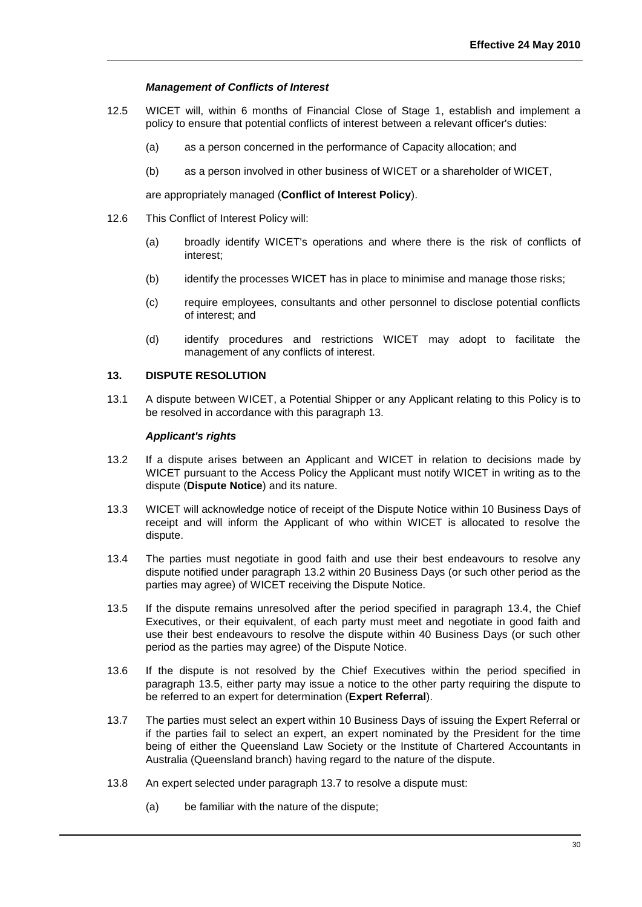***Management of Conflicts of Interest***

12.5 WICET will, within 6 months of Financial Close of Stage 1, establish and implement a policy to ensure that potential conflicts of interest between a relevant officer's duties:

(a) as a person concerned in the performance of Capacity allocation; and

(b) as a person involved in other business of WICET or a shareholder of WICET,

are appropriately managed (**Conflict of Interest Policy**).

12.6 This Conflict of Interest Policy will:

(a) broadly identify WICET's operations and where there is the risk of conflicts of interest;

(b) identify the processes WICET has in place to minimise and manage those risks;

(c) require employees, consultants and other personnel to disclose potential conflicts of interest; and

(d) identify procedures and restrictions WICET may adopt to facilitate the management of any conflicts of interest.

## 13. DISPUTE RESOLUTION

13.1 A dispute between WICET, a Potential Shipper or any Applicant relating to this Policy is to be resolved in accordance with this paragraph 13.

***Applicant's rights***

13.2 If a dispute arises between an Applicant and WICET in relation to decisions made by WICET pursuant to the Access Policy the Applicant must notify WICET in writing as to the dispute (**Dispute Notice**) and its nature.

13.3 WICET will acknowledge notice of receipt of the Dispute Notice within 10 Business Days of receipt and will inform the Applicant of who within WICET is allocated to resolve the dispute.

13.4 The parties must negotiate in good faith and use their best endeavours to resolve any dispute notified under paragraph 13.2 within 20 Business Days (or such other period as the parties may agree) of WICET receiving the Dispute Notice.

13.5 If the dispute remains unresolved after the period specified in paragraph 13.4, the Chief Executives, or their equivalent, of each party must meet and negotiate in good faith and use their best endeavours to resolve the dispute within 40 Business Days (or such other period as the parties may agree) of the Dispute Notice.

13.6 If the dispute is not resolved by the Chief Executives within the period specified in paragraph 13.5, either party may issue a notice to the other party requiring the dispute to be referred to an expert for determination (**Expert Referral**).

13.7 The parties must select an expert within 10 Business Days of issuing the Expert Referral or if the parties fail to select an expert, an expert nominated by the President for the time being of either the Queensland Law Society or the Institute of Chartered Accountants in Australia (Queensland branch) having regard to the nature of the dispute.

13.8 An expert selected under paragraph 13.7 to resolve a dispute must:

(a) be familiar with the nature of the dispute;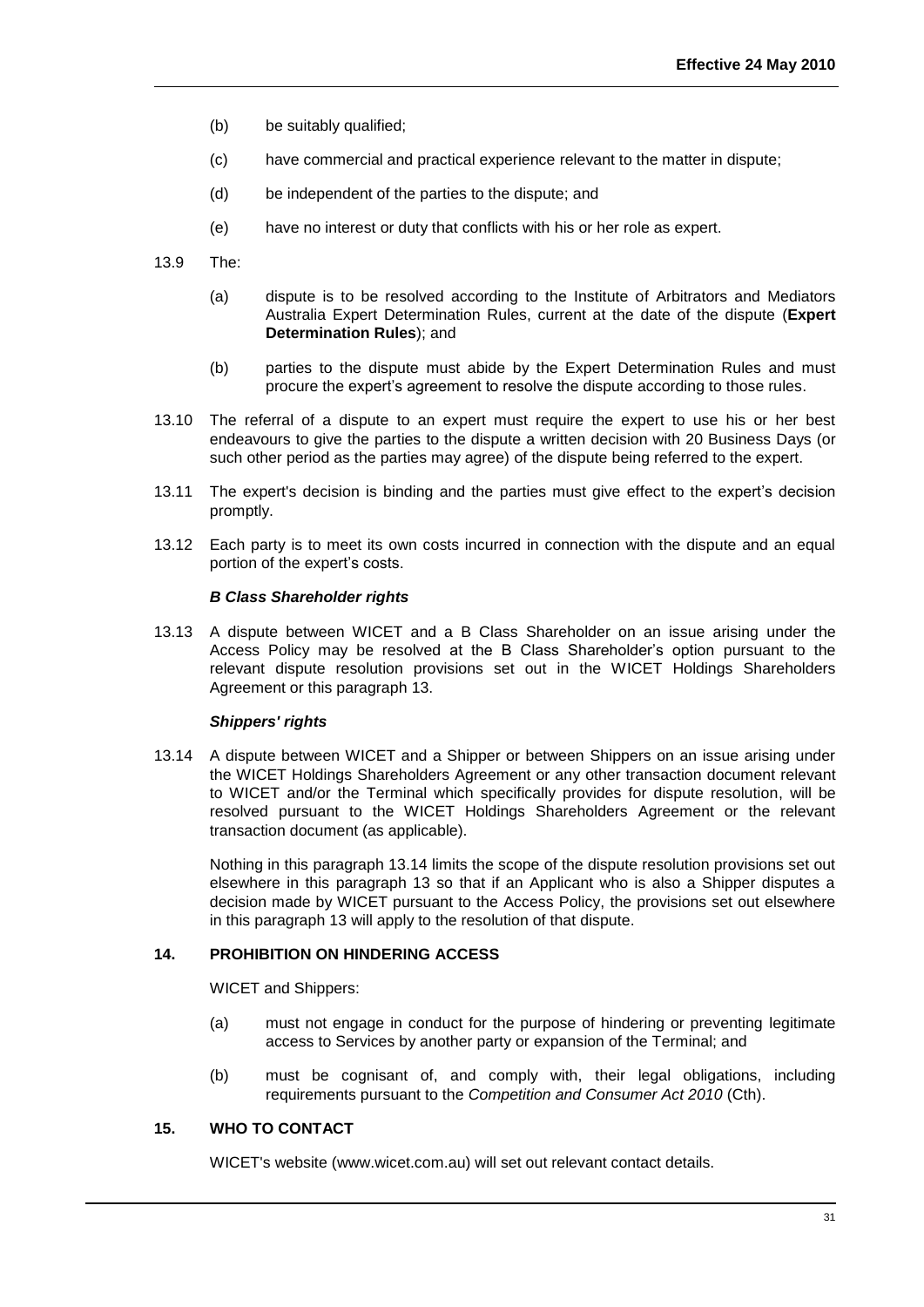(b) be suitably qualified;

(c) have commercial and practical experience relevant to the matter in dispute;

(d) be independent of the parties to the dispute; and

(e) have no interest or duty that conflicts with his or her role as expert.

13.9 The:

(a) dispute is to be resolved according to the Institute of Arbitrators and Mediators Australia Expert Determination Rules, current at the date of the dispute (**Expert Determination Rules**); and

(b) parties to the dispute must abide by the Expert Determination Rules and must procure the expert's agreement to resolve the dispute according to those rules.

13.10 The referral of a dispute to an expert must require the expert to use his or her best endeavours to give the parties to the dispute a written decision with 20 Business Days (or such other period as the parties may agree) of the dispute being referred to the expert.

13.11 The expert's decision is binding and the parties must give effect to the expert's decision promptly.

13.12 Each party is to meet its own costs incurred in connection with the dispute and an equal portion of the expert's costs.

***B Class Shareholder rights***

13.13 A dispute between WICET and a B Class Shareholder on an issue arising under the Access Policy may be resolved at the B Class Shareholder's option pursuant to the relevant dispute resolution provisions set out in the WICET Holdings Shareholders Agreement or this paragraph 13.

***Shippers' rights***

13.14 A dispute between WICET and a Shipper or between Shippers on an issue arising under the WICET Holdings Shareholders Agreement or any other transaction document relevant to WICET and/or the Terminal which specifically provides for dispute resolution, will be resolved pursuant to the WICET Holdings Shareholders Agreement or the relevant transaction document (as applicable).

Nothing in this paragraph 13.14 limits the scope of the dispute resolution provisions set out elsewhere in this paragraph 13 so that if an Applicant who is also a Shipper disputes a decision made by WICET pursuant to the Access Policy, the provisions set out elsewhere in this paragraph 13 will apply to the resolution of that dispute.

## 14. PROHIBITION ON HINDERING ACCESS

WICET and Shippers:

(a) must not engage in conduct for the purpose of hindering or preventing legitimate access to Services by another party or expansion of the Terminal; and

(b) must be cognisant of, and comply with, their legal obligations, including requirements pursuant to the *Competition and Consumer Act 2010* (Cth).

## 15. WHO TO CONTACT

WICET's website (www.wicet.com.au) will set out relevant contact details.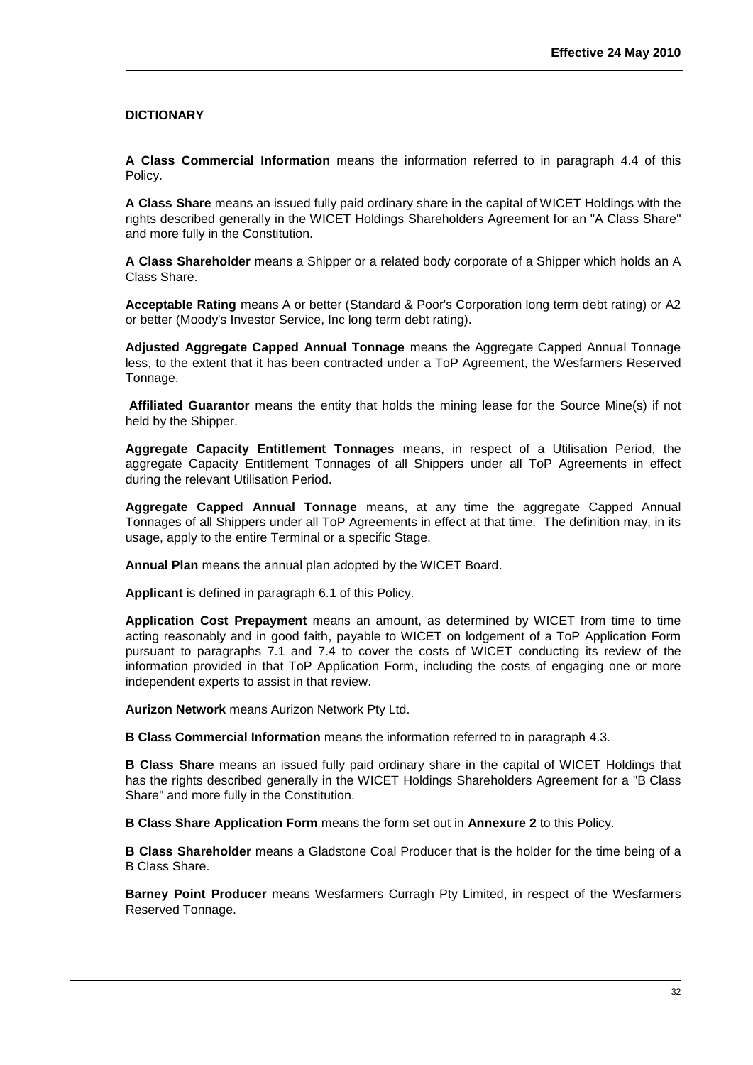## DICTIONARY

**A Class Commercial Information** means the information referred to in paragraph 4.4 of this Policy.

**A Class Share** means an issued fully paid ordinary share in the capital of WICET Holdings with the rights described generally in the WICET Holdings Shareholders Agreement for an "A Class Share" and more fully in the Constitution.

**A Class Shareholder** means a Shipper or a related body corporate of a Shipper which holds an A Class Share.

**Acceptable Rating** means A or better (Standard & Poor's Corporation long term debt rating) or A2 or better (Moody's Investor Service, Inc long term debt rating).

**Adjusted Aggregate Capped Annual Tonnage** means the Aggregate Capped Annual Tonnage less, to the extent that it has been contracted under a ToP Agreement, the Wesfarmers Reserved Tonnage.

**Affiliated Guarantor** means the entity that holds the mining lease for the Source Mine(s) if not held by the Shipper.

**Aggregate Capacity Entitlement Tonnages** means, in respect of a Utilisation Period, the aggregate Capacity Entitlement Tonnages of all Shippers under all ToP Agreements in effect during the relevant Utilisation Period.

**Aggregate Capped Annual Tonnage** means, at any time the aggregate Capped Annual Tonnages of all Shippers under all ToP Agreements in effect at that time. The definition may, in its usage, apply to the entire Terminal or a specific Stage.

**Annual Plan** means the annual plan adopted by the WICET Board.

**Applicant** is defined in paragraph 6.1 of this Policy.

**Application Cost Prepayment** means an amount, as determined by WICET from time to time acting reasonably and in good faith, payable to WICET on lodgement of a ToP Application Form pursuant to paragraphs 7.1 and 7.4 to cover the costs of WICET conducting its review of the information provided in that ToP Application Form, including the costs of engaging one or more independent experts to assist in that review.

**Aurizon Network** means Aurizon Network Pty Ltd.

**B Class Commercial Information** means the information referred to in paragraph 4.3.

**B Class Share** means an issued fully paid ordinary share in the capital of WICET Holdings that has the rights described generally in the WICET Holdings Shareholders Agreement for a "B Class Share" and more fully in the Constitution.

**B Class Share Application Form** means the form set out in **Annexure 2** to this Policy.

**B Class Shareholder** means a Gladstone Coal Producer that is the holder for the time being of a B Class Share.

**Barney Point Producer** means Wesfarmers Curragh Pty Limited, in respect of the Wesfarmers Reserved Tonnage.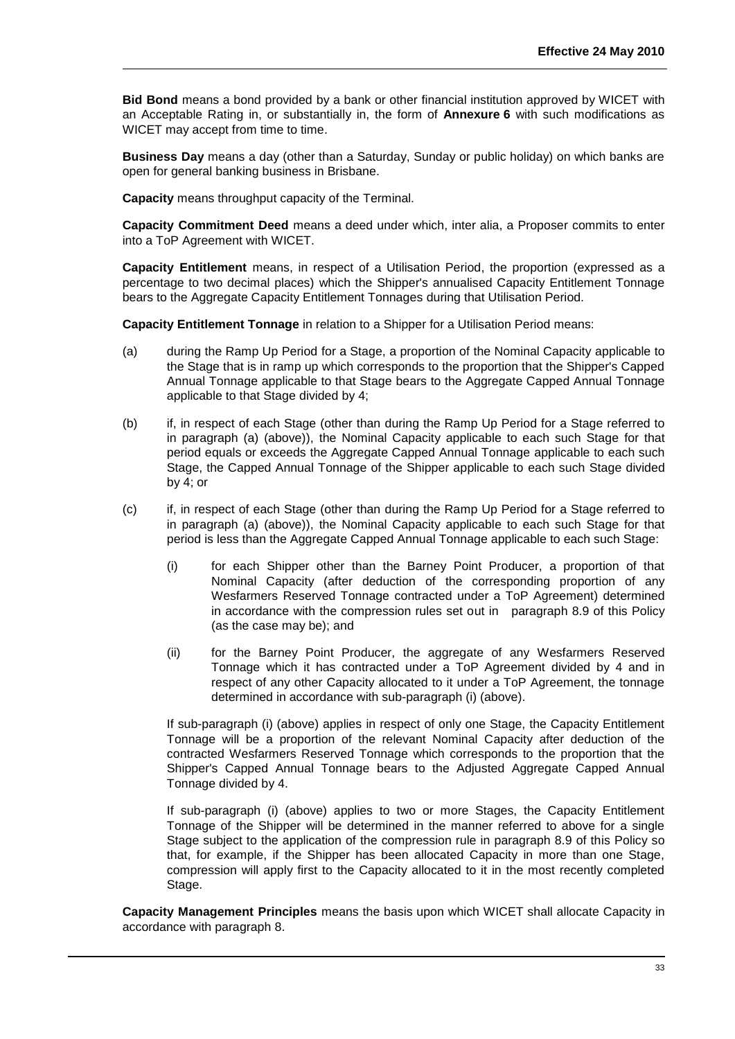**Bid Bond** means a bond provided by a bank or other financial institution approved by WICET with an Acceptable Rating in, or substantially in, the form of **Annexure 6** with such modifications as WICET may accept from time to time.

**Business Day** means a day (other than a Saturday, Sunday or public holiday) on which banks are open for general banking business in Brisbane.

**Capacity** means throughput capacity of the Terminal.

**Capacity Commitment Deed** means a deed under which, inter alia, a Proposer commits to enter into a ToP Agreement with WICET.

**Capacity Entitlement** means, in respect of a Utilisation Period, the proportion (expressed as a percentage to two decimal places) which the Shipper's annualised Capacity Entitlement Tonnage bears to the Aggregate Capacity Entitlement Tonnages during that Utilisation Period.

**Capacity Entitlement Tonnage** in relation to a Shipper for a Utilisation Period means:

(a) during the Ramp Up Period for a Stage, a proportion of the Nominal Capacity applicable to the Stage that is in ramp up which corresponds to the proportion that the Shipper's Capped Annual Tonnage applicable to that Stage bears to the Aggregate Capped Annual Tonnage applicable to that Stage divided by 4;

(b) if, in respect of each Stage (other than during the Ramp Up Period for a Stage referred to in paragraph (a) (above)), the Nominal Capacity applicable to each such Stage for that period equals or exceeds the Aggregate Capped Annual Tonnage applicable to each such Stage, the Capped Annual Tonnage of the Shipper applicable to each such Stage divided by 4; or

(c) if, in respect of each Stage (other than during the Ramp Up Period for a Stage referred to in paragraph (a) (above)), the Nominal Capacity applicable to each such Stage for that period is less than the Aggregate Capped Annual Tonnage applicable to each such Stage:

   (i) for each Shipper other than the Barney Point Producer, a proportion of that Nominal Capacity (after deduction of the corresponding proportion of any Wesfarmers Reserved Tonnage contracted under a ToP Agreement) determined in accordance with the compression rules set out in paragraph 8.9 of this Policy (as the case may be); and

   (ii) for the Barney Point Producer, the aggregate of any Wesfarmers Reserved Tonnage which it has contracted under a ToP Agreement divided by 4 and in respect of any other Capacity allocated to it under a ToP Agreement, the tonnage determined in accordance with sub-paragraph (i) (above).

   If sub-paragraph (i) (above) applies in respect of only one Stage, the Capacity Entitlement Tonnage will be a proportion of the relevant Nominal Capacity after deduction of the contracted Wesfarmers Reserved Tonnage which corresponds to the proportion that the Shipper's Capped Annual Tonnage bears to the Adjusted Aggregate Capped Annual Tonnage divided by 4.

   If sub-paragraph (i) (above) applies to two or more Stages, the Capacity Entitlement Tonnage of the Shipper will be determined in the manner referred to above for a single Stage subject to the application of the compression rule in paragraph 8.9 of this Policy so that, for example, if the Shipper has been allocated Capacity in more than one Stage, compression will apply first to the Capacity allocated to it in the most recently completed Stage.

**Capacity Management Principles** means the basis upon which WICET shall allocate Capacity in accordance with paragraph 8.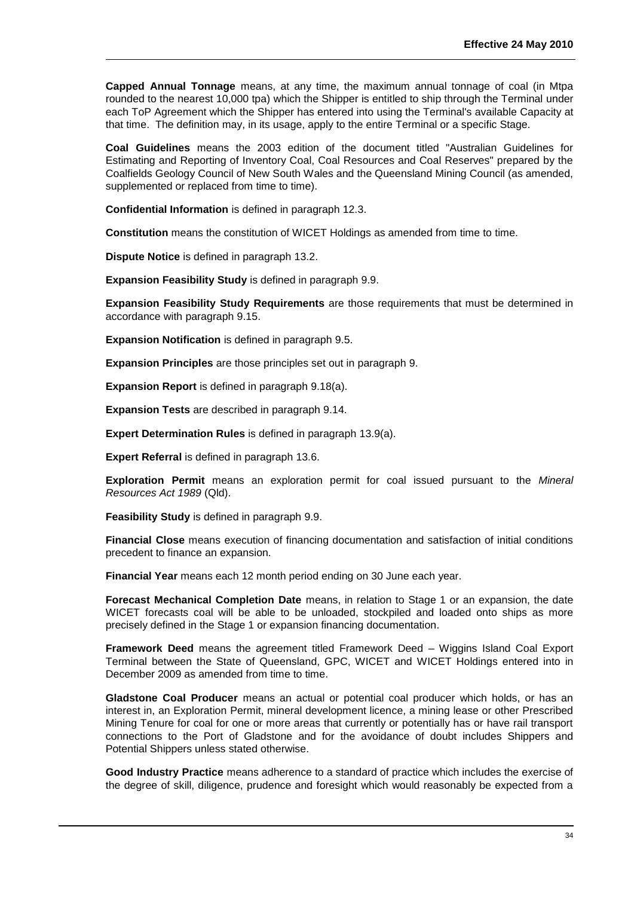**Capped Annual Tonnage** means, at any time, the maximum annual tonnage of coal (in Mtpa rounded to the nearest 10,000 tpa) which the Shipper is entitled to ship through the Terminal under each ToP Agreement which the Shipper has entered into using the Terminal's available Capacity at that time. The definition may, in its usage, apply to the entire Terminal or a specific Stage.

**Coal Guidelines** means the 2003 edition of the document titled "Australian Guidelines for Estimating and Reporting of Inventory Coal, Coal Resources and Coal Reserves" prepared by the Coalfields Geology Council of New South Wales and the Queensland Mining Council (as amended, supplemented or replaced from time to time).

**Confidential Information** is defined in paragraph 12.3.

**Constitution** means the constitution of WICET Holdings as amended from time to time.

**Dispute Notice** is defined in paragraph 13.2.

**Expansion Feasibility Study** is defined in paragraph 9.9.

**Expansion Feasibility Study Requirements** are those requirements that must be determined in accordance with paragraph 9.15.

**Expansion Notification** is defined in paragraph 9.5.

**Expansion Principles** are those principles set out in paragraph 9.

**Expansion Report** is defined in paragraph 9.18(a).

**Expansion Tests** are described in paragraph 9.14.

**Expert Determination Rules** is defined in paragraph 13.9(a).

**Expert Referral** is defined in paragraph 13.6.

**Exploration Permit** means an exploration permit for coal issued pursuant to the *Mineral Resources Act 1989* (Qld).

**Feasibility Study** is defined in paragraph 9.9.

**Financial Close** means execution of financing documentation and satisfaction of initial conditions precedent to finance an expansion.

**Financial Year** means each 12 month period ending on 30 June each year.

**Forecast Mechanical Completion Date** means, in relation to Stage 1 or an expansion, the date WICET forecasts coal will be able to be unloaded, stockpiled and loaded onto ships as more precisely defined in the Stage 1 or expansion financing documentation.

**Framework Deed** means the agreement titled Framework Deed – Wiggins Island Coal Export Terminal between the State of Queensland, GPC, WICET and WICET Holdings entered into in December 2009 as amended from time to time.

**Gladstone Coal Producer** means an actual or potential coal producer which holds, or has an interest in, an Exploration Permit, mineral development licence, a mining lease or other Prescribed Mining Tenure for coal for one or more areas that currently or potentially has or have rail transport connections to the Port of Gladstone and for the avoidance of doubt includes Shippers and Potential Shippers unless stated otherwise.

**Good Industry Practice** means adherence to a standard of practice which includes the exercise of the degree of skill, diligence, prudence and foresight which would reasonably be expected from a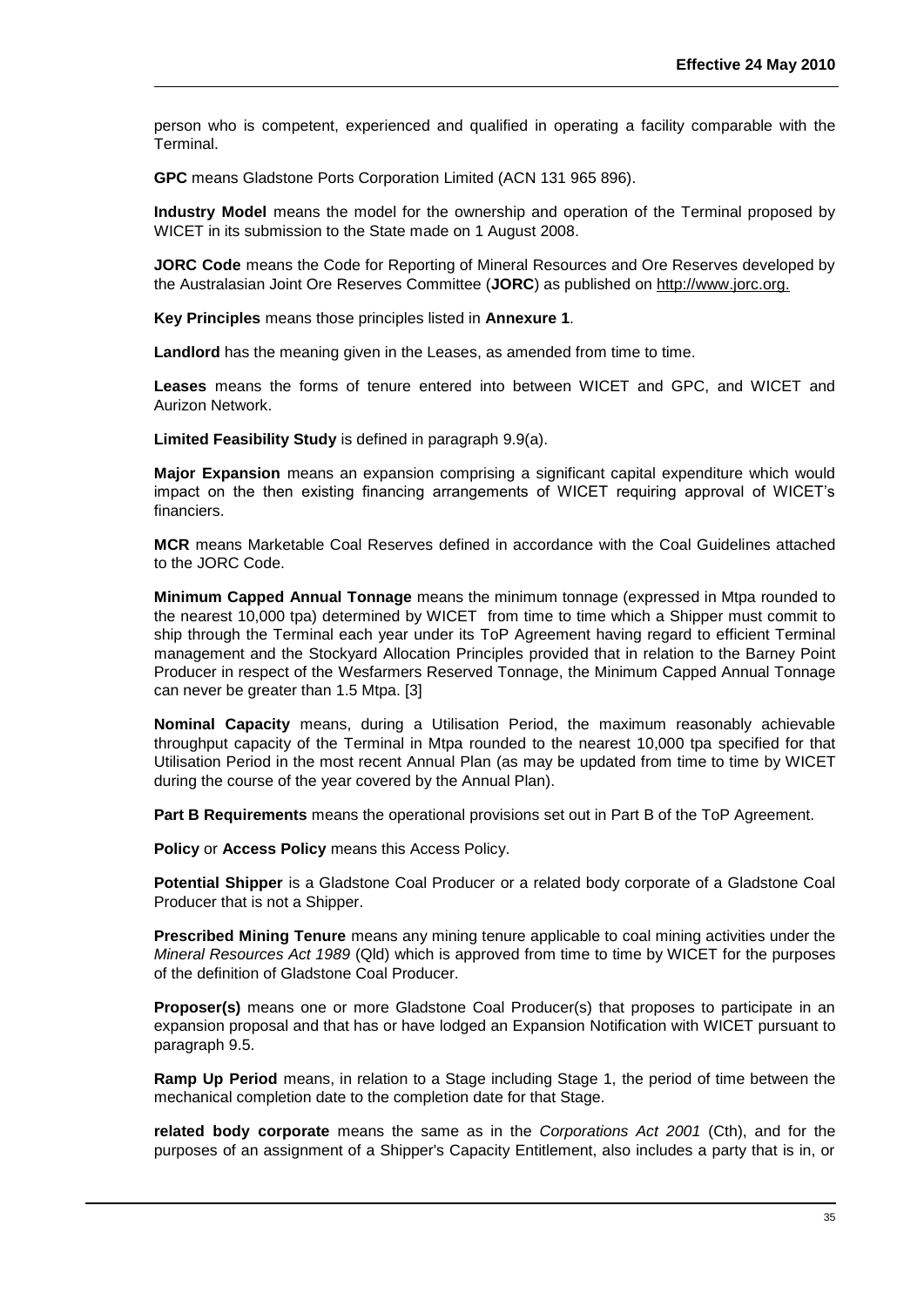person who is competent, experienced and qualified in operating a facility comparable with the Terminal.

**GPC** means Gladstone Ports Corporation Limited (ACN 131 965 896).

**Industry Model** means the model for the ownership and operation of the Terminal proposed by WICET in its submission to the State made on 1 August 2008.

**JORC Code** means the Code for Reporting of Mineral Resources and Ore Reserves developed by the Australasian Joint Ore Reserves Committee (**JORC**) as published on http://www.jorc.org.

**Key Principles** means those principles listed in **Annexure 1**.

**Landlord** has the meaning given in the Leases, as amended from time to time.

**Leases** means the forms of tenure entered into between WICET and GPC, and WICET and Aurizon Network.

**Limited Feasibility Study** is defined in paragraph 9.9(a).

**Major Expansion** means an expansion comprising a significant capital expenditure which would impact on the then existing financing arrangements of WICET requiring approval of WICET's financiers.

**MCR** means Marketable Coal Reserves defined in accordance with the Coal Guidelines attached to the JORC Code.

**Minimum Capped Annual Tonnage** means the minimum tonnage (expressed in Mtpa rounded to the nearest 10,000 tpa) determined by WICET from time to time which a Shipper must commit to ship through the Terminal each year under its ToP Agreement having regard to efficient Terminal management and the Stockyard Allocation Principles provided that in relation to the Barney Point Producer in respect of the Wesfarmers Reserved Tonnage, the Minimum Capped Annual Tonnage can never be greater than 1.5 Mtpa. [3]

**Nominal Capacity** means, during a Utilisation Period, the maximum reasonably achievable throughput capacity of the Terminal in Mtpa rounded to the nearest 10,000 tpa specified for that Utilisation Period in the most recent Annual Plan (as may be updated from time to time by WICET during the course of the year covered by the Annual Plan).

**Part B Requirements** means the operational provisions set out in Part B of the ToP Agreement.

**Policy** or **Access Policy** means this Access Policy.

**Potential Shipper** is a Gladstone Coal Producer or a related body corporate of a Gladstone Coal Producer that is not a Shipper.

**Prescribed Mining Tenure** means any mining tenure applicable to coal mining activities under the *Mineral Resources Act 1989* (Qld) which is approved from time to time by WICET for the purposes of the definition of Gladstone Coal Producer.

**Proposer(s)** means one or more Gladstone Coal Producer(s) that proposes to participate in an expansion proposal and that has or have lodged an Expansion Notification with WICET pursuant to paragraph 9.5.

**Ramp Up Period** means, in relation to a Stage including Stage 1, the period of time between the mechanical completion date to the completion date for that Stage.

**related body corporate** means the same as in the *Corporations Act 2001* (Cth), and for the purposes of an assignment of a Shipper's Capacity Entitlement, also includes a party that is in, or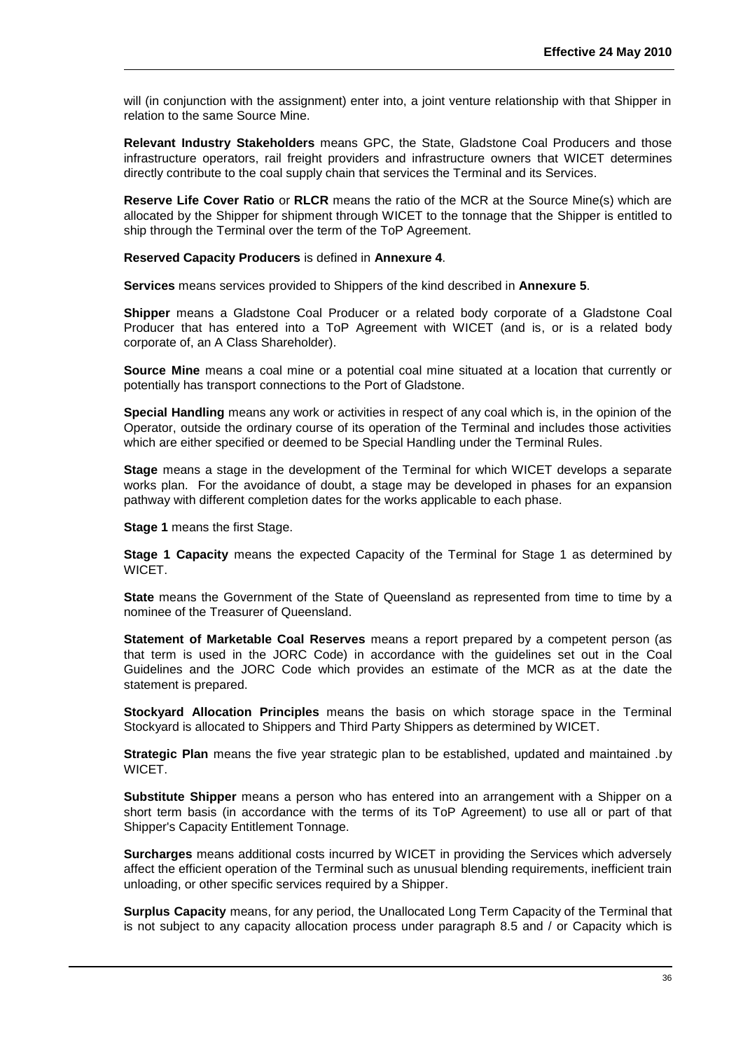will (in conjunction with the assignment) enter into, a joint venture relationship with that Shipper in relation to the same Source Mine.

**Relevant Industry Stakeholders** means GPC, the State, Gladstone Coal Producers and those infrastructure operators, rail freight providers and infrastructure owners that WICET determines directly contribute to the coal supply chain that services the Terminal and its Services.

**Reserve Life Cover Ratio** or **RLCR** means the ratio of the MCR at the Source Mine(s) which are allocated by the Shipper for shipment through WICET to the tonnage that the Shipper is entitled to ship through the Terminal over the term of the ToP Agreement.

**Reserved Capacity Producers** is defined in **Annexure 4**.

**Services** means services provided to Shippers of the kind described in **Annexure 5**.

**Shipper** means a Gladstone Coal Producer or a related body corporate of a Gladstone Coal Producer that has entered into a ToP Agreement with WICET (and is, or is a related body corporate of, an A Class Shareholder).

**Source Mine** means a coal mine or a potential coal mine situated at a location that currently or potentially has transport connections to the Port of Gladstone.

**Special Handling** means any work or activities in respect of any coal which is, in the opinion of the Operator, outside the ordinary course of its operation of the Terminal and includes those activities which are either specified or deemed to be Special Handling under the Terminal Rules.

**Stage** means a stage in the development of the Terminal for which WICET develops a separate works plan. For the avoidance of doubt, a stage may be developed in phases for an expansion pathway with different completion dates for the works applicable to each phase.

**Stage 1** means the first Stage.

**Stage 1 Capacity** means the expected Capacity of the Terminal for Stage 1 as determined by WICET.

**State** means the Government of the State of Queensland as represented from time to time by a nominee of the Treasurer of Queensland.

**Statement of Marketable Coal Reserves** means a report prepared by a competent person (as that term is used in the JORC Code) in accordance with the guidelines set out in the Coal Guidelines and the JORC Code which provides an estimate of the MCR as at the date the statement is prepared.

**Stockyard Allocation Principles** means the basis on which storage space in the Terminal Stockyard is allocated to Shippers and Third Party Shippers as determined by WICET.

**Strategic Plan** means the five year strategic plan to be established, updated and maintained .by WICET.

**Substitute Shipper** means a person who has entered into an arrangement with a Shipper on a short term basis (in accordance with the terms of its ToP Agreement) to use all or part of that Shipper's Capacity Entitlement Tonnage.

**Surcharges** means additional costs incurred by WICET in providing the Services which adversely affect the efficient operation of the Terminal such as unusual blending requirements, inefficient train unloading, or other specific services required by a Shipper.

**Surplus Capacity** means, for any period, the Unallocated Long Term Capacity of the Terminal that is not subject to any capacity allocation process under paragraph 8.5 and / or Capacity which is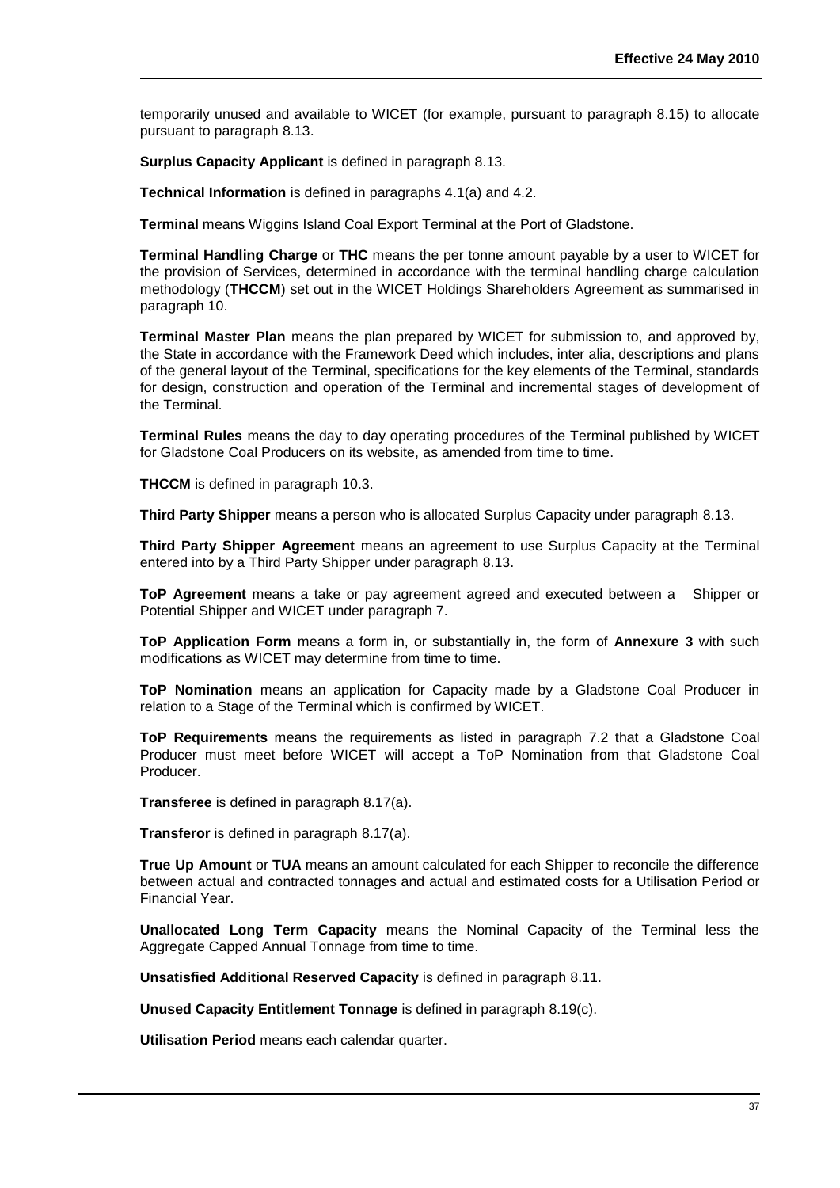temporarily unused and available to WICET (for example, pursuant to paragraph 8.15) to allocate pursuant to paragraph 8.13.

**Surplus Capacity Applicant** is defined in paragraph 8.13.

**Technical Information** is defined in paragraphs 4.1(a) and 4.2.

**Terminal** means Wiggins Island Coal Export Terminal at the Port of Gladstone.

**Terminal Handling Charge** or **THC** means the per tonne amount payable by a user to WICET for the provision of Services, determined in accordance with the terminal handling charge calculation methodology (**THCCM**) set out in the WICET Holdings Shareholders Agreement as summarised in paragraph 10.

**Terminal Master Plan** means the plan prepared by WICET for submission to, and approved by, the State in accordance with the Framework Deed which includes, inter alia, descriptions and plans of the general layout of the Terminal, specifications for the key elements of the Terminal, standards for design, construction and operation of the Terminal and incremental stages of development of the Terminal.

**Terminal Rules** means the day to day operating procedures of the Terminal published by WICET for Gladstone Coal Producers on its website, as amended from time to time.

**THCCM** is defined in paragraph 10.3.

**Third Party Shipper** means a person who is allocated Surplus Capacity under paragraph 8.13.

**Third Party Shipper Agreement** means an agreement to use Surplus Capacity at the Terminal entered into by a Third Party Shipper under paragraph 8.13.

**ToP Agreement** means a take or pay agreement agreed and executed between a Shipper or Potential Shipper and WICET under paragraph 7.

**ToP Application Form** means a form in, or substantially in, the form of **Annexure 3** with such modifications as WICET may determine from time to time.

**ToP Nomination** means an application for Capacity made by a Gladstone Coal Producer in relation to a Stage of the Terminal which is confirmed by WICET.

**ToP Requirements** means the requirements as listed in paragraph 7.2 that a Gladstone Coal Producer must meet before WICET will accept a ToP Nomination from that Gladstone Coal Producer.

**Transferee** is defined in paragraph 8.17(a).

**Transferor** is defined in paragraph 8.17(a).

**True Up Amount** or **TUA** means an amount calculated for each Shipper to reconcile the difference between actual and contracted tonnages and actual and estimated costs for a Utilisation Period or Financial Year.

**Unallocated Long Term Capacity** means the Nominal Capacity of the Terminal less the Aggregate Capped Annual Tonnage from time to time.

**Unsatisfied Additional Reserved Capacity** is defined in paragraph 8.11.

**Unused Capacity Entitlement Tonnage** is defined in paragraph 8.19(c).

**Utilisation Period** means each calendar quarter.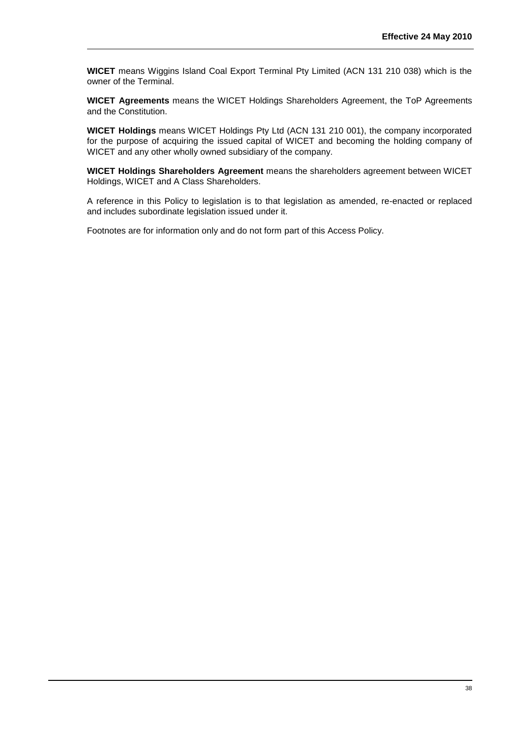**WICET** means Wiggins Island Coal Export Terminal Pty Limited (ACN 131 210 038) which is the owner of the Terminal.

**WICET Agreements** means the WICET Holdings Shareholders Agreement, the ToP Agreements and the Constitution.

**WICET Holdings** means WICET Holdings Pty Ltd (ACN 131 210 001), the company incorporated for the purpose of acquiring the issued capital of WICET and becoming the holding company of WICET and any other wholly owned subsidiary of the company.

**WICET Holdings Shareholders Agreement** means the shareholders agreement between WICET Holdings, WICET and A Class Shareholders.

A reference in this Policy to legislation is to that legislation as amended, re-enacted or replaced and includes subordinate legislation issued under it.

Footnotes are for information only and do not form part of this Access Policy.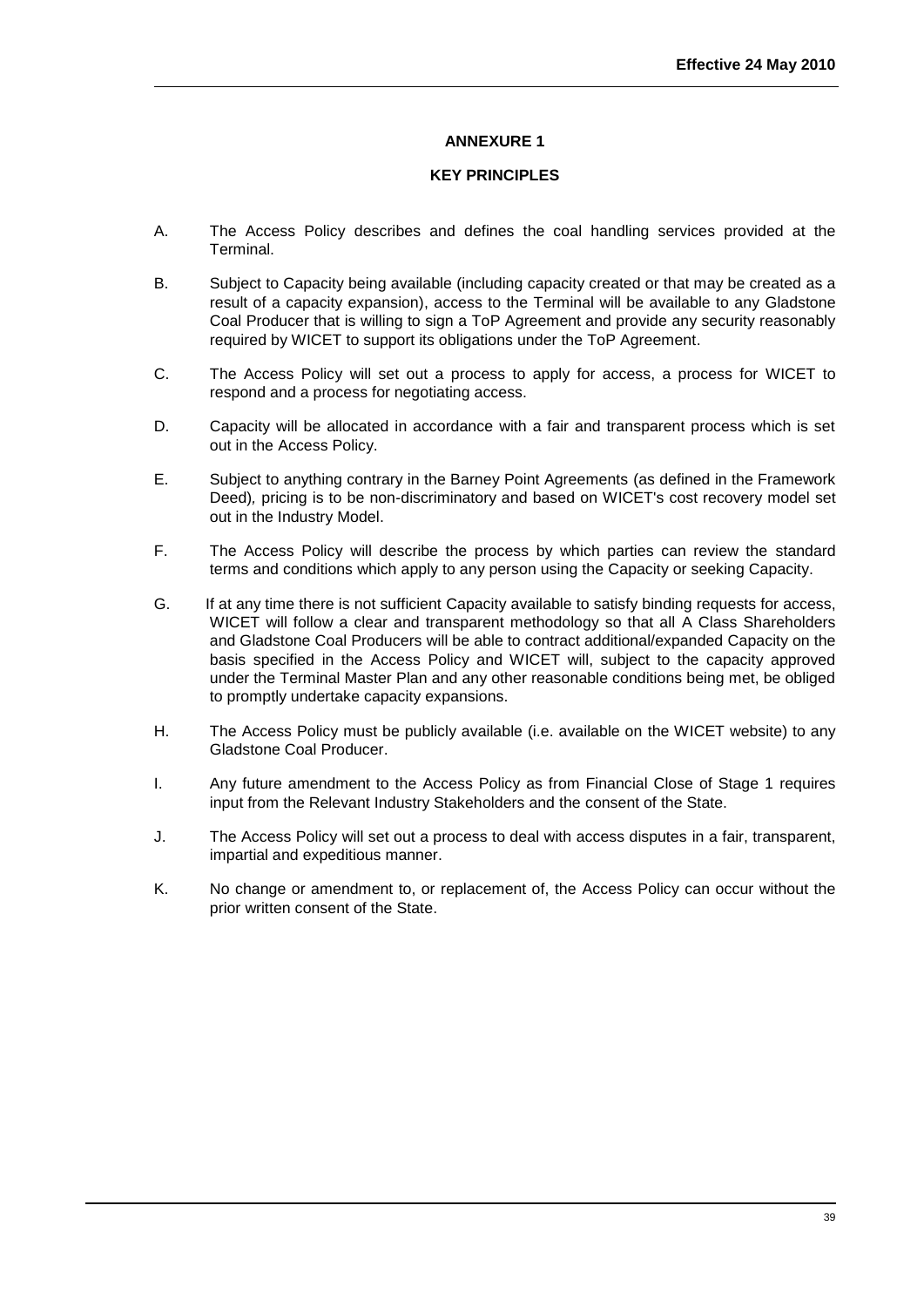# ANNEXURE 1

## KEY PRINCIPLES

A. The Access Policy describes and defines the coal handling services provided at the Terminal.

B. Subject to Capacity being available (including capacity created or that may be created as a result of a capacity expansion), access to the Terminal will be available to any Gladstone Coal Producer that is willing to sign a ToP Agreement and provide any security reasonably required by WICET to support its obligations under the ToP Agreement.

C. The Access Policy will set out a process to apply for access, a process for WICET to respond and a process for negotiating access.

D. Capacity will be allocated in accordance with a fair and transparent process which is set out in the Access Policy.

E. Subject to anything contrary in the Barney Point Agreements (as defined in the Framework Deed), pricing is to be non-discriminatory and based on WICET's cost recovery model set out in the Industry Model.

F. The Access Policy will describe the process by which parties can review the standard terms and conditions which apply to any person using the Capacity or seeking Capacity.

G. If at any time there is not sufficient Capacity available to satisfy binding requests for access, WICET will follow a clear and transparent methodology so that all A Class Shareholders and Gladstone Coal Producers will be able to contract additional/expanded Capacity on the basis specified in the Access Policy and WICET will, subject to the capacity approved under the Terminal Master Plan and any other reasonable conditions being met, be obliged to promptly undertake capacity expansions.

H. The Access Policy must be publicly available (i.e. available on the WICET website) to any Gladstone Coal Producer.

I. Any future amendment to the Access Policy as from Financial Close of Stage 1 requires input from the Relevant Industry Stakeholders and the consent of the State.

J. The Access Policy will set out a process to deal with access disputes in a fair, transparent, impartial and expeditious manner.

K. No change or amendment to, or replacement of, the Access Policy can occur without the prior written consent of the State.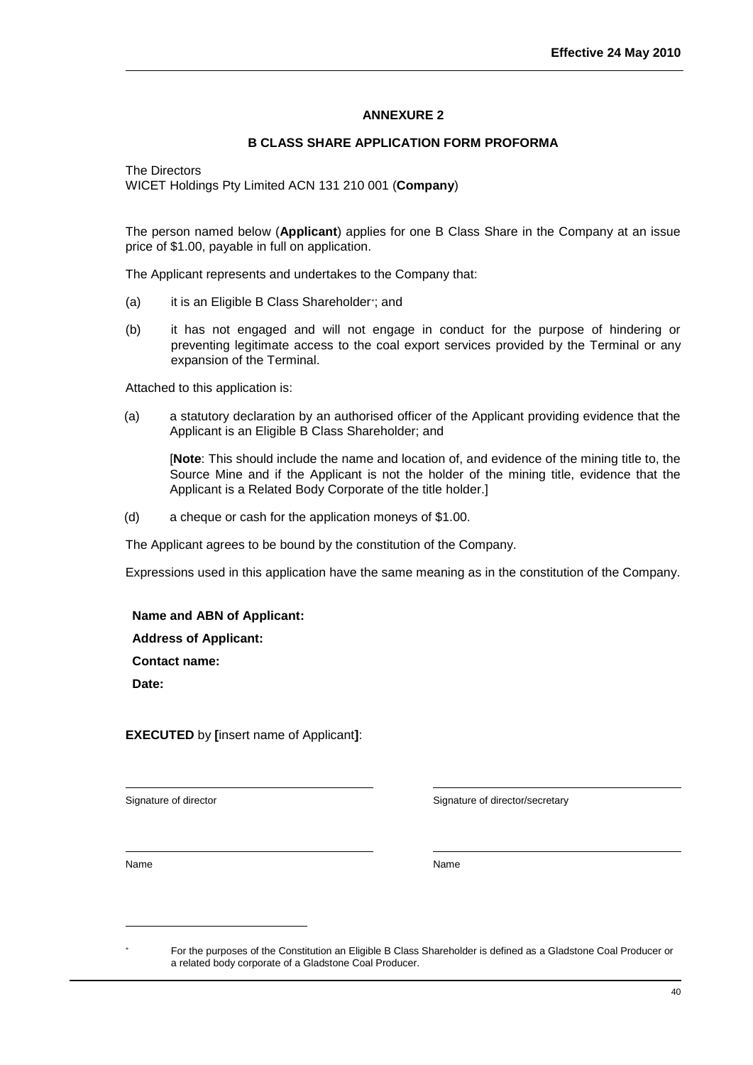## ANNEXURE 2

### B CLASS SHARE APPLICATION FORM PROFORMA

The Directors
WICET Holdings Pty Limited ACN 131 210 001 (**Company**)

The person named below (**Applicant**) applies for one B Class Share in the Company at an issue price of $1.00, payable in full on application.

The Applicant represents and undertakes to the Company that:

(a) it is an Eligible B Class Shareholder*; and

(b) it has not engaged and will not engage in conduct for the purpose of hindering or preventing legitimate access to the coal export services provided by the Terminal or any expansion of the Terminal.

Attached to this application is:

(a) a statutory declaration by an authorised officer of the Applicant providing evidence that the Applicant is an Eligible B Class Shareholder; and

[**Note**: This should include the name and location of, and evidence of the mining title to, the Source Mine and if the Applicant is not the holder of the mining title, evidence that the Applicant is a Related Body Corporate of the title holder.]

(d) a cheque or cash for the application moneys of $1.00.

The Applicant agrees to be bound by the constitution of the Company.

Expressions used in this application have the same meaning as in the constitution of the Company.

**Name and ABN of Applicant:**

**Address of Applicant:**

**Contact name:**

**Date:**

**EXECUTED** by **[**insert name of Applicant**]**:

| | |
|---|---|
| Signature of director | Signature of director/secretary |
| Name | Name |

\* For the purposes of the Constitution an Eligible B Class Shareholder is defined as a Gladstone Coal Producer or a related body corporate of a Gladstone Coal Producer.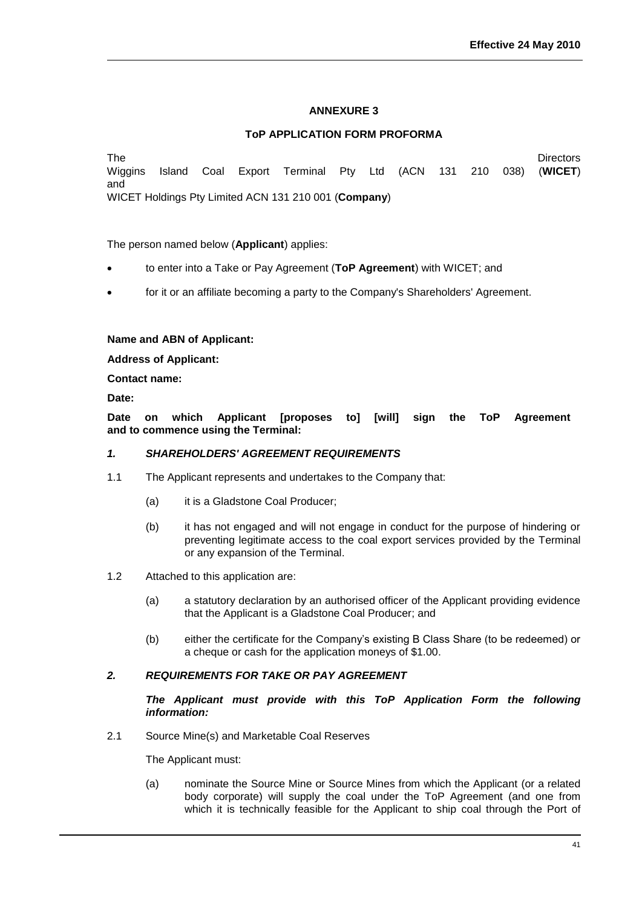## ANNEXURE 3

## ToP APPLICATION FORM PROFORMA

The Directors
Wiggins Island Coal Export Terminal Pty Ltd (ACN 131 210 038) (**WICET**)
and
WICET Holdings Pty Limited ACN 131 210 001 (**Company**)

The person named below (**Applicant**) applies:

- to enter into a Take or Pay Agreement (**ToP Agreement**) with WICET; and
- for it or an affiliate becoming a party to the Company's Shareholders' Agreement.

**Name and ABN of Applicant:**

**Address of Applicant:**

**Contact name:**

**Date:**

**Date on which Applicant [proposes to] [will] sign the ToP Agreement and to commence using the Terminal:**

### *1. SHAREHOLDERS' AGREEMENT REQUIREMENTS*

1.1 The Applicant represents and undertakes to the Company that:

  (a) it is a Gladstone Coal Producer;

  (b) it has not engaged and will not engage in conduct for the purpose of hindering or preventing legitimate access to the coal export services provided by the Terminal or any expansion of the Terminal.

1.2 Attached to this application are:

  (a) a statutory declaration by an authorised officer of the Applicant providing evidence that the Applicant is a Gladstone Coal Producer; and

  (b) either the certificate for the Company's existing B Class Share (to be redeemed) or a cheque or cash for the application moneys of $1.00.

### *2. REQUIREMENTS FOR TAKE OR PAY AGREEMENT*

***The Applicant must provide with this ToP Application Form the following information:***

2.1 Source Mine(s) and Marketable Coal Reserves

The Applicant must:

  (a) nominate the Source Mine or Source Mines from which the Applicant (or a related body corporate) will supply the coal under the ToP Agreement (and one from which it is technically feasible for the Applicant to ship coal through the Port of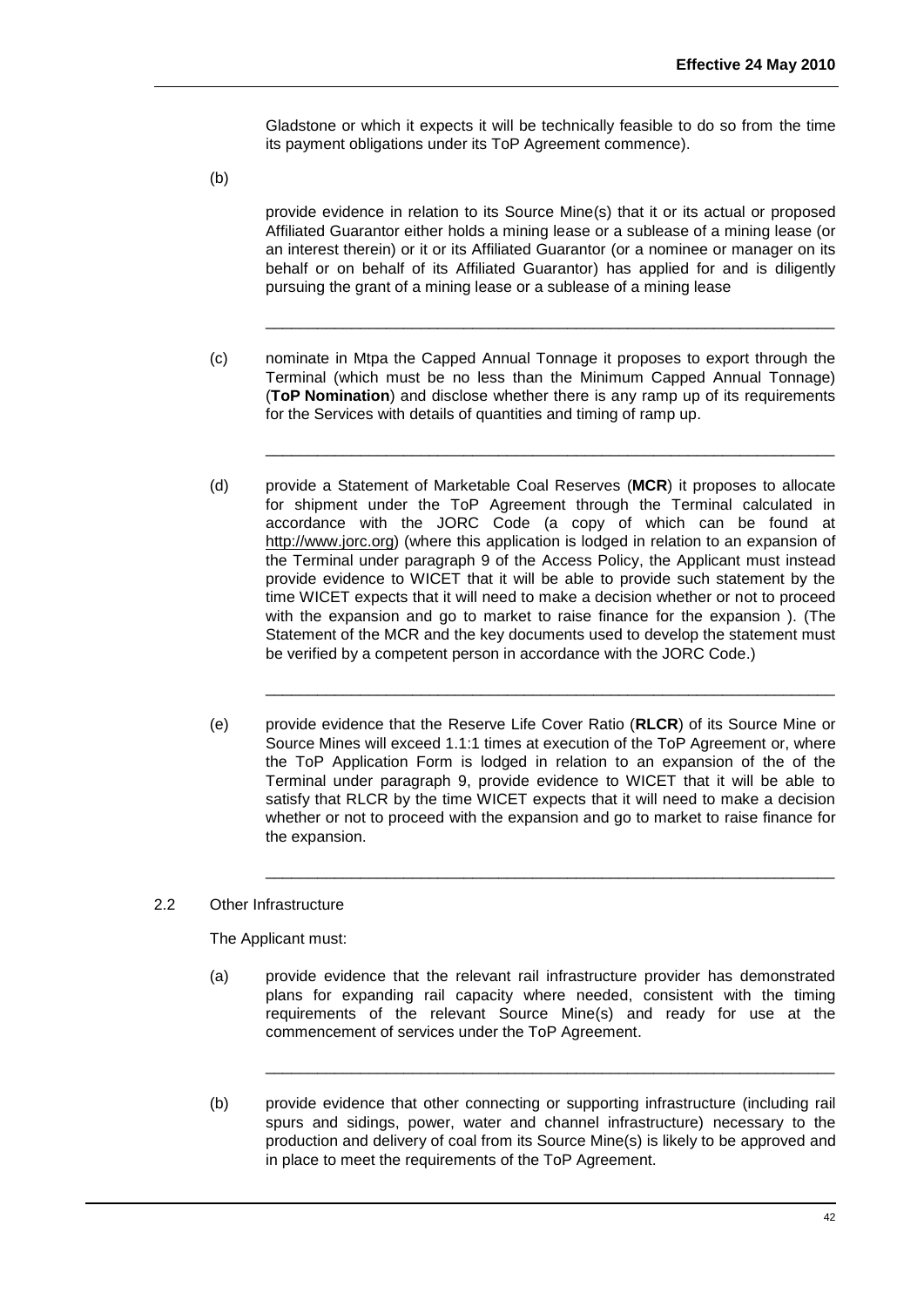Gladstone or which it expects it will be technically feasible to do so from the time its payment obligations under its ToP Agreement commence).

(b)

provide evidence in relation to its Source Mine(s) that it or its actual or proposed Affiliated Guarantor either holds a mining lease or a sublease of a mining lease (or an interest therein) or it or its Affiliated Guarantor (or a nominee or manager on its behalf or on behalf of its Affiliated Guarantor) has applied for and is diligently pursuing the grant of a mining lease or a sublease of a mining lease

_______________________________________________________________

(c) nominate in Mtpa the Capped Annual Tonnage it proposes to export through the Terminal (which must be no less than the Minimum Capped Annual Tonnage) (**ToP Nomination**) and disclose whether there is any ramp up of its requirements for the Services with details of quantities and timing of ramp up.

_______________________________________________________________

(d) provide a Statement of Marketable Coal Reserves (**MCR**) it proposes to allocate for shipment under the ToP Agreement through the Terminal calculated in accordance with the JORC Code (a copy of which can be found at http://www.jorc.org) (where this application is lodged in relation to an expansion of the Terminal under paragraph 9 of the Access Policy, the Applicant must instead provide evidence to WICET that it will be able to provide such statement by the time WICET expects that it will need to make a decision whether or not to proceed with the expansion and go to market to raise finance for the expansion ). (The Statement of the MCR and the key documents used to develop the statement must be verified by a competent person in accordance with the JORC Code.)

_______________________________________________________________

(e) provide evidence that the Reserve Life Cover Ratio (**RLCR**) of its Source Mine or Source Mines will exceed 1.1:1 times at execution of the ToP Agreement or, where the ToP Application Form is lodged in relation to an expansion of the of the Terminal under paragraph 9, provide evidence to WICET that it will be able to satisfy that RLCR by the time WICET expects that it will need to make a decision whether or not to proceed with the expansion and go to market to raise finance for the expansion.

_______________________________________________________________

2.2 Other Infrastructure

The Applicant must:

(a) provide evidence that the relevant rail infrastructure provider has demonstrated plans for expanding rail capacity where needed, consistent with the timing requirements of the relevant Source Mine(s) and ready for use at the commencement of services under the ToP Agreement.

_______________________________________________________________

(b) provide evidence that other connecting or supporting infrastructure (including rail spurs and sidings, power, water and channel infrastructure) necessary to the production and delivery of coal from its Source Mine(s) is likely to be approved and in place to meet the requirements of the ToP Agreement.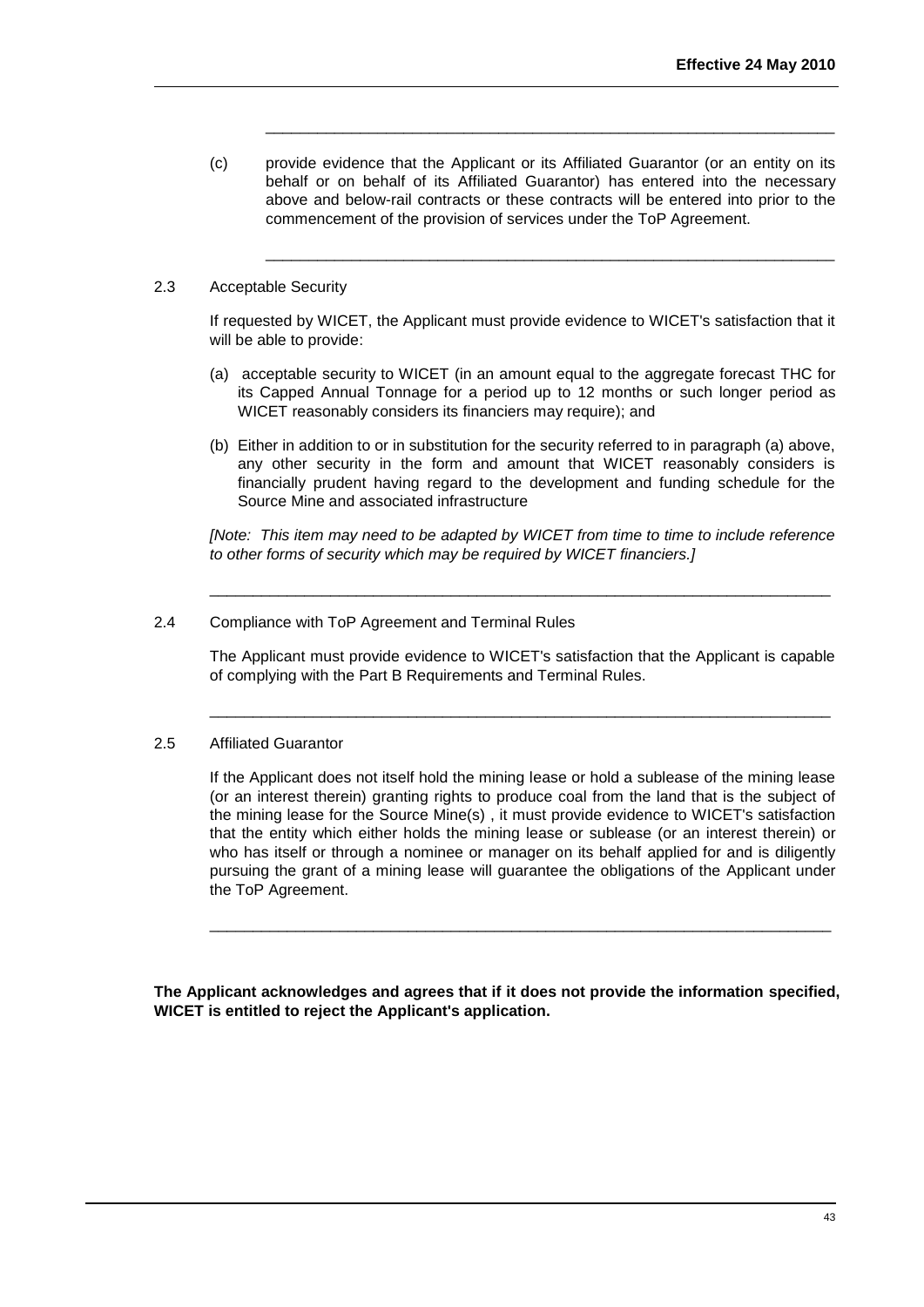(c) provide evidence that the Applicant or its Affiliated Guarantor (or an entity on its behalf or on behalf of its Affiliated Guarantor) has entered into the necessary above and below-rail contracts or these contracts will be entered into prior to the commencement of the provision of services under the ToP Agreement.

---

2.3 Acceptable Security

If requested by WICET, the Applicant must provide evidence to WICET's satisfaction that it will be able to provide:

(a) acceptable security to WICET (in an amount equal to the aggregate forecast THC for its Capped Annual Tonnage for a period up to 12 months or such longer period as WICET reasonably considers its financiers may require); and

(b) Either in addition to or in substitution for the security referred to in paragraph (a) above, any other security in the form and amount that WICET reasonably considers is financially prudent having regard to the development and funding schedule for the Source Mine and associated infrastructure

*[Note: This item may need to be adapted by WICET from time to time to include reference to other forms of security which may be required by WICET financiers.]*

---

2.4 Compliance with ToP Agreement and Terminal Rules

The Applicant must provide evidence to WICET's satisfaction that the Applicant is capable of complying with the Part B Requirements and Terminal Rules.

---

2.5 Affiliated Guarantor

If the Applicant does not itself hold the mining lease or hold a sublease of the mining lease (or an interest therein) granting rights to produce coal from the land that is the subject of the mining lease for the Source Mine(s) , it must provide evidence to WICET's satisfaction that the entity which either holds the mining lease or sublease (or an interest therein) or who has itself or through a nominee or manager on its behalf applied for and is diligently pursuing the grant of a mining lease will guarantee the obligations of the Applicant under the ToP Agreement.

---

**The Applicant acknowledges and agrees that if it does not provide the information specified, WICET is entitled to reject the Applicant's application.**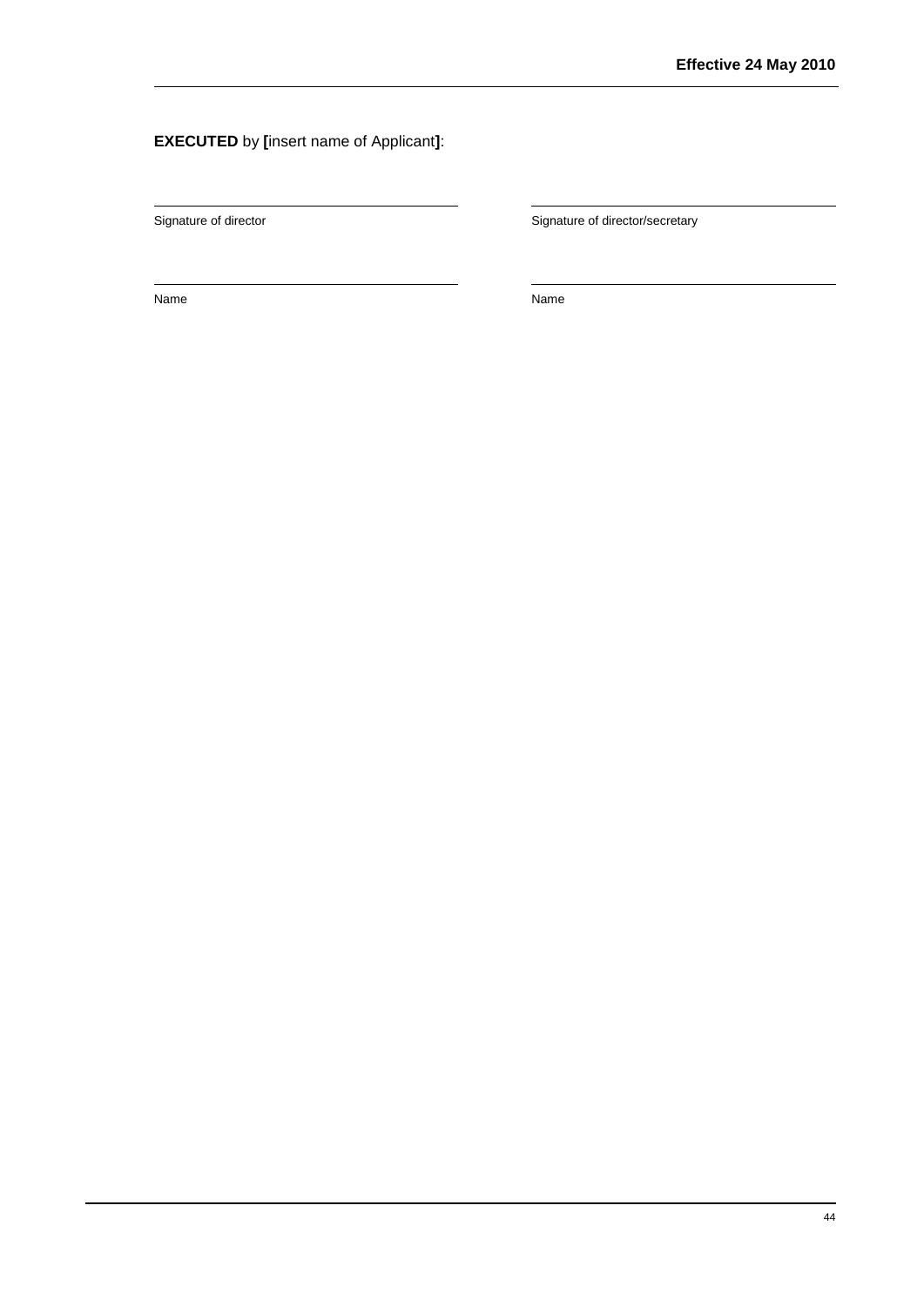**EXECUTED** by **[**insert name of Applicant**]**:

| | |
|---|---|
| ______________________________ | ______________________________ |
| Signature of director | Signature of director/secretary |
| ______________________________ | ______________________________ |
| Name | Name |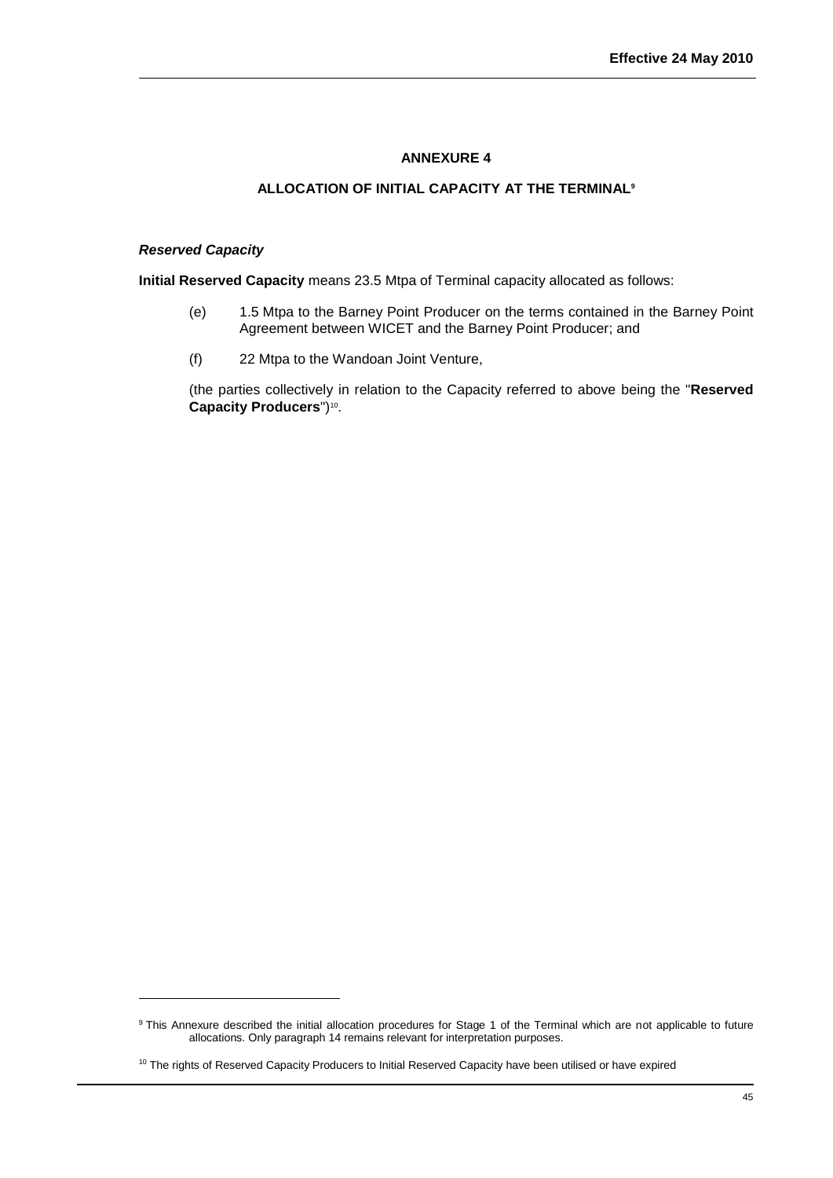## ANNEXURE 4

### ALLOCATION OF INITIAL CAPACITY AT THE TERMINAL[9]

***Reserved Capacity***

**Initial Reserved Capacity** means 23.5 Mtpa of Terminal capacity allocated as follows:

(e) 1.5 Mtpa to the Barney Point Producer on the terms contained in the Barney Point Agreement between WICET and the Barney Point Producer; and

(f) 22 Mtpa to the Wandoan Joint Venture,

(the parties collectively in relation to the Capacity referred to above being the "**Reserved Capacity Producers**")[10].

---

[9] This Annexure described the initial allocation procedures for Stage 1 of the Terminal which are not applicable to future allocations. Only paragraph 14 remains relevant for interpretation purposes.

[10] The rights of Reserved Capacity Producers to Initial Reserved Capacity have been utilised or have expired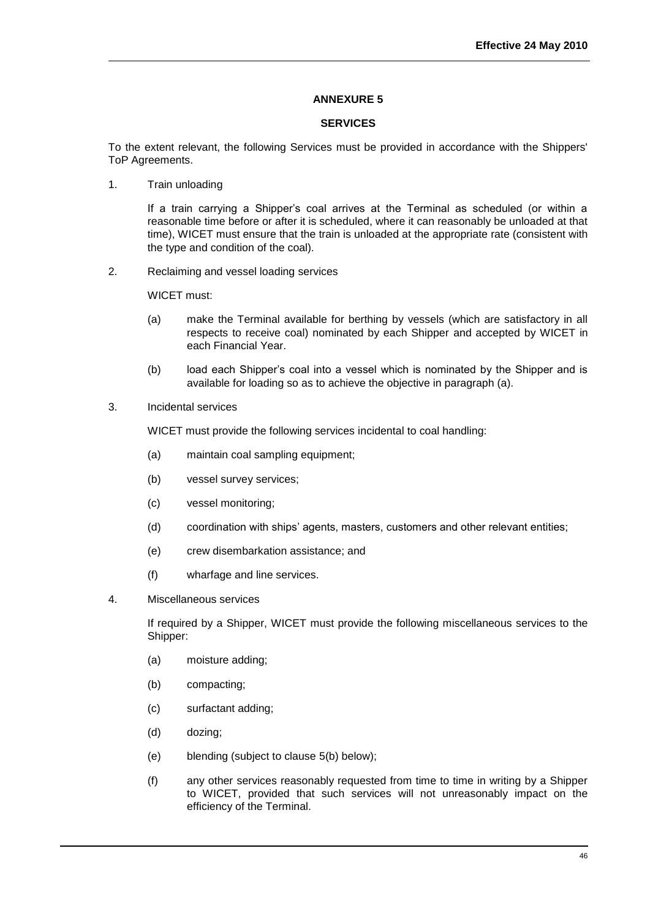## ANNEXURE 5

### SERVICES

To the extent relevant, the following Services must be provided in accordance with the Shippers' ToP Agreements.

1. Train unloading

   If a train carrying a Shipper's coal arrives at the Terminal as scheduled (or within a reasonable time before or after it is scheduled, where it can reasonably be unloaded at that time), WICET must ensure that the train is unloaded at the appropriate rate (consistent with the type and condition of the coal).

2. Reclaiming and vessel loading services

   WICET must:

   (a) make the Terminal available for berthing by vessels (which are satisfactory in all respects to receive coal) nominated by each Shipper and accepted by WICET in each Financial Year.

   (b) load each Shipper's coal into a vessel which is nominated by the Shipper and is available for loading so as to achieve the objective in paragraph (a).

3. Incidental services

   WICET must provide the following services incidental to coal handling:

   (a) maintain coal sampling equipment;

   (b) vessel survey services;

   (c) vessel monitoring;

   (d) coordination with ships' agents, masters, customers and other relevant entities;

   (e) crew disembarkation assistance; and

   (f) wharfage and line services.

4. Miscellaneous services

   If required by a Shipper, WICET must provide the following miscellaneous services to the Shipper:

   (a) moisture adding;

   (b) compacting;

   (c) surfactant adding;

   (d) dozing;

   (e) blending (subject to clause 5(b) below);

   (f) any other services reasonably requested from time to time in writing by a Shipper to WICET, provided that such services will not unreasonably impact on the efficiency of the Terminal.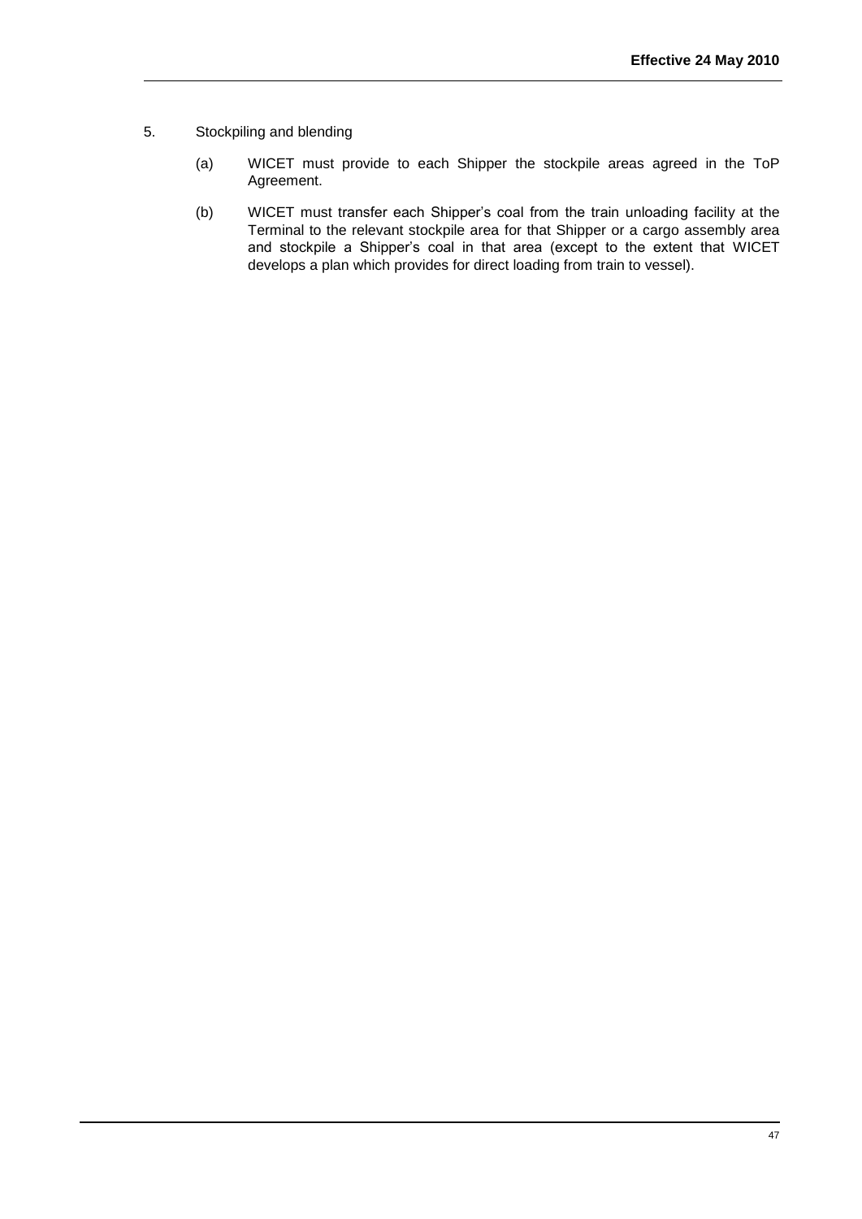5. Stockpiling and blending

   (a) WICET must provide to each Shipper the stockpile areas agreed in the ToP Agreement.

   (b) WICET must transfer each Shipper's coal from the train unloading facility at the Terminal to the relevant stockpile area for that Shipper or a cargo assembly area and stockpile a Shipper's coal in that area (except to the extent that WICET develops a plan which provides for direct loading from train to vessel).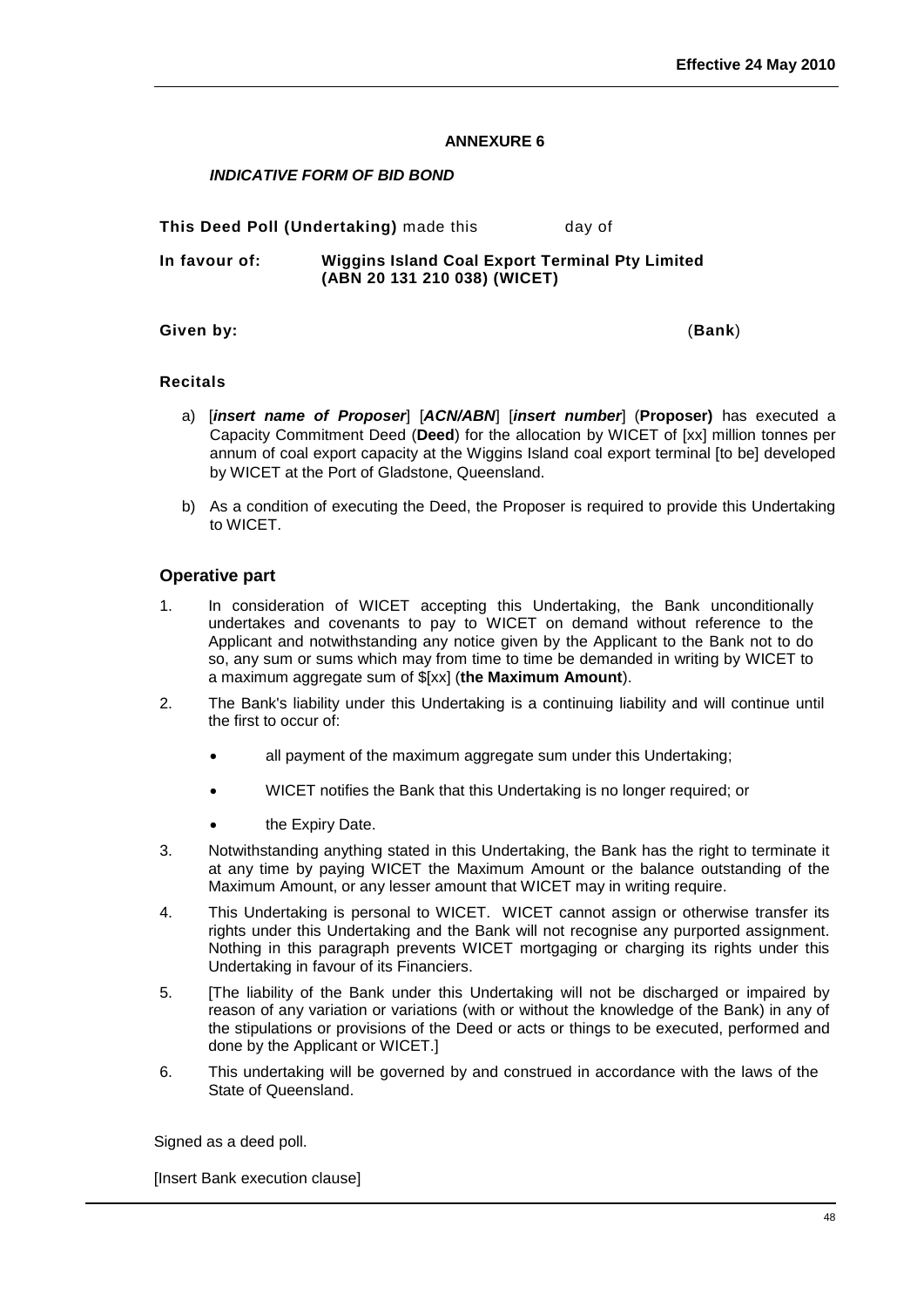## ANNEXURE 6

### *INDICATIVE FORM OF BID BOND*

**This Deed Poll (Undertaking)** made this day of

**In favour of:** **Wiggins Island Coal Export Terminal Pty Limited (ABN 20 131 210 038) (WICET)**

**Given by:** (**Bank**)

**Recitals**

a) [***insert name of Proposer***] [***ACN/ABN***] [***insert number***] (**Proposer)** has executed a Capacity Commitment Deed (**Deed**) for the allocation by WICET of [xx] million tonnes per annum of coal export capacity at the Wiggins Island coal export terminal [to be] developed by WICET at the Port of Gladstone, Queensland.

b) As a condition of executing the Deed, the Proposer is required to provide this Undertaking to WICET.

**Operative part**

1. In consideration of WICET accepting this Undertaking, the Bank unconditionally undertakes and covenants to pay to WICET on demand without reference to the Applicant and notwithstanding any notice given by the Applicant to the Bank not to do so, any sum or sums which may from time to time be demanded in writing by WICET to a maximum aggregate sum of $[xx] (**the Maximum Amount**).

2. The Bank's liability under this Undertaking is a continuing liability and will continue until the first to occur of:

   - all payment of the maximum aggregate sum under this Undertaking;
   - WICET notifies the Bank that this Undertaking is no longer required; or
   - the Expiry Date.

3. Notwithstanding anything stated in this Undertaking, the Bank has the right to terminate it at any time by paying WICET the Maximum Amount or the balance outstanding of the Maximum Amount, or any lesser amount that WICET may in writing require.

4. This Undertaking is personal to WICET. WICET cannot assign or otherwise transfer its rights under this Undertaking and the Bank will not recognise any purported assignment. Nothing in this paragraph prevents WICET mortgaging or charging its rights under this Undertaking in favour of its Financiers.

5. [The liability of the Bank under this Undertaking will not be discharged or impaired by reason of any variation or variations (with or without the knowledge of the Bank) in any of the stipulations or provisions of the Deed or acts or things to be executed, performed and done by the Applicant or WICET.]

6. This undertaking will be governed by and construed in accordance with the laws of the State of Queensland.

Signed as a deed poll.

[Insert Bank execution clause]